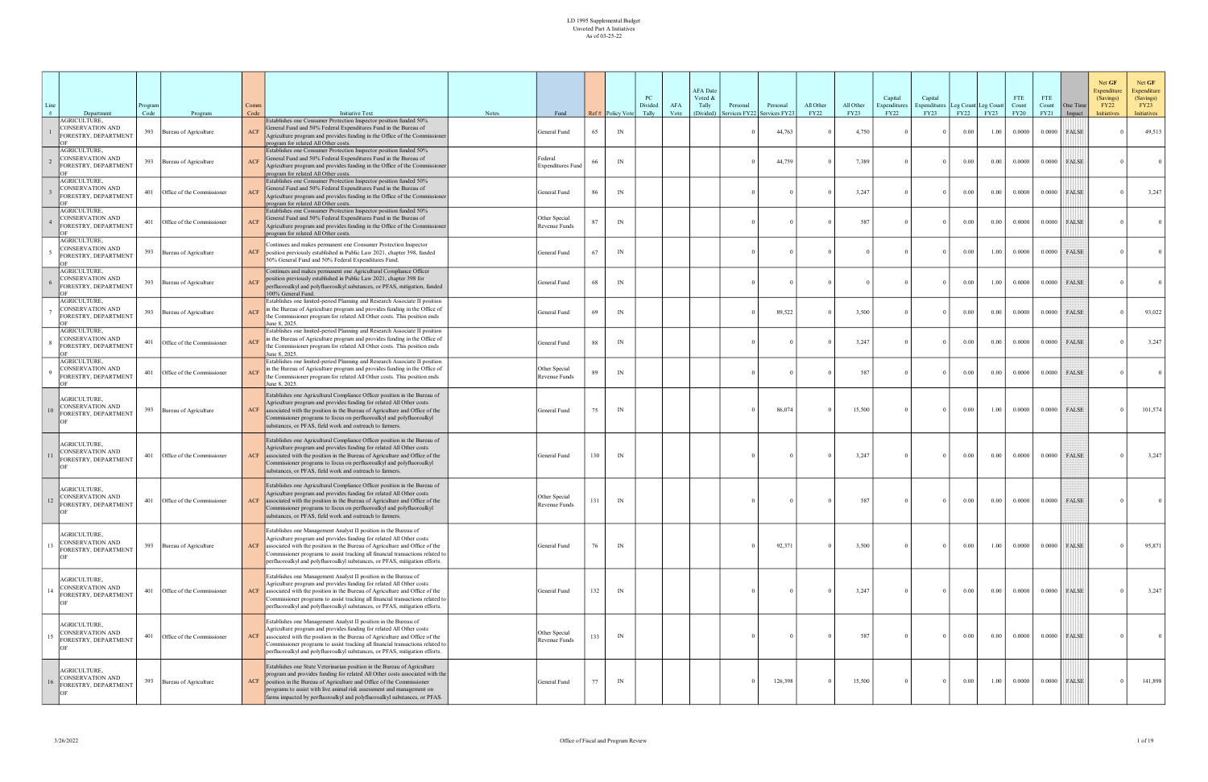LD 1995 Supplemental Budget
Unvoted Part A Initiatives
As of 03-25-22

| Line # | Department | Program Code | Program | Comm Code | Initiative Text | Notes | Fund | Ref # | Policy Vote | PC Divided Tally | AFA Vote | AFA Date Voted & Tally (Divided) | Personal Services FY22 | Personal Services FY23 | All Other FY22 | All Other FY23 | Capital Expenditures FY22 | Capital Expenditures FY23 | Leg Count FY22 | Leg Count FY23 | FTE Count FY20 | FTE Count FY21 | One Time Impact | Net GF Expenditure (Savings) FY22 Initiatives | Net GF Expenditure (Savings) FY23 Initiatives |
|---|---|---|---|---|---|---|---|---|---|---|---|---|---|---|---|---|---|---|---|---|---|---|---|---|---|
| 1 | AGRICULTURE, CONSERVATION AND FORESTRY, DEPARTMENT OF | 393 | Bureau of Agriculture | ACF | Establishes one Consumer Protection Inspector position funded 50% General Fund and 50% Federal Expenditures Fund in the Bureau of Agriculture program and provides funding in the Office of the Commissioner program for related All Other costs. | | General Fund | 65 | IN | | | | 0 | 44,763 | 0 | 4,750 | 0 | 0 | 0.00 | 1.00 | 0.0000 | 0.0000 | FALSE | 0 | 49,513 |
| 2 | AGRICULTURE, CONSERVATION AND FORESTRY, DEPARTMENT OF | 393 | Bureau of Agriculture | ACF | Establishes one Consumer Protection Inspector position funded 50% General Fund and 50% Federal Expenditures Fund in the Bureau of Agriculture program and provides funding in the Office of the Commissioner program for related All Other costs. | | Federal Expenditures Fund | 66 | IN | | | | 0 | 44,759 | 0 | 7,389 | 0 | 0 | 0.00 | 0.00 | 0.0000 | 0.0000 | FALSE | 0 | 0 |
| 3 | AGRICULTURE, CONSERVATION AND FORESTRY, DEPARTMENT OF | 401 | Office of the Commissioner | ACF | Establishes one Consumer Protection Inspector position funded 50% General Fund and 50% Federal Expenditures Fund in the Bureau of Agriculture program and provides funding in the Office of the Commissioner program for related All Other costs. | | General Fund | 86 | IN | | | | 0 | 0 | 0 | 3,247 | 0 | 0 | 0.00 | 0.00 | 0.0000 | 0.0000 | FALSE | 0 | 3,247 |
| 4 | AGRICULTURE, CONSERVATION AND FORESTRY, DEPARTMENT OF | 401 | Office of the Commissioner | ACF | Establishes one Consumer Protection Inspector position funded 50% General Fund and 50% Federal Expenditures Fund in the Bureau of Agriculture program and provides funding in the Office of the Commissioner program for related All Other costs. | | Other Special Revenue Funds | 87 | IN | | | | 0 | 0 | 0 | 587 | 0 | 0 | 0.00 | 0.00 | 0.0000 | 0.0000 | FALSE | 0 | 0 |
| 5 | AGRICULTURE, CONSERVATION AND FORESTRY, DEPARTMENT OF | 393 | Bureau of Agriculture | ACF | Continues and makes permanent one Consumer Protection Inspector position previously established in Public Law 2021, chapter 398, funded 50% General Fund and 50% Federal Expenditures Fund. | | General Fund | 67 | IN | | | | 0 | 0 | 0 | 0 | 0 | 0 | 0.00 | 1.00 | 0.0000 | 0.0000 | FALSE | 0 | 0 |
| 6 | AGRICULTURE, CONSERVATION AND FORESTRY, DEPARTMENT OF | 393 | Bureau of Agriculture | ACF | Continues and makes permanent one Agricultural Compliance Officer position previously established in Public Law 2021, chapter 398 for perfluoroalkyl and polyfluoroalkyl substances, or PFAS, mitigation, funded 100% General Fund. | | General Fund | 68 | IN | | | | 0 | 0 | 0 | 0 | 0 | 0 | 0.00 | 1.00 | 0.0000 | 0.0000 | FALSE | 0 | 0 |
| 7 | AGRICULTURE, CONSERVATION AND FORESTRY, DEPARTMENT OF | 393 | Bureau of Agriculture | ACF | Establishes one limited-period Planning and Research Associate II position in the Bureau of Agriculture program and provides funding in the Office of the Commissioner program for related All Other costs. This position ends June 8, 2025. | | General Fund | 69 | IN | | | | 0 | 89,522 | 0 | 3,500 | 0 | 0 | 0.00 | 0.00 | 0.0000 | 0.0000 | FALSE | 0 | 93,022 |
| 8 | AGRICULTURE, CONSERVATION AND FORESTRY, DEPARTMENT OF | 401 | Office of the Commissioner | ACF | Establishes one limited-period Planning and Research Associate II position in the Bureau of Agriculture program and provides funding in the Office of the Commissioner program for related All Other costs. This position ends June 8, 2025. | | General Fund | 88 | IN | | | | 0 | 0 | 0 | 3,247 | 0 | 0 | 0.00 | 0.00 | 0.0000 | 0.0000 | FALSE | 0 | 3,247 |
| 9 | AGRICULTURE, CONSERVATION AND FORESTRY, DEPARTMENT OF | 401 | Office of the Commissioner | ACF | Establishes one limited-period Planning and Research Associate II position in the Bureau of Agriculture program and provides funding in the Office of the Commissioner program for related All Other costs. This position ends June 8, 2025. | | Other Special Revenue Funds | 89 | IN | | | | 0 | 0 | 0 | 587 | 0 | 0 | 0.00 | 0.00 | 0.0000 | 0.0000 | FALSE | 0 | 0 |
| 10 | AGRICULTURE, CONSERVATION AND FORESTRY, DEPARTMENT OF | 393 | Bureau of Agriculture | ACF | Establishes one Agricultural Compliance Officer position in the Bureau of Agriculture program and provides funding for related All Other costs associated with the position in the Bureau of Agriculture and Office of the Commissioner programs to focus on perfluoroalkyl and polyfluoroalkyl substances, or PFAS, field work and outreach to farmers. | | General Fund | 75 | IN | | | | 0 | 86,074 | 0 | 15,500 | 0 | 0 | 0.00 | 1.00 | 0.0000 | 0.0000 | FALSE | 0 | 101,574 |
| 11 | AGRICULTURE, CONSERVATION AND FORESTRY, DEPARTMENT OF | 401 | Office of the Commissioner | ACF | Establishes one Agricultural Compliance Officer position in the Bureau of Agriculture program and provides funding for related All Other costs associated with the position in the Bureau of Agriculture and Office of the Commissioner programs to focus on perfluoroalkyl and polyfluoroalkyl substances, or PFAS, field work and outreach to farmers. | | General Fund | 130 | IN | | | | 0 | 0 | 0 | 3,247 | 0 | 0 | 0.00 | 0.00 | 0.0000 | 0.0000 | FALSE | 0 | 3,247 |
| 12 | AGRICULTURE, CONSERVATION AND FORESTRY, DEPARTMENT OF | 401 | Office of the Commissioner | ACF | Establishes one Agricultural Compliance Officer position in the Bureau of Agriculture program and provides funding for related All Other costs associated with the position in the Bureau of Agriculture and Office of the Commissioner programs to focus on perfluoroalkyl and polyfluoroalkyl substances, or PFAS, field work and outreach to farmers. | | Other Special Revenue Funds | 131 | IN | | | | 0 | 0 | 0 | 587 | 0 | 0 | 0.00 | 0.00 | 0.0000 | 0.0000 | FALSE | 0 | 0 |
| 13 | AGRICULTURE, CONSERVATION AND FORESTRY, DEPARTMENT OF | 393 | Bureau of Agriculture | ACF | Establishes one Management Analyst II position in the Bureau of Agriculture program and provides funding for related All Other costs associated with the position in the Bureau of Agriculture and Office of the Commissioner programs to assist tracking all financial transactions related to perfluoroalkyl and polyfluoroalkyl substances, or PFAS, mitigation efforts. | | General Fund | 76 | IN | | | | 0 | 92,371 | 0 | 3,500 | 0 | 0 | 0.00 | 1.00 | 0.0000 | 0.0000 | FALSE | 0 | 95,871 |
| 14 | AGRICULTURE, CONSERVATION AND FORESTRY, DEPARTMENT OF | 401 | Office of the Commissioner | ACF | Establishes one Management Analyst II position in the Bureau of Agriculture program and provides funding for related All Other costs associated with the position in the Bureau of Agriculture and Office of the Commissioner programs to assist tracking all financial transactions related to perfluoroalkyl and polyfluoroalkyl substances, or PFAS, mitigation efforts. | | General Fund | 132 | IN | | | | 0 | 0 | 0 | 3,247 | 0 | 0 | 0.00 | 0.00 | 0.0000 | 0.0000 | FALSE | 0 | 3,247 |
| 15 | AGRICULTURE, CONSERVATION AND FORESTRY, DEPARTMENT OF | 401 | Office of the Commissioner | ACF | Establishes one Management Analyst II position in the Bureau of Agriculture program and provides funding for related All Other costs associated with the position in the Bureau of Agriculture and Office of the Commissioner programs to assist tracking all financial transactions related to perfluoroalkyl and polyfluoroalkyl substances, or PFAS, mitigation efforts. | | Other Special Revenue Funds | 133 | IN | | | | 0 | 0 | 0 | 587 | 0 | 0 | 0.00 | 0.00 | 0.0000 | 0.0000 | FALSE | 0 | 0 |
| 16 | AGRICULTURE, CONSERVATION AND FORESTRY, DEPARTMENT OF | 393 | Bureau of Agriculture | ACF | Establishes one State Veterinarian position in the Bureau of Agriculture program and provides funding for related All Other costs associated with the position in the Bureau of Agriculture and Office of the Commissioner programs to assist with live animal risk assessment and management on farms impacted by perfluoroalkyl and polyfluoroalkyl substances, or PFAS. | | General Fund | 77 | IN | | | | 0 | 126,398 | 0 | 15,500 | 0 | 0 | 0.00 | 1.00 | 0.0000 | 0.0000 | FALSE | 0 | 141,898 |

3/26/2022 Office of Fiscal and Program Review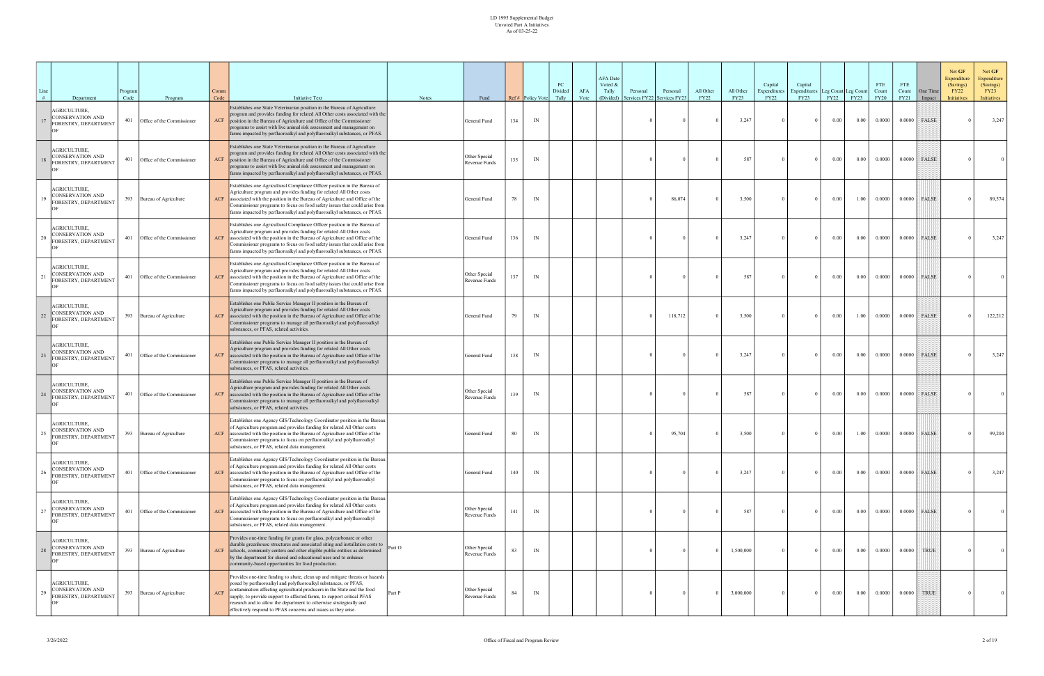LD 1995 Supplemental Budget
Unvoted Part A Initiatives
As of 03-25-22

| Line # | Department | Program Code | Program | Comm Code | Initiative Text | Notes | Fund | Ref # | Policy Vote | PC Divided Tally | AFA Vote | AFA Date Voted & Tally (Divided) | Personal Services FY22 | Personal Services FY23 | All Other FY22 | All Other FY23 | Capital Expenditures FY22 | Capital Expenditures FY23 | Leg Count FY22 | Leg Count FY23 | FTE Count FY20 | FTE Count FY21 | One Time Impact | Net GF Expenditure (Savings) FY22 Initiatives | Net GF Expenditure (Savings) FY23 Initiatives |
|---|---|---|---|---|---|---|---|---|---|---|---|---|---|---|---|---|---|---|---|---|---|---|---|---|---|
| 17 | AGRICULTURE, CONSERVATION AND FORESTRY, DEPARTMENT OF | 401 | Office of the Commissioner | ACF | Establishes one State Veterinarian position in the Bureau of Agriculture program and provides funding for related All Other costs associated with the position in the Bureau of Agriculture and Office of the Commissioner programs to assist with live animal risk assessment and management on farms impacted by perfluoroalkyl and polyfluoroalkyl substances, or PFAS. | | General Fund | 134 | IN | | | | 0 | 0 | 0 | 3,247 | 0 | 0 | 0.00 | 0.00 | 0.0000 | 0.0000 | FALSE | 0 | 3,247 |
| 18 | AGRICULTURE, CONSERVATION AND FORESTRY, DEPARTMENT OF | 401 | Office of the Commissioner | ACF | Establishes one State Veterinarian position in the Bureau of Agriculture program and provides funding for related All Other costs associated with the position in the Bureau of Agriculture and Office of the Commissioner programs to assist with live animal risk assessment and management on farms impacted by perfluoroalkyl and polyfluoroalkyl substances, or PFAS. | | Other Special Revenue Funds | 135 | IN | | | | 0 | 0 | 0 | 587 | 0 | 0 | 0.00 | 0.00 | 0.0000 | 0.0000 | FALSE | 0 | 0 |
| 19 | AGRICULTURE, CONSERVATION AND FORESTRY, DEPARTMENT OF | 393 | Bureau of Agriculture | ACF | Establishes one Agricultural Compliance Officer position in the Bureau of Agriculture program and provides funding for related All Other costs associated with the position in the Bureau of Agriculture and Office of the Commissioner programs to focus on food safety issues that could arise from farms impacted by perfluoroalkyl and polyfluoroalkyl substances, or PFAS. | | General Fund | 78 | IN | | | | 0 | 86,074 | 0 | 3,500 | 0 | 0 | 0.00 | 1.00 | 0.0000 | 0.0000 | FALSE | 0 | 89,574 |
| 20 | AGRICULTURE, CONSERVATION AND FORESTRY, DEPARTMENT OF | 401 | Office of the Commissioner | ACF | Establishes one Agricultural Compliance Officer position in the Bureau of Agriculture program and provides funding for related All Other costs associated with the position in the Bureau of Agriculture and Office of the Commissioner programs to focus on food safety issues that could arise from farms impacted by perfluoroalkyl and polyfluoroalkyl substances, or PFAS. | | General Fund | 136 | IN | | | | 0 | 0 | 0 | 3,247 | 0 | 0 | 0.00 | 0.00 | 0.0000 | 0.0000 | FALSE | 0 | 3,247 |
| 21 | AGRICULTURE, CONSERVATION AND FORESTRY, DEPARTMENT OF | 401 | Office of the Commissioner | ACF | Establishes one Agricultural Compliance Officer position in the Bureau of Agriculture program and provides funding for related All Other costs associated with the position in the Bureau of Agriculture and Office of the Commissioner programs to focus on food safety issues that could arise from farms impacted by perfluoroalkyl and polyfluoroalkyl substances, or PFAS. | | Other Special Revenue Funds | 137 | IN | | | | 0 | 0 | 0 | 587 | 0 | 0 | 0.00 | 0.00 | 0.0000 | 0.0000 | FALSE | 0 | 0 |
| 22 | AGRICULTURE, CONSERVATION AND FORESTRY, DEPARTMENT OF | 393 | Bureau of Agriculture | ACF | Establishes one Public Service Manager II position in the Bureau of Agriculture program and provides funding for related All Other costs associated with the position in the Bureau of Agriculture and Office of the Commissioner programs to manage all perfluoroalkyl and polyfluoroalkyl substances, or PFAS, related activities. | | General Fund | 79 | IN | | | | 0 | 118,712 | 0 | 3,500 | 0 | 0 | 0.00 | 1.00 | 0.0000 | 0.0000 | FALSE | 0 | 122,212 |
| 23 | AGRICULTURE, CONSERVATION AND FORESTRY, DEPARTMENT OF | 401 | Office of the Commissioner | ACF | Establishes one Public Service Manager II position in the Bureau of Agriculture program and provides funding for related All Other costs associated with the position in the Bureau of Agriculture and Office of the Commissioner programs to manage all perfluoroalkyl and polyfluoroalkyl substances, or PFAS, related activities. | | General Fund | 138 | IN | | | | 0 | 0 | 0 | 3,247 | 0 | 0 | 0.00 | 0.00 | 0.0000 | 0.0000 | FALSE | 0 | 3,247 |
| 24 | AGRICULTURE, CONSERVATION AND FORESTRY, DEPARTMENT OF | 401 | Office of the Commissioner | ACF | Establishes one Public Service Manager II position in the Bureau of Agriculture program and provides funding for related All Other costs associated with the position in the Bureau of Agriculture and Office of the Commissioner programs to manage all perfluoroalkyl and polyfluoroalkyl substances, or PFAS, related activities. | | Other Special Revenue Funds | 139 | IN | | | | 0 | 0 | 0 | 587 | 0 | 0 | 0.00 | 0.00 | 0.0000 | 0.0000 | FALSE | 0 | 0 |
| 25 | AGRICULTURE, CONSERVATION AND FORESTRY, DEPARTMENT OF | 393 | Bureau of Agriculture | ACF | Establishes one Agency GIS/Technology Coordinator position in the Bureau of Agriculture program and provides funding for related All Other costs associated with the position in the Bureau of Agriculture and Office of the Commissioner programs to focus on perfluoroalkyl and polyfluoroalkyl substances, or PFAS, related data management. | | General Fund | 80 | IN | | | | 0 | 95,704 | 0 | 3,500 | 0 | 0 | 0.00 | 1.00 | 0.0000 | 0.0000 | FALSE | 0 | 99,204 |
| 26 | AGRICULTURE, CONSERVATION AND FORESTRY, DEPARTMENT OF | 401 | Office of the Commissioner | ACF | Establishes one Agency GIS/Technology Coordinator position in the Bureau of Agriculture program and provides funding for related All Other costs associated with the position in the Bureau of Agriculture and Office of the Commissioner programs to focus on perfluoroalkyl and polyfluoroalkyl substances, or PFAS, related data management. | | General Fund | 140 | IN | | | | 0 | 0 | 0 | 3,247 | 0 | 0 | 0.00 | 0.00 | 0.0000 | 0.0000 | FALSE | 0 | 3,247 |
| 27 | AGRICULTURE, CONSERVATION AND FORESTRY, DEPARTMENT OF | 401 | Office of the Commissioner | ACF | Establishes one Agency GIS/Technology Coordinator position in the Bureau of Agriculture program and provides funding for related All Other costs associated with the position in the Bureau of Agriculture and Office of the Commissioner programs to focus on perfluoroalkyl and polyfluoroalkyl substances, or PFAS, related data management. | | Other Special Revenue Funds | 141 | IN | | | | 0 | 0 | 0 | 587 | 0 | 0 | 0.00 | 0.00 | 0.0000 | 0.0000 | FALSE | 0 | 0 |
| 28 | AGRICULTURE, CONSERVATION AND FORESTRY, DEPARTMENT OF | 393 | Bureau of Agriculture | ACF | Provides one-time funding for grants for glass, polycarbonate or other durable greenhouse structures and associated siting and installation costs to schools, community centers and other eligible public entities as determined by the department for shared and educational uses and to enhance community-based opportunities for food production. | Part O | Other Special Revenue Funds | 83 | IN | | | | 0 | 0 | 0 | 1,500,000 | 0 | 0 | 0.00 | 0.00 | 0.0000 | 0.0000 | TRUE | 0 | 0 |
| 29 | AGRICULTURE, CONSERVATION AND FORESTRY, DEPARTMENT OF | 393 | Bureau of Agriculture | ACF | Provides one-time funding to abate, clean up and mitigate threats or hazards posed by perfluoroalkyl and polyfluoroalkyl substances, or PFAS, contamination affecting agricultural producers in the State and the food supply, to provide support to affected farms, to support critical PFAS research and to allow the department to otherwise strategically and effectively respond to PFAS concerns and issues as they arise. | Part P | Other Special Revenue Funds | 84 | IN | | | | 0 | 0 | 0 | 3,000,000 | 0 | 0 | 0.00 | 0.00 | 0.0000 | 0.0000 | TRUE | 0 | 0 |

3/26/2022 — Office of Fiscal and Program Review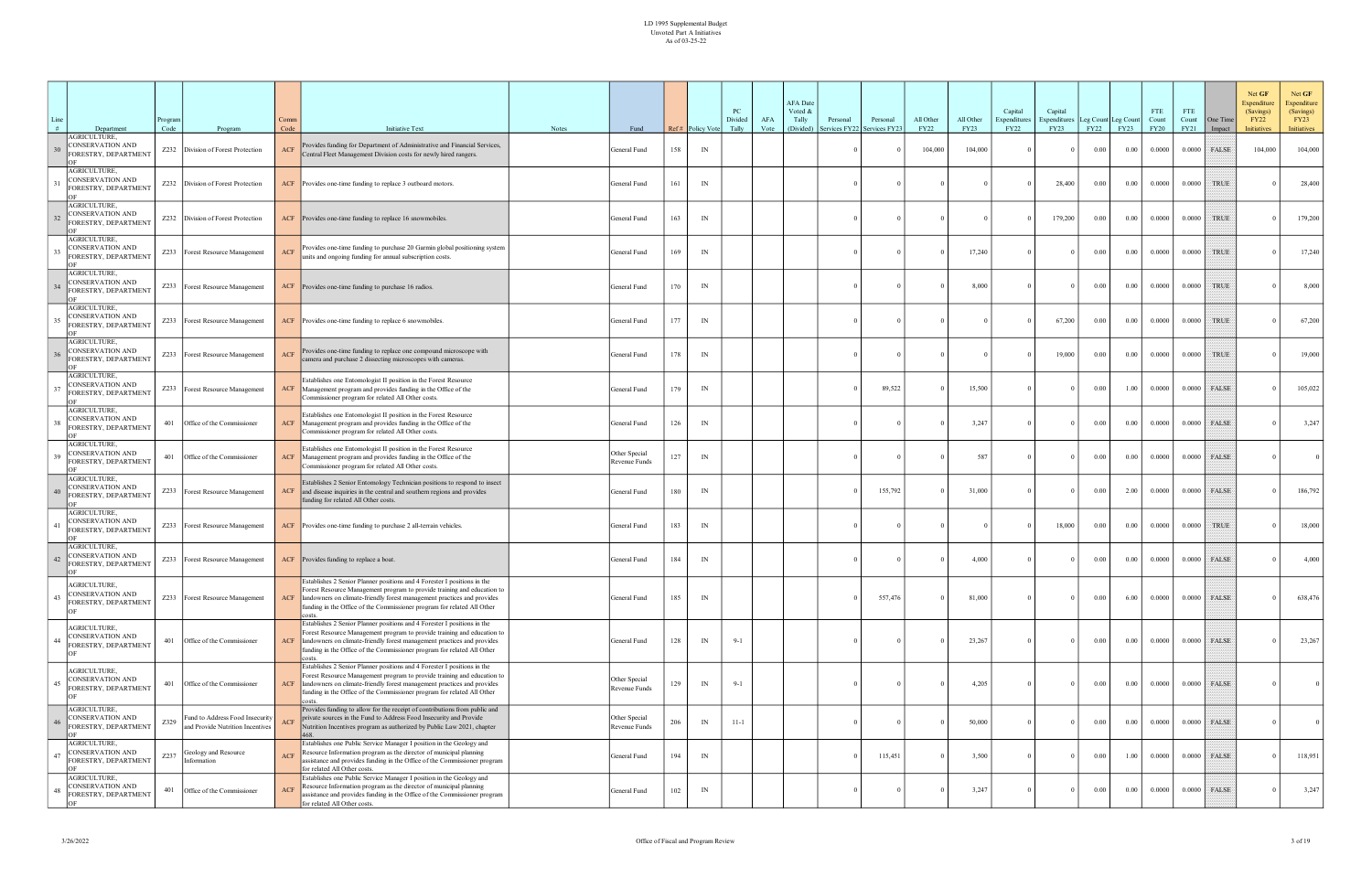LD 1995 Supplemental Budget
Unvoted Part A Initiatives
As of 03-25-22

| Line # | Department | Program Code | Program | Comm Code | Initiative Text | Notes | Fund | Ref # | Policy Vote | PC Divided Tally | AFA Vote | AFA Date Voted & Tally (Divided) | Personal Services FY22 | Personal Services FY23 | All Other FY22 | All Other FY23 | Capital Expenditures FY22 | Capital Expenditures FY23 | Leg Count FY22 | Leg Count FY23 | FTE Count FY20 | FTE Count FY21 | One Time Impact | Net GF Expenditure (Savings) FY22 Initiatives | Net GF Expenditure (Savings) FY23 Initiatives |
|---|---|---|---|---|---|---|---|---|---|---|---|---|---|---|---|---|---|---|---|---|---|---|---|---|---|
| 30 | AGRICULTURE, CONSERVATION AND FORESTRY, DEPARTMENT OF | Z232 | Division of Forest Protection | ACF | Provides funding for Department of Administrative and Financial Services, Central Fleet Management Division costs for newly hired rangers. | | General Fund | 158 | IN | | | | 0 | 0 | 104,000 | 104,000 | 0 | 0 | 0.00 | 0.00 | 0.0000 | 0.0000 | FALSE | 104,000 | 104,000 |
| 31 | AGRICULTURE, CONSERVATION AND FORESTRY, DEPARTMENT OF | Z232 | Division of Forest Protection | ACF | Provides one-time funding to replace 3 outboard motors. | | General Fund | 161 | IN | | | | 0 | 0 | 0 | 0 | 0 | 28,400 | 0.00 | 0.00 | 0.0000 | 0.0000 | TRUE | 0 | 28,400 |
| 32 | AGRICULTURE, CONSERVATION AND FORESTRY, DEPARTMENT OF | Z232 | Division of Forest Protection | ACF | Provides one-time funding to replace 16 snowmobiles. | | General Fund | 163 | IN | | | | 0 | 0 | 0 | 0 | 0 | 179,200 | 0.00 | 0.00 | 0.0000 | 0.0000 | TRUE | 0 | 179,200 |
| 33 | AGRICULTURE, CONSERVATION AND FORESTRY, DEPARTMENT OF | Z233 | Forest Resource Management | ACF | Provides one-time funding to purchase 20 Garmin global positioning system units and ongoing funding for annual subscription costs. | | General Fund | 169 | IN | | | | 0 | 0 | 0 | 17,240 | 0 | 0 | 0.00 | 0.00 | 0.0000 | 0.0000 | TRUE | 0 | 17,240 |
| 34 | AGRICULTURE, CONSERVATION AND FORESTRY, DEPARTMENT OF | Z233 | Forest Resource Management | ACF | Provides one-time funding to purchase 16 radios. | | General Fund | 170 | IN | | | | 0 | 0 | 0 | 8,000 | 0 | 0 | 0.00 | 0.00 | 0.0000 | 0.0000 | TRUE | 0 | 8,000 |
| 35 | AGRICULTURE, CONSERVATION AND FORESTRY, DEPARTMENT OF | Z233 | Forest Resource Management | ACF | Provides one-time funding to replace 6 snowmobiles. | | General Fund | 177 | IN | | | | 0 | 0 | 0 | 0 | 0 | 67,200 | 0.00 | 0.00 | 0.0000 | 0.0000 | TRUE | 0 | 67,200 |
| 36 | AGRICULTURE, CONSERVATION AND FORESTRY, DEPARTMENT OF | Z233 | Forest Resource Management | ACF | Provides one-time funding to replace one compound microscope with camera and purchase 2 dissecting microscopes with cameras. | | General Fund | 178 | IN | | | | 0 | 0 | 0 | 0 | 0 | 19,000 | 0.00 | 0.00 | 0.0000 | 0.0000 | TRUE | 0 | 19,000 |
| 37 | AGRICULTURE, CONSERVATION AND FORESTRY, DEPARTMENT OF | Z233 | Forest Resource Management | ACF | Establishes one Entomologist II position in the Forest Resource Management program and provides funding in the Office of the Commissioner program for related All Other costs. | | General Fund | 179 | IN | | | | 0 | 89,522 | 0 | 15,500 | 0 | 0 | 0.00 | 1.00 | 0.0000 | 0.0000 | FALSE | 0 | 105,022 |
| 38 | AGRICULTURE, CONSERVATION AND FORESTRY, DEPARTMENT OF | 401 | Office of the Commissioner | ACF | Establishes one Entomologist II position in the Forest Resource Management program and provides funding in the Office of the Commissioner program for related All Other costs. | | General Fund | 126 | IN | | | | 0 | 0 | 0 | 3,247 | 0 | 0 | 0.00 | 0.00 | 0.0000 | 0.0000 | FALSE | 0 | 3,247 |
| 39 | AGRICULTURE, CONSERVATION AND FORESTRY, DEPARTMENT OF | 401 | Office of the Commissioner | ACF | Establishes one Entomologist II position in the Forest Resource Management program and provides funding in the Office of the Commissioner program for related All Other costs. | | Other Special Revenue Funds | 127 | IN | | | | 0 | 0 | 0 | 587 | 0 | 0 | 0.00 | 0.00 | 0.0000 | 0.0000 | FALSE | 0 | 0 |
| 40 | AGRICULTURE, CONSERVATION AND FORESTRY, DEPARTMENT OF | Z233 | Forest Resource Management | ACF | Establishes 2 Senior Entomology Technician positions to respond to insect and disease inquiries in the central and southern regions and provides funding for related All Other costs. | | General Fund | 180 | IN | | | | 0 | 155,792 | 0 | 31,000 | 0 | 0 | 0.00 | 2.00 | 0.0000 | 0.0000 | FALSE | 0 | 186,792 |
| 41 | AGRICULTURE, CONSERVATION AND FORESTRY, DEPARTMENT OF | Z233 | Forest Resource Management | ACF | Provides one-time funding to purchase 2 all-terrain vehicles. | | General Fund | 183 | IN | | | | 0 | 0 | 0 | 0 | 0 | 18,000 | 0.00 | 0.00 | 0.0000 | 0.0000 | TRUE | 0 | 18,000 |
| 42 | AGRICULTURE, CONSERVATION AND FORESTRY, DEPARTMENT OF | Z233 | Forest Resource Management | ACF | Provides funding to replace a boat. | | General Fund | 184 | IN | | | | 0 | 0 | 0 | 4,000 | 0 | 0 | 0.00 | 0.00 | 0.0000 | 0.0000 | FALSE | 0 | 4,000 |
| 43 | AGRICULTURE, CONSERVATION AND FORESTRY, DEPARTMENT OF | Z233 | Forest Resource Management | ACF | Establishes 2 Senior Planner positions and 4 Forester I positions in the Forest Resource Management program to provide training and education to landowners on climate-friendly forest management practices and provides funding in the Office of the Commissioner program for related All Other costs. | | General Fund | 185 | IN | | | | 0 | 557,476 | 0 | 81,000 | 0 | 0 | 0.00 | 6.00 | 0.0000 | 0.0000 | FALSE | 0 | 638,476 |
| 44 | AGRICULTURE, CONSERVATION AND FORESTRY, DEPARTMENT OF | 401 | Office of the Commissioner | ACF | Establishes 2 Senior Planner positions and 4 Forester I positions in the Forest Resource Management program to provide training and education to landowners on climate-friendly forest management practices and provides funding in the Office of the Commissioner program for related All Other costs. | | General Fund | 128 | IN | 9-1 | | | 0 | 0 | 0 | 23,267 | 0 | 0 | 0.00 | 0.00 | 0.0000 | 0.0000 | FALSE | 0 | 23,267 |
| 45 | AGRICULTURE, CONSERVATION AND FORESTRY, DEPARTMENT OF | 401 | Office of the Commissioner | ACF | Establishes 2 Senior Planner positions and 4 Forester I positions in the Forest Resource Management program to provide training and education to landowners on climate-friendly forest management practices and provides funding in the Office of the Commissioner program for related All Other costs. | | Other Special Revenue Funds | 129 | IN | 9-1 | | | 0 | 0 | 0 | 4,205 | 0 | 0 | 0.00 | 0.00 | 0.0000 | 0.0000 | FALSE | 0 | 0 |
| 46 | AGRICULTURE, CONSERVATION AND FORESTRY, DEPARTMENT OF | Z329 | Fund to Address Food Insecurity and Provide Nutrition Incentives | ACF | Provides funding to allow for the receipt of contributions from public and private sources in the Fund to Address Food Insecurity and Provide Nutrition Incentives program as authorized by Public Law 2021, chapter 468. | | Other Special Revenue Funds | 206 | IN | 11-1 | | | 0 | 0 | 0 | 50,000 | 0 | 0 | 0.00 | 0.00 | 0.0000 | 0.0000 | FALSE | 0 | 0 |
| 47 | AGRICULTURE, CONSERVATION AND FORESTRY, DEPARTMENT OF | Z237 | Geology and Resource Information | ACF | Establishes one Public Service Manager I position in the Geology and Resource Information program as the director of municipal planning assistance and provides funding in the Office of the Commissioner program for related All Other costs. | | General Fund | 194 | IN | | | | 0 | 115,451 | 0 | 3,500 | 0 | 0 | 0.00 | 1.00 | 0.0000 | 0.0000 | FALSE | 0 | 118,951 |
| 48 | AGRICULTURE, CONSERVATION AND FORESTRY, DEPARTMENT OF | 401 | Office of the Commissioner | ACF | Establishes one Public Service Manager I position in the Geology and Resource Information program as the director of municipal planning assistance and provides funding in the Office of the Commissioner program for related All Other costs. | | General Fund | 102 | IN | | | | 0 | 0 | 0 | 3,247 | 0 | 0 | 0.00 | 0.00 | 0.0000 | 0.0000 | FALSE | 0 | 3,247 |

3/26/2022 Office of Fiscal and Program Review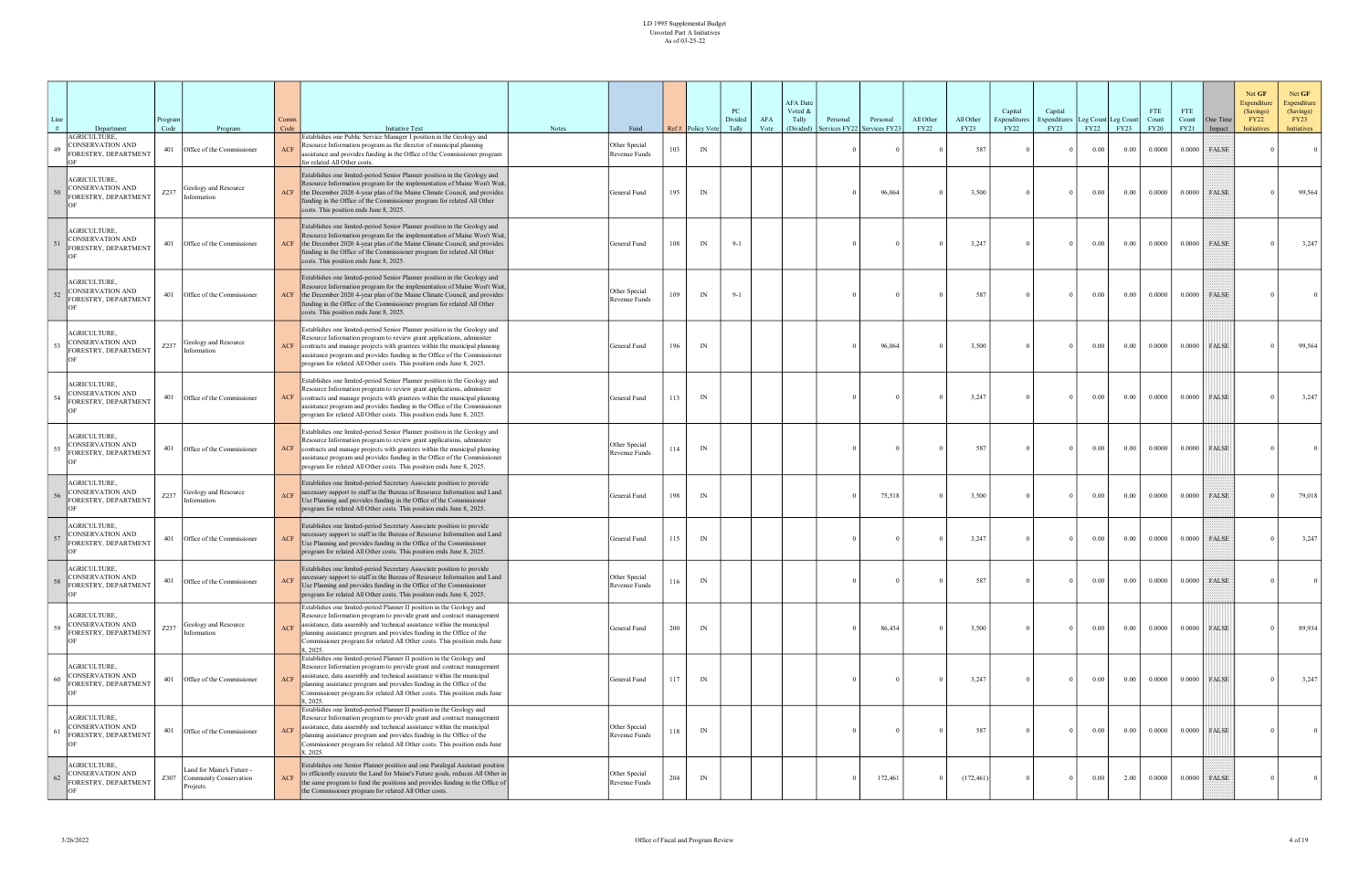| Line # | Department | Program Code | Program | Comm Code | Initiative Text | Notes | Fund | Ref # | Policy Vote | PC Divided Tally | AFA Vote | AFA Date Voted & Tally (Divided) | Personal Services FY22 | Personal Services FY23 | All Other FY22 | All Other FY23 | Capital Expenditures FY22 | Capital Expenditures FY23 | Leg Count FY22 | Leg Count FY23 | FTE Count FY20 | FTE Count FY21 | One Time Impact | Net GF Expenditure (Savings) FY22 Initiatives | Net GF Expenditure (Savings) FY23 Initiatives |
|---|---|---|---|---|---|---|---|---|---|---|---|---|---|---|---|---|---|---|---|---|---|---|---|---|---|
| 49 | AGRICULTURE, CONSERVATION AND FORESTRY, DEPARTMENT OF | 401 | Office of the Commissioner | ACF | Establishes one Public Service Manager I position in the Geology and Resource Information program as the director of municipal planning assistance and provides funding in the Office of the Commissioner program for related All Other costs. | | Other Special Revenue Funds | 103 | IN | | | | 0 | 0 | 0 | 587 | 0 | 0 | 0.00 | 0.00 | 0.0000 | 0.0000 | FALSE | 0 | 0 |
| 50 | AGRICULTURE, CONSERVATION AND FORESTRY, DEPARTMENT OF | Z237 | Geology and Resource Information | ACF | Establishes one limited-period Senior Planner position in the Geology and Resource Information program for the implementation of Maine Won't Wait, the December 2020 4-year plan of the Maine Climate Council, and provides funding in the Office of the Commissioner program for related All Other costs. This position ends June 8, 2025. | | General Fund | 195 | IN | | | | 0 | 96,064 | 0 | 3,500 | 0 | 0 | 0.00 | 0.00 | 0.0000 | 0.0000 | FALSE | 0 | 99,564 |
| 51 | AGRICULTURE, CONSERVATION AND FORESTRY, DEPARTMENT OF | 401 | Office of the Commissioner | ACF | Establishes one limited-period Senior Planner position in the Geology and Resource Information program for the implementation of Maine Won't Wait, the December 2020 4-year plan of the Maine Climate Council, and provides funding in the Office of the Commissioner program for related All Other costs. This position ends June 8, 2025. | | General Fund | 108 | IN | 9-1 | | | 0 | 0 | 0 | 3,247 | 0 | 0 | 0.00 | 0.00 | 0.0000 | 0.0000 | FALSE | 0 | 3,247 |
| 52 | AGRICULTURE, CONSERVATION AND FORESTRY, DEPARTMENT OF | 401 | Office of the Commissioner | ACF | Establishes one limited-period Senior Planner position in the Geology and Resource Information program for the implementation of Maine Won't Wait, the December 2020 4-year plan of the Maine Climate Council, and provides funding in the Office of the Commissioner program for related All Other costs. This position ends June 8, 2025. | | Other Special Revenue Funds | 109 | IN | 9-1 | | | 0 | 0 | 0 | 587 | 0 | 0 | 0.00 | 0.00 | 0.0000 | 0.0000 | FALSE | 0 | 0 |
| 53 | AGRICULTURE, CONSERVATION AND FORESTRY, DEPARTMENT OF | Z237 | Geology and Resource Information | ACF | Establishes one limited-period Senior Planner position in the Geology and Resource Information program to review grant applications, administer contracts and manage projects with grantees within the municipal planning assistance program and provides funding in the Office of the Commissioner program for related All Other costs. This position ends June 8, 2025. | | General Fund | 196 | IN | | | | 0 | 96,064 | 0 | 3,500 | 0 | 0 | 0.00 | 0.00 | 0.0000 | 0.0000 | FALSE | 0 | 99,564 |
| 54 | AGRICULTURE, CONSERVATION AND FORESTRY, DEPARTMENT OF | 401 | Office of the Commissioner | ACF | Establishes one limited-period Senior Planner position in the Geology and Resource Information program to review grant applications, administer contracts and manage projects with grantees within the municipal planning assistance program and provides funding in the Office of the Commissioner program for related All Other costs. This position ends June 8, 2025. | | General Fund | 113 | IN | | | | 0 | 0 | 0 | 3,247 | 0 | 0 | 0.00 | 0.00 | 0.0000 | 0.0000 | FALSE | 0 | 3,247 |
| 55 | AGRICULTURE, CONSERVATION AND FORESTRY, DEPARTMENT OF | 401 | Office of the Commissioner | ACF | Establishes one limited-period Senior Planner position in the Geology and Resource Information program to review grant applications, administer contracts and manage projects with grantees within the municipal planning assistance program and provides funding in the Office of the Commissioner program for related All Other costs. This position ends June 8, 2025. | | Other Special Revenue Funds | 114 | IN | | | | 0 | 0 | 0 | 587 | 0 | 0 | 0.00 | 0.00 | 0.0000 | 0.0000 | FALSE | 0 | 0 |
| 56 | AGRICULTURE, CONSERVATION AND FORESTRY, DEPARTMENT OF | Z237 | Geology and Resource Information | ACF | Establishes one limited-period Secretary Associate position to provide necessary support to staff in the Bureau of Resource Information and Land Use Planning and provides funding in the Office of the Commissioner program for related All Other costs. This position ends June 8, 2025. | | General Fund | 198 | IN | | | | 0 | 75,518 | 0 | 3,500 | 0 | 0 | 0.00 | 0.00 | 0.0000 | 0.0000 | FALSE | 0 | 79,018 |
| 57 | AGRICULTURE, CONSERVATION AND FORESTRY, DEPARTMENT OF | 401 | Office of the Commissioner | ACF | Establishes one limited-period Secretary Associate position to provide necessary support to staff in the Bureau of Resource Information and Land Use Planning and provides funding in the Office of the Commissioner program for related All Other costs. This position ends June 8, 2025. | | General Fund | 115 | IN | | | | 0 | 0 | 0 | 3,247 | 0 | 0 | 0.00 | 0.00 | 0.0000 | 0.0000 | FALSE | 0 | 3,247 |
| 58 | AGRICULTURE, CONSERVATION AND FORESTRY, DEPARTMENT OF | 401 | Office of the Commissioner | ACF | Establishes one limited-period Secretary Associate position to provide necessary support to staff in the Bureau of Resource Information and Land Use Planning and provides funding in the Office of the Commissioner program for related All Other costs. This position ends June 8, 2025. | | Other Special Revenue Funds | 116 | IN | | | | 0 | 0 | 0 | 587 | 0 | 0 | 0.00 | 0.00 | 0.0000 | 0.0000 | FALSE | 0 | 0 |
| 59 | AGRICULTURE, CONSERVATION AND FORESTRY, DEPARTMENT OF | Z237 | Geology and Resource Information | ACF | Establishes one limited-period Planner II position in the Geology and Resource Information program to provide grant and contract management assistance, data assembly and technical assistance within the municipal planning assistance program and provides funding in the Office of the Commissioner program for related All Other costs. This position ends June 8, 2025. | | General Fund | 200 | IN | | | | 0 | 86,434 | 0 | 3,500 | 0 | 0 | 0.00 | 0.00 | 0.0000 | 0.0000 | FALSE | 0 | 89,934 |
| 60 | AGRICULTURE, CONSERVATION AND FORESTRY, DEPARTMENT OF | 401 | Office of the Commissioner | ACF | Establishes one limited-period Planner II position in the Geology and Resource Information program to provide grant and contract management assistance, data assembly and technical assistance within the municipal planning assistance program and provides funding in the Office of the Commissioner program for related All Other costs. This position ends June 8, 2025. | | General Fund | 117 | IN | | | | 0 | 0 | 0 | 3,247 | 0 | 0 | 0.00 | 0.00 | 0.0000 | 0.0000 | FALSE | 0 | 3,247 |
| 61 | AGRICULTURE, CONSERVATION AND FORESTRY, DEPARTMENT OF | 401 | Office of the Commissioner | ACF | Establishes one limited-period Planner II position in the Geology and Resource Information program to provide grant and contract management assistance, data assembly and technical assistance within the municipal planning assistance program and provides funding in the Office of the Commissioner program for related All Other costs. This position ends June 8, 2025. | | Other Special Revenue Funds | 118 | IN | | | | 0 | 0 | 0 | 587 | 0 | 0 | 0.00 | 0.00 | 0.0000 | 0.0000 | FALSE | 0 | 0 |
| 62 | AGRICULTURE, CONSERVATION AND FORESTRY, DEPARTMENT OF | Z307 | Land for Maine's Future - Community Conservation Projects | ACF | Establishes one Senior Planner position and one Paralegal Assistant position to efficiently execute the Land for Maine's Future goals, reduces All Other in the same program to fund the positions and provides funding in the Office of the Commissioner program for related All Other costs. | | Other Special Revenue Funds | 204 | IN | | | | 0 | 172,461 | 0 | (172,461) | 0 | 0 | 0.00 | 2.00 | 0.0000 | 0.0000 | FALSE | 0 | 0 |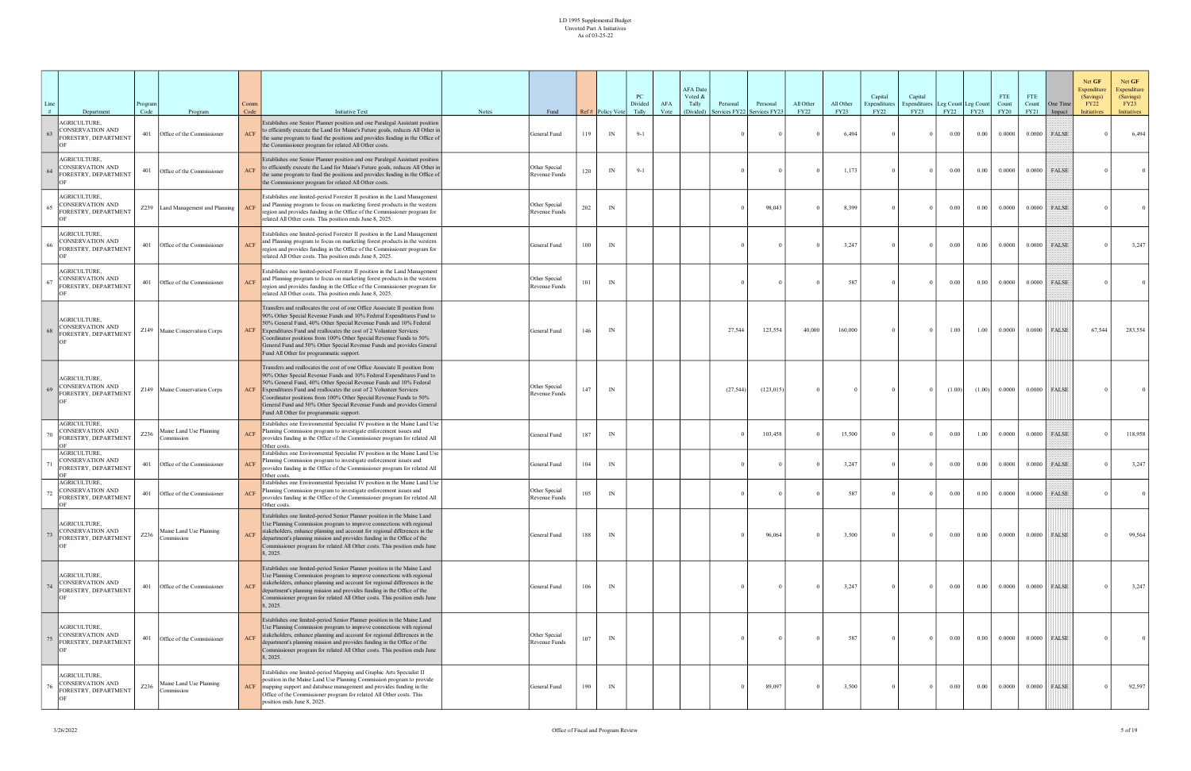LD 1995 Supplemental Budget
Unvoted Part A Initiatives
As of 03-25-22

| Line # | Department | Program Code | Program | Comm Code | Initiative Text | Notes | Fund | Ref # | Policy Vote | PC Divided Tally | AFA Vote | AFA Date Voted & Tally (Divided) | Personal Services FY22 | Personal Services FY23 | All Other FY22 | All Other FY23 | Capital Expenditures FY22 | Capital Expenditures FY23 | Leg Count FY22 | Leg Count FY23 | FTE Count FY20 | FTE Count FY21 | One Time Impact | Net GF Expenditure (Savings) FY22 Initiatives | Net GF Expenditure (Savings) FY23 Initiatives |
|---|---|---|---|---|---|---|---|---|---|---|---|---|---|---|---|---|---|---|---|---|---|---|---|---|---|
| 63 | AGRICULTURE, CONSERVATION AND FORESTRY, DEPARTMENT OF | 401 | Office of the Commissioner | ACF | Establishes one Senior Planner position and one Paralegal Assistant position to efficiently execute the Land for Maine's Future goals, reduces All Other in the same program to fund the positions and provides funding in the Office of the Commissioner program for related All Other costs. | | General Fund | 119 | IN | 9-1 | | | 0 | 0 | 0 | 6,494 | 0 | 0 | 0.00 | 0.00 | 0.0000 | 0.0000 | FALSE | 0 | 6,494 |
| 64 | AGRICULTURE, CONSERVATION AND FORESTRY, DEPARTMENT OF | 401 | Office of the Commissioner | ACF | Establishes one Senior Planner position and one Paralegal Assistant position to efficiently execute the Land for Maine's Future goals, reduces All Other in the same program to fund the positions and provides funding in the Office of the Commissioner program for related All Other costs. | | Other Special Revenue Funds | 120 | IN | 9-1 | | | 0 | 0 | 0 | 1,173 | 0 | 0 | 0.00 | 0.00 | 0.0000 | 0.0000 | FALSE | 0 | 0 |
| 65 | AGRICULTURE, CONSERVATION AND FORESTRY, DEPARTMENT OF | Z239 | Land Management and Planning | ACF | Establishes one limited-period Forester II position in the Land Management and Planning program to focus on marketing forest products in the western region and provides funding in the Office of the Commissioner program for related All Other costs. This position ends June 8, 2025. | | Other Special Revenue Funds | 202 | IN | | | | 0 | 98,043 | 0 | 8,399 | 0 | 0 | 0.00 | 0.00 | 0.0000 | 0.0000 | FALSE | 0 | 0 |
| 66 | AGRICULTURE, CONSERVATION AND FORESTRY, DEPARTMENT OF | 401 | Office of the Commissioner | ACF | Establishes one limited-period Forester II position in the Land Management and Planning program to focus on marketing forest products in the western region and provides funding in the Office of the Commissioner program for related All Other costs. This position ends June 8, 2025. | | General Fund | 100 | IN | | | | 0 | 0 | 0 | 3,247 | 0 | 0 | 0.00 | 0.00 | 0.0000 | 0.0000 | FALSE | 0 | 3,247 |
| 67 | AGRICULTURE, CONSERVATION AND FORESTRY, DEPARTMENT OF | 401 | Office of the Commissioner | ACF | Establishes one limited-period Forester II position in the Land Management and Planning program to focus on marketing forest products in the western region and provides funding in the Office of the Commissioner program for related All Other costs. This position ends June 8, 2025. | | Other Special Revenue Funds | 101 | IN | | | | 0 | 0 | 0 | 587 | 0 | 0 | 0.00 | 0.00 | 0.0000 | 0.0000 | FALSE | 0 | 0 |
| 68 | AGRICULTURE, CONSERVATION AND FORESTRY, DEPARTMENT OF | Z149 | Maine Conservation Corps | ACF | Transfers and reallocates the cost of one Office Associate II position from 90% Other Special Revenue Funds and 10% Federal Expenditures Fund to 50% General Fund, 40% Other Special Revenue Funds and 10% Federal Expenditures Fund and reallocates the cost of 2 Volunteer Services Coordinator positions from 100% Other Special Revenue Funds to 50% General Fund and 50% Other Special Revenue Funds and provides General Fund All Other for programmatic support. | | General Fund | 146 | IN | | | | 27,544 | 123,554 | 40,000 | 160,000 | 0 | 0 | 1.00 | 1.00 | 0.0000 | 0.0000 | FALSE | 67,544 | 283,554 |
| 69 | AGRICULTURE, CONSERVATION AND FORESTRY, DEPARTMENT OF | Z149 | Maine Conservation Corps | ACF | Transfers and reallocates the cost of one Office Associate II position from 90% Other Special Revenue Funds and 10% Federal Expenditures Fund to 50% General Fund, 40% Other Special Revenue Funds and 10% Federal Expenditures Fund and reallocates the cost of 2 Volunteer Services Coordinator positions from 100% Other Special Revenue Funds to 50% General Fund and 50% Other Special Revenue Funds and provides General Fund All Other for programmatic support. | | Other Special Revenue Funds | 147 | IN | | | | (27,544) | (123,015) | 0 | 0 | 0 | 0 | (1.00) | (1.00) | 0.0000 | 0.0000 | FALSE | 0 | 0 |
| 70 | AGRICULTURE, CONSERVATION AND FORESTRY, DEPARTMENT OF | Z236 | Maine Land Use Planning Commission | ACF | Establishes one Environmental Specialist IV position in the Maine Land Use Planning Commission program to investigate enforcement issues and provides funding in the Office of the Commissioner program for related All Other costs. | | General Fund | 187 | IN | | | | 0 | 103,458 | 0 | 15,500 | 0 | 0 | 0.00 | 1.00 | 0.0000 | 0.0000 | FALSE | 0 | 118,958 |
| 71 | AGRICULTURE, CONSERVATION AND FORESTRY, DEPARTMENT OF | 401 | Office of the Commissioner | ACF | Establishes one Environmental Specialist IV position in the Maine Land Use Planning Commission program to investigate enforcement issues and provides funding in the Office of the Commissioner program for related All Other costs. | | General Fund | 104 | IN | | | | 0 | 0 | 0 | 3,247 | 0 | 0 | 0.00 | 0.00 | 0.0000 | 0.0000 | FALSE | 0 | 3,247 |
| 72 | AGRICULTURE, CONSERVATION AND FORESTRY, DEPARTMENT OF | 401 | Office of the Commissioner | ACF | Establishes one Environmental Specialist IV position in the Maine Land Use Planning Commission program to investigate enforcement issues and provides funding in the Office of the Commissioner program for related All Other costs. | | Other Special Revenue Funds | 105 | IN | | | | 0 | 0 | 0 | 587 | 0 | 0 | 0.00 | 0.00 | 0.0000 | 0.0000 | FALSE | 0 | 0 |
| 73 | AGRICULTURE, CONSERVATION AND FORESTRY, DEPARTMENT OF | Z236 | Maine Land Use Planning Commission | ACF | Establishes one limited-period Senior Planner position in the Maine Land Use Planning Commission program to improve connections with regional stakeholders, enhance planning and account for regional differences in the department's planning mission and provides funding in the Office of the Commissioner program for related All Other costs. This position ends June 8, 2025. | | General Fund | 188 | IN | | | | 0 | 96,064 | 0 | 3,500 | 0 | 0 | 0.00 | 0.00 | 0.0000 | 0.0000 | FALSE | 0 | 99,564 |
| 74 | AGRICULTURE, CONSERVATION AND FORESTRY, DEPARTMENT OF | 401 | Office of the Commissioner | ACF | Establishes one limited-period Senior Planner position in the Maine Land Use Planning Commission program to improve connections with regional stakeholders, enhance planning and account for regional differences in the department's planning mission and provides funding in the Office of the Commissioner program for related All Other costs. This position ends June 8, 2025. | | General Fund | 106 | IN | | | | 0 | 0 | 0 | 3,247 | 0 | 0 | 0.00 | 0.00 | 0.0000 | 0.0000 | FALSE | 0 | 3,247 |
| 75 | AGRICULTURE, CONSERVATION AND FORESTRY, DEPARTMENT OF | 401 | Office of the Commissioner | ACF | Establishes one limited-period Senior Planner position in the Maine Land Use Planning Commission program to improve connections with regional stakeholders, enhance planning and account for regional differences in the department's planning mission and provides funding in the Office of the Commissioner program for related All Other costs. This position ends June 8, 2025. | | Other Special Revenue Funds | 107 | IN | | | | 0 | 0 | 0 | 587 | 0 | 0 | 0.00 | 0.00 | 0.0000 | 0.0000 | FALSE | 0 | 0 |
| 76 | AGRICULTURE, CONSERVATION AND FORESTRY, DEPARTMENT OF | Z236 | Maine Land Use Planning Commission | ACF | Establishes one limited-period Mapping and Graphic Arts Specialist II position in the Maine Land Use Planning Commission program to provide mapping support and database management and provides funding in the Office of the Commissioner program for related All Other costs. This position ends June 8, 2025. | | General Fund | 190 | IN | | | | 0 | 89,097 | 0 | 3,500 | 0 | 0 | 0.00 | 0.00 | 0.0000 | 0.0000 | FALSE | 0 | 92,597 |

3/26/2022 Office of Fiscal and Program Review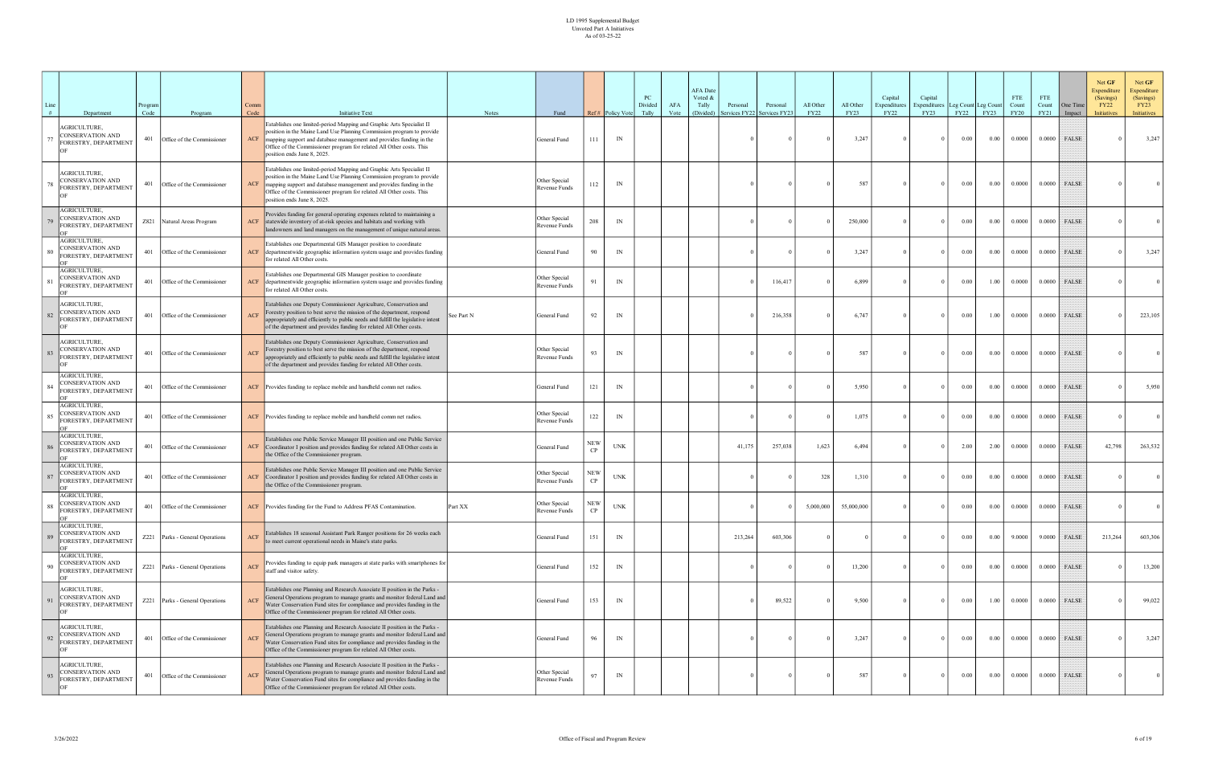LD 1995 Supplemental Budget
Unvoted Part A Initiatives
As of 03-25-22

| Line # | Department | Program Code | Program | Comm Code | Initiative Text | Notes | Fund | Ref # | Policy Vote | PC Divided Tally | AFA Vote | AFA Date Voted & Tally (Divided) | Personal Services FY22 | Personal Services FY23 | All Other FY22 | All Other FY23 | Capital Expenditures FY22 | Capital Expenditures FY23 | Leg Count FY22 | Leg Count FY23 | FTE Count FY20 | FTE Count FY21 | One Time Impact | Net GF Expenditure (Savings) FY22 Initiatives | Net GF Expenditure (Savings) FY23 Initiatives |
|---|---|---|---|---|---|---|---|---|---|---|---|---|---|---|---|---|---|---|---|---|---|---|---|---|---|
| 77 | AGRICULTURE, CONSERVATION AND FORESTRY, DEPARTMENT OF | 401 | Office of the Commissioner | ACF | Establishes one limited-period Mapping and Graphic Arts Specialist II position in the Maine Land Use Planning Commission program to provide mapping support and database management and provides funding in the Office of the Commissioner program for related All Other costs. This position ends June 8, 2025. | | General Fund | 111 | IN | | | | 0 | 0 | 0 | 3,247 | 0 | 0 | 0.00 | 0.00 | 0.0000 | 0.0000 | FALSE | 0 | 3,247 |
| 78 | AGRICULTURE, CONSERVATION AND FORESTRY, DEPARTMENT OF | 401 | Office of the Commissioner | ACF | Establishes one limited-period Mapping and Graphic Arts Specialist II position in the Maine Land Use Planning Commission program to provide mapping support and database management and provides funding in the Office of the Commissioner program for related All Other costs. This position ends June 8, 2025. | | Other Special Revenue Funds | 112 | IN | | | | 0 | 0 | 0 | 587 | 0 | 0 | 0.00 | 0.00 | 0.0000 | 0.0000 | FALSE | 0 | 0 |
| 79 | AGRICULTURE, CONSERVATION AND FORESTRY, DEPARTMENT OF | Z821 | Natural Areas Program | ACF | Provides funding for general operating expenses related to maintaining a statewide inventory of at-risk species and habitats and working with landowners and land managers on the management of unique natural areas. | | Other Special Revenue Funds | 208 | IN | | | | 0 | 0 | 0 | 250,000 | 0 | 0 | 0.00 | 0.00 | 0.0000 | 0.0000 | FALSE | 0 | 0 |
| 80 | AGRICULTURE, CONSERVATION AND FORESTRY, DEPARTMENT OF | 401 | Office of the Commissioner | ACF | Establishes one Departmental GIS Manager position to coordinate departmentwide geographic information system usage and provides funding for related All Other costs. | | General Fund | 90 | IN | | | | 0 | 0 | 0 | 3,247 | 0 | 0 | 0.00 | 0.00 | 0.0000 | 0.0000 | FALSE | 0 | 3,247 |
| 81 | AGRICULTURE, CONSERVATION AND FORESTRY, DEPARTMENT OF | 401 | Office of the Commissioner | ACF | Establishes one Departmental GIS Manager position to coordinate departmentwide geographic information system usage and provides funding for related All Other costs. | | Other Special Revenue Funds | 91 | IN | | | | 0 | 116,417 | 0 | 6,899 | 0 | 0 | 0.00 | 1.00 | 0.0000 | 0.0000 | FALSE | 0 | 0 |
| 82 | AGRICULTURE, CONSERVATION AND FORESTRY, DEPARTMENT OF | 401 | Office of the Commissioner | ACF | Establishes one Deputy Commissioner Agriculture, Conservation and Forestry position to best serve the mission of the department, respond appropriately and efficiently to public needs and fulfill the legislative intent of the department and provides funding for related All Other costs. | See Part N | General Fund | 92 | IN | | | | 0 | 216,358 | 0 | 6,747 | 0 | 0 | 0.00 | 1.00 | 0.0000 | 0.0000 | FALSE | 0 | 223,105 |
| 83 | AGRICULTURE, CONSERVATION AND FORESTRY, DEPARTMENT OF | 401 | Office of the Commissioner | ACF | Establishes one Deputy Commissioner Agriculture, Conservation and Forestry position to best serve the mission of the department, respond appropriately and efficiently to public needs and fulfill the legislative intent of the department and provides funding for related All Other costs. | | Other Special Revenue Funds | 93 | IN | | | | 0 | 0 | 0 | 587 | 0 | 0 | 0.00 | 0.00 | 0.0000 | 0.0000 | FALSE | 0 | 0 |
| 84 | AGRICULTURE, CONSERVATION AND FORESTRY, DEPARTMENT OF | 401 | Office of the Commissioner | ACF | Provides funding to replace mobile and handheld comm net radios. | | General Fund | 121 | IN | | | | 0 | 0 | 0 | 5,950 | 0 | 0 | 0.00 | 0.00 | 0.0000 | 0.0000 | FALSE | 0 | 5,950 |
| 85 | AGRICULTURE, CONSERVATION AND FORESTRY, DEPARTMENT OF | 401 | Office of the Commissioner | ACF | Provides funding to replace mobile and handheld comm net radios. | | Other Special Revenue Funds | 122 | IN | | | | 0 | 0 | 0 | 1,075 | 0 | 0 | 0.00 | 0.00 | 0.0000 | 0.0000 | FALSE | 0 | 0 |
| 86 | AGRICULTURE, CONSERVATION AND FORESTRY, DEPARTMENT OF | 401 | Office of the Commissioner | ACF | Establishes one Public Service Manager III position and one Public Service Coordinator I position and provides funding for related All Other costs in the Office of the Commissioner program. | | General Fund | NEW CP | UNK | | | | 41,175 | 257,038 | 1,623 | 6,494 | 0 | 0 | 2.00 | 2.00 | 0.0000 | 0.0000 | FALSE | 42,798 | 263,532 |
| 87 | AGRICULTURE, CONSERVATION AND FORESTRY, DEPARTMENT OF | 401 | Office of the Commissioner | ACF | Establishes one Public Service Manager III position and one Public Service Coordinator I position and provides funding for related All Other costs in the Office of the Commissioner program. | | Other Special Revenue Funds | NEW CP | UNK | | | | 0 | 0 | 328 | 1,310 | 0 | 0 | 0.00 | 0.00 | 0.0000 | 0.0000 | FALSE | 0 | 0 |
| 88 | AGRICULTURE, CONSERVATION AND FORESTRY, DEPARTMENT OF | 401 | Office of the Commissioner | ACF | Provides funding for the Fund to Address PFAS Contamination. | Part XX | Other Special Revenue Funds | NEW CP | UNK | | | | 0 | 0 | 5,000,000 | 55,000,000 | 0 | 0 | 0.00 | 0.00 | 0.0000 | 0.0000 | FALSE | 0 | 0 |
| 89 | AGRICULTURE, CONSERVATION AND FORESTRY, DEPARTMENT OF | Z221 | Parks - General Operations | ACF | Establishes 18 seasonal Assistant Park Ranger positions for 26 weeks each to meet current operational needs in Maine's state parks. | | General Fund | 151 | IN | | | | 213,264 | 603,306 | 0 | 0 | 0 | 0 | 0.00 | 0.00 | 9.0000 | 9.0000 | FALSE | 213,264 | 603,306 |
| 90 | AGRICULTURE, CONSERVATION AND FORESTRY, DEPARTMENT OF | Z221 | Parks - General Operations | ACF | Provides funding to equip park managers at state parks with smartphones for staff and visitor safety. | | General Fund | 152 | IN | | | | 0 | 0 | 0 | 13,200 | 0 | 0 | 0.00 | 0.00 | 0.0000 | 0.0000 | FALSE | 0 | 13,200 |
| 91 | AGRICULTURE, CONSERVATION AND FORESTRY, DEPARTMENT OF | Z221 | Parks - General Operations | ACF | Establishes one Planning and Research Associate II position in the Parks - General Operations program to manage grants and monitor federal Land and Water Conservation Fund sites for compliance and provides funding in the Office of the Commissioner program for related All Other costs. | | General Fund | 153 | IN | | | | 0 | 89,522 | 0 | 9,500 | 0 | 0 | 0.00 | 1.00 | 0.0000 | 0.0000 | FALSE | 0 | 99,022 |
| 92 | AGRICULTURE, CONSERVATION AND FORESTRY, DEPARTMENT OF | 401 | Office of the Commissioner | ACF | Establishes one Planning and Research Associate II position in the Parks - General Operations program to manage grants and monitor federal Land and Water Conservation Fund sites for compliance and provides funding in the Office of the Commissioner program for related All Other costs. | | General Fund | 96 | IN | | | | 0 | 0 | 0 | 3,247 | 0 | 0 | 0.00 | 0.00 | 0.0000 | 0.0000 | FALSE | 0 | 3,247 |
| 93 | AGRICULTURE, CONSERVATION AND FORESTRY, DEPARTMENT OF | 401 | Office of the Commissioner | ACF | Establishes one Planning and Research Associate II position in the Parks - General Operations program to manage grants and monitor federal Land and Water Conservation Fund sites for compliance and provides funding in the Office of the Commissioner program for related All Other costs. | | Other Special Revenue Funds | 97 | IN | | | | 0 | 0 | 0 | 587 | 0 | 0 | 0.00 | 0.00 | 0.0000 | 0.0000 | FALSE | 0 | 0 |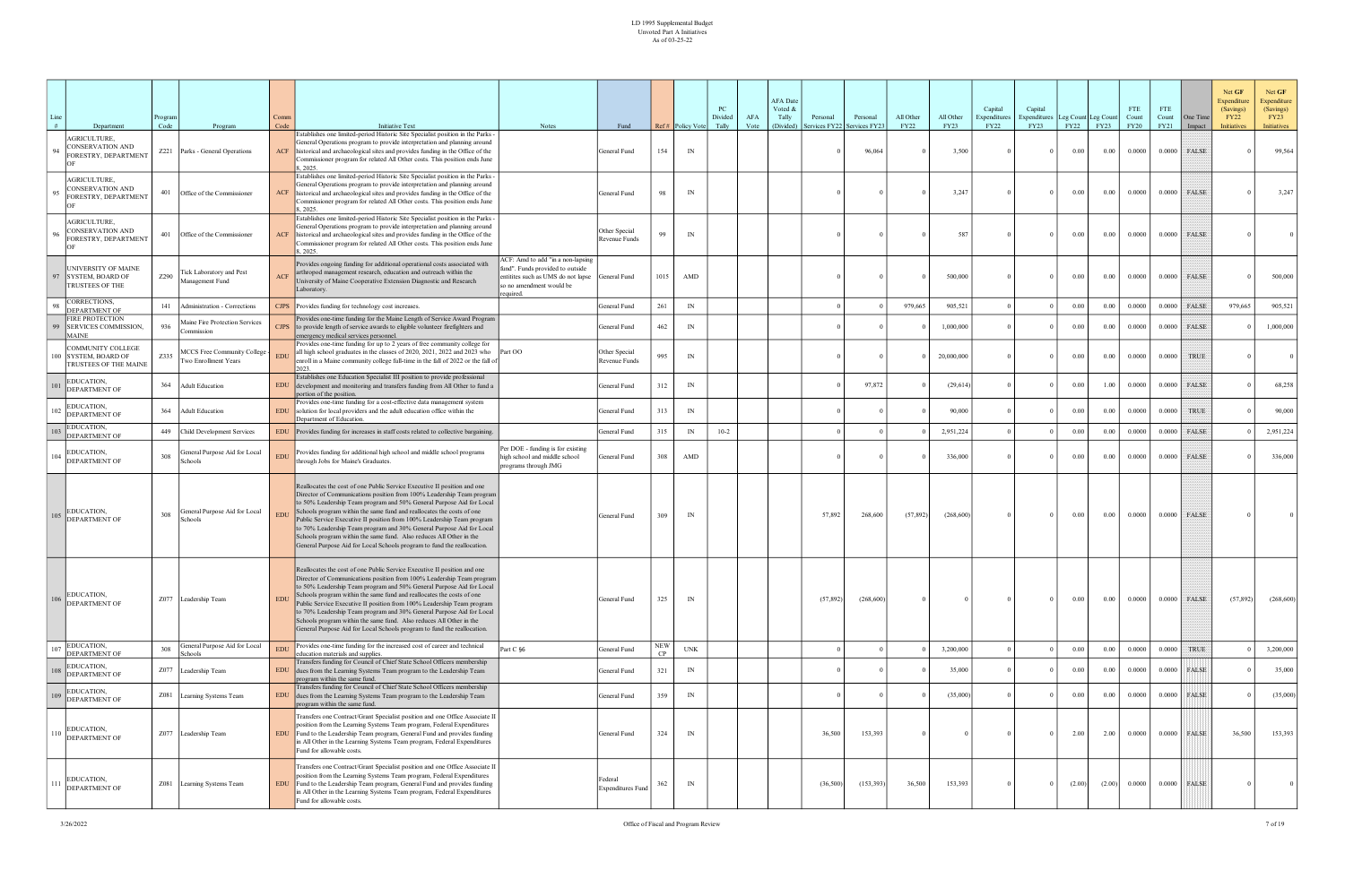# LD 1995 Supplemental Budget
Unvoted Part A Initiatives
As of 03-25-22

| Line # | Department | Program Code | Program | Comm Code | Initiative Text | Notes | Fund | Ref # | Policy Vote | PC Divided Tally | AFA Vote | AFA Date Voted & Tally (Divided) | Personal Services FY22 | Personal Services FY23 | All Other FY22 | All Other FY23 | Capital Expenditures FY22 | Capital Expenditures FY23 | Leg Count FY22 | Leg Count FY23 | FTE Count FY20 | FTE Count FY21 | One Time Impact | Net GF Expenditure (Savings) FY22 Initiatives | Net GF Expenditure (Savings) FY23 Initiatives |
|---|---|---|---|---|---|---|---|---|---|---|---|---|---|---|---|---|---|---|---|---|---|---|---|---|---|
| 94 | AGRICULTURE, CONSERVATION AND FORESTRY, DEPARTMENT OF | Z221 | Parks - General Operations | ACF | Establishes one limited-period Historic Site Specialist position in the Parks - General Operations program to provide interpretation and planning around historical and archaeological sites and provides funding in the Office of the Commissioner program for related All Other costs. This position ends June 8, 2025. | | General Fund | 154 | IN | | | | 0 | 96,064 | 0 | 3,500 | 0 | 0 | 0.00 | 0.00 | 0.0000 | 0.0000 | FALSE | 0 | 99,564 |
| 95 | AGRICULTURE, CONSERVATION AND FORESTRY, DEPARTMENT OF | 401 | Office of the Commissioner | ACF | Establishes one limited-period Historic Site Specialist position in the Parks - General Operations program to provide interpretation and planning around historical and archaeological sites and provides funding in the Office of the Commissioner program for related All Other costs. This position ends June 8, 2025. | | General Fund | 98 | IN | | | | 0 | 0 | 0 | 3,247 | 0 | 0 | 0.00 | 0.00 | 0.0000 | 0.0000 | FALSE | 0 | 3,247 |
| 96 | AGRICULTURE, CONSERVATION AND FORESTRY, DEPARTMENT OF | 401 | Office of the Commissioner | ACF | Establishes one limited-period Historic Site Specialist position in the Parks - General Operations program to provide interpretation and planning around historical and archaeological sites and provides funding in the Office of the Commissioner program for related All Other costs. This position ends June 8, 2025. | | Other Special Revenue Funds | 99 | IN | | | | 0 | 0 | 0 | 587 | 0 | 0 | 0.00 | 0.00 | 0.0000 | 0.0000 | FALSE | 0 | 0 |
| 97 | UNIVERSITY OF MAINE SYSTEM, BOARD OF TRUSTEES OF THE | Z290 | Tick Laboratory and Pest Management Fund | ACF | Provides ongoing funding for additional operational costs associated with arthropod management research, education and outreach within the University of Maine Cooperative Extension Diagnostic and Research Laboratory. | ACF: Amd to add "in a non-lapsing fund". Funds provided to outside entitites such as UMS do not lapse so no amendment would be required. | General Fund | 1015 | AMD | | | | 0 | 0 | 0 | 500,000 | 0 | 0 | 0.00 | 0.00 | 0.0000 | 0.0000 | FALSE | 0 | 500,000 |
| 98 | CORRECTIONS, DEPARTMENT OF | 141 | Administration - Corrections | CJPS | Provides funding for technology cost increases. | | General Fund | 261 | IN | | | | 0 | 0 | 979,665 | 905,521 | 0 | 0 | 0.00 | 0.00 | 0.0000 | 0.0000 | FALSE | 979,665 | 905,521 |
| 99 | FIRE PROTECTION SERVICES COMMISSION, MAINE | 936 | Maine Fire Protection Services Commission | CJPS | Provides one-time funding for the Maine Length of Service Award Program to provide length of service awards to eligible volunteer firefighters and emergency medical services personnel. | | General Fund | 462 | IN | | | | 0 | 0 | 0 | 1,000,000 | 0 | 0 | 0.00 | 0.00 | 0.0000 | 0.0000 | FALSE | 0 | 1,000,000 |
| 100 | COMMUNITY COLLEGE SYSTEM, BOARD OF TRUSTEES OF THE MAINE | Z335 | MCCS Free Community College - Two Enrollment Years | EDU | Provides one-time funding for up to 2 years of free community college for all high school graduates in the classes of 2020, 2021, 2022 and 2023 who enroll in a Maine community college full-time in the fall of 2022 or the fall of 2023. | Part OO | Other Special Revenue Funds | 995 | IN | | | | 0 | 0 | 0 | 20,000,000 | 0 | 0 | 0.00 | 0.00 | 0.0000 | 0.0000 | TRUE | 0 | 0 |
| 101 | EDUCATION, DEPARTMENT OF | 364 | Adult Education | EDU | Establishes one Education Specialist III position to provide professional development and monitoring and transfers funding from All Other to fund a portion of the position. | | General Fund | 312 | IN | | | | 0 | 97,872 | 0 | (29,614) | 0 | 0 | 0.00 | 1.00 | 0.0000 | 0.0000 | FALSE | 0 | 68,258 |
| 102 | EDUCATION, DEPARTMENT OF | 364 | Adult Education | EDU | Provides one-time funding for a cost-effective data management system solution for local providers and the adult education office within the Department of Education. | | General Fund | 313 | IN | | | | 0 | 0 | 0 | 90,000 | 0 | 0 | 0.00 | 0.00 | 0.0000 | 0.0000 | TRUE | 0 | 90,000 |
| 103 | EDUCATION, DEPARTMENT OF | 449 | Child Development Services | EDU | Provides funding for increases in staff costs related to collective bargaining. | | General Fund | 315 | IN | 10-2 | | | 0 | 0 | 0 | 2,951,224 | 0 | 0 | 0.00 | 0.00 | 0.0000 | 0.0000 | FALSE | 0 | 2,951,224 |
| 104 | EDUCATION, DEPARTMENT OF | 308 | General Purpose Aid for Local Schools | EDU | Provides funding for additional high school and middle school programs through Jobs for Maine's Graduates. | Per DOE - funding is for existing high school and middle school programs through JMG | General Fund | 308 | AMD | | | | 0 | 0 | 0 | 336,000 | 0 | 0 | 0.00 | 0.00 | 0.0000 | 0.0000 | FALSE | 0 | 336,000 |
| 105 | EDUCATION, DEPARTMENT OF | 308 | General Purpose Aid for Local Schools | EDU | Reallocates the cost of one Public Service Executive II position and one Director of Communications position from 100% Leadership Team program to 50% Leadership Team program and 50% General Purpose Aid for Local Schools program within the same fund and reallocates the costs of one Public Service Executive II position from 100% Leadership Team program to 70% Leadership Team program and 30% General Purpose Aid for Local Schools program within the same fund. Also reduces All Other in the General Purpose Aid for Local Schools program to fund the reallocation. | | General Fund | 309 | IN | | | | 57,892 | 268,600 | (57,892) | (268,600) | 0 | 0 | 0.00 | 0.00 | 0.0000 | 0.0000 | FALSE | 0 | 0 |
| 106 | EDUCATION, DEPARTMENT OF | Z077 | Leadership Team | EDU | Reallocates the cost of one Public Service Executive II position and one Director of Communications position from 100% Leadership Team program to 50% Leadership Team program and 50% General Purpose Aid for Local Schools program within the same fund and reallocates the costs of one Public Service Executive II position from 100% Leadership Team program to 70% Leadership Team program and 30% General Purpose Aid for Local Schools program within the same fund. Also reduces All Other in the General Purpose Aid for Local Schools program to fund the reallocation. | | General Fund | 325 | IN | | | | (57,892) | (268,600) | 0 | 0 | 0 | 0 | 0.00 | 0.00 | 0.0000 | 0.0000 | FALSE | (57,892) | (268,600) |
| 107 | EDUCATION, DEPARTMENT OF | 308 | General Purpose Aid for Local Schools | EDU | Provides one-time funding for the increased cost of career and technical education materials and supplies. | Part C §6 | General Fund | NEW CP | UNK | | | | 0 | 0 | 0 | 3,200,000 | 0 | 0 | 0.00 | 0.00 | 0.0000 | 0.0000 | TRUE | 0 | 3,200,000 |
| 108 | EDUCATION, DEPARTMENT OF | Z077 | Leadership Team | EDU | Transfers funding for Council of Chief State School Officers membership dues from the Learning Systems Team program to the Leadership Team program within the same fund. | | General Fund | 321 | IN | | | | 0 | 0 | 0 | 35,000 | 0 | 0 | 0.00 | 0.00 | 0.0000 | 0.0000 | FALSE | 0 | 35,000 |
| 109 | EDUCATION, DEPARTMENT OF | Z081 | Learning Systems Team | EDU | Transfers funding for Council of Chief State School Officers membership dues from the Learning Systems Team program to the Leadership Team program within the same fund. | | General Fund | 359 | IN | | | | 0 | 0 | 0 | (35,000) | 0 | 0 | 0.00 | 0.00 | 0.0000 | 0.0000 | FALSE | 0 | (35,000) |
| 110 | EDUCATION, DEPARTMENT OF | Z077 | Leadership Team | EDU | Transfers one Contract/Grant Specialist position and one Office Associate II position from the Learning Systems Team program, Federal Expenditures Fund to the Leadership Team program, General Fund and provides funding in All Other in the Learning Systems Team program, Federal Expenditures Fund for allowable costs. | | General Fund | 324 | IN | | | | 36,500 | 153,393 | 0 | 0 | 0 | 0 | 2.00 | 2.00 | 0.0000 | 0.0000 | FALSE | 36,500 | 153,393 |
| 111 | EDUCATION, DEPARTMENT OF | Z081 | Learning Systems Team | EDU | Transfers one Contract/Grant Specialist position and one Office Associate II position from the Learning Systems Team program, Federal Expenditures Fund to the Leadership Team program, General Fund and provides funding in All Other in the Learning Systems Team program, Federal Expenditures Fund for allowable costs. | | Federal Expenditures Fund | 362 | IN | | | | (36,500) | (153,393) | 36,500 | 153,393 | 0 | 0 | (2.00) | (2.00) | 0.0000 | 0.0000 | FALSE | 0 | 0 |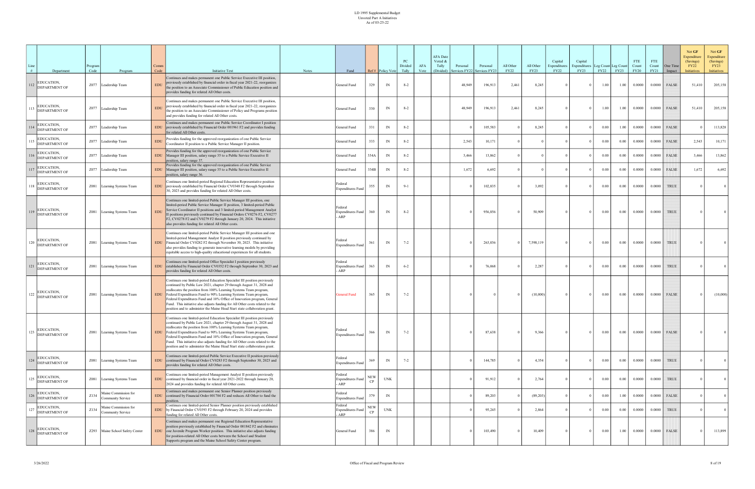LD 1995 Supplemental Budget
Unvoted Part A Initiatives
As of 03-25-22

| Line # | Department | Program Code | Program | Comm Code | Initiative Text | Notes | Fund | Ref # | Policy Vote | PC Divided Tally | AFA Vote | AFA Date Voted & Tally (Divided) | Personal Services FY22 | Personal Services FY23 | All Other FY22 | All Other FY23 | Capital Expenditures FY22 | Capital Expenditures FY23 | Leg Count FY22 | Leg Count FY23 | FTE Count FY20 | FTE Count FY21 | One Time Impact | Net GF Expenditure (Savings) FY22 Initiatives | Net GF Expenditure (Savings) FY23 Initiatives |
|---|---|---|---|---|---|---|---|---|---|---|---|---|---|---|---|---|---|---|---|---|---|---|---|---|---|
| 112 | EDUCATION, DEPARTMENT OF | Z077 | Leadership Team | EDU | Continues and makes permanent one Public Service Executive III position, previously established by financial order in fiscal year 2021-22, reorganizes the position to an Associate Commissioner of Public Education position and provides funding for related All Other costs. | | General Fund | 329 | IN | 8-2 | | | 48,949 | 196,913 | 2,461 | 8,245 | 0 | 0 | 1.00 | 1.00 | 0.0000 | 0.0000 | FALSE | 51,410 | 205,158 |
| 113 | EDUCATION, DEPARTMENT OF | Z077 | Leadership Team | EDU | Continues and makes permanent one Public Service Executive III position, previously established by financial order in fiscal year 2021-22, reorganizes the position to an Associate Commissioner of Policy and Programs position and provides funding for related All Other costs. | | General Fund | 330 | IN | 8-2 | | | 48,949 | 196,913 | 2,461 | 8,245 | 0 | 0 | 1.00 | 1.00 | 0.0000 | 0.0000 | FALSE | 51,410 | 205,158 |
| 114 | EDUCATION, DEPARTMENT OF | Z077 | Leadership Team | EDU | Continues and makes permanent one Public Service Coordinator I position previously established by Financial Order 001961 F2 and provides funding for related All Other costs. | | General Fund | 331 | IN | 8-2 | | | 0 | 105,583 | 0 | 8,245 | 0 | 0 | 0.00 | 1.00 | 0.0000 | 0.0000 | FALSE | 0 | 113,828 |
| 115 | EDUCATION, DEPARTMENT OF | Z077 | Leadership Team | EDU | Provides funding for the approved reorganization of one Public Service Coordinator II position to a Public Service Manager II position. | | General Fund | 333 | IN | 8-2 | | | 2,543 | 10,171 | 0 | 0 | 0 | 0 | 0.00 | 0.00 | 0.0000 | 0.0000 | FALSE | 2,543 | 10,171 |
| 116 | EDUCATION, DEPARTMENT OF | Z077 | Leadership Team | EDU | Provides funding for the approved reorganization of one Public Service Manager III position, salary range 35 to a Public Service Executive II position, salary range 37. | | General Fund | 334A | IN | 8-2 | | | 3,466 | 13,862 | 0 | 0 | 0 | 0 | 0.00 | 0.00 | 0.0000 | 0.0000 | FALSE | 3,466 | 13,862 |
| 117 | EDUCATION, DEPARTMENT OF | Z077 | Leadership Team | EDU | Provides funding for the approved reorganization of one Public Service Manager III position, salary range 35 to a Public Service Executive II position, salary range 36. | | General Fund | 334B | IN | 8-2 | | | 1,672 | 6,692 | 0 | 0 | 0 | 0 | 0.00 | 0.00 | 0.0000 | 0.0000 | FALSE | 1,672 | 6,692 |
| 118 | EDUCATION, DEPARTMENT OF | Z081 | Learning Systems Team | EDU | Continues one limited-period Regional Education Representative position previously established by Financial Order CV0348 F2 through September 30, 2023 and provides funding for related All Other costs. | | Federal Expenditures Fund | 355 | IN | 9-1 | | | 0 | 102,835 | 0 | 3,092 | 0 | 0 | 0.00 | 0.00 | 0.0000 | 0.0000 | TRUE | 0 | 0 |
| 119 | EDUCATION, DEPARTMENT OF | Z081 | Learning Systems Team | EDU | Continues one limited-period Public Service Manager III position, one limited-period Public Service Manager II position, 3 limited-period Public Service Coordinator II positions and 3 limited-period Management Analyst II positions previously continued by Financial Orders CV0276 F2, CV0277 F2, CV0278 F2 and CV0279 F2 through January 20, 2024. This initiative also provides funding for related All Other costs. | | Federal Expenditures Fund - ARP | 360 | IN | 8-2 | | | 0 | 956,856 | 0 | 50,909 | 0 | 0 | 0.00 | 0.00 | 0.0000 | 0.0000 | TRUE | 0 | 0 |
| 120 | EDUCATION, DEPARTMENT OF | Z081 | Learning Systems Team | EDU | Continues one limited-period Public Service Manager III position and one limited-period Management Analyst II position previously continued by Financial Order CV0282 F2 through November 30, 2023. This initiative also provides funding to generate innovative learning models by providing equitable access to high-quality educational experiences for all students. | | Federal Expenditures Fund | 361 | IN | 7-2 | | | 0 | 263,036 | 0 | 7,598,119 | 0 | 0 | 0.00 | 0.00 | 0.0000 | 0.0000 | TRUE | 0 | 0 |
| 121 | EDUCATION, DEPARTMENT OF | Z081 | Learning Systems Team | EDU | Continues one limited-period Office Specialist I position previously established by Financial Order CV0352 F2 through September 30, 2023 and provides funding for related All Other costs. | | Federal Expenditures Fund - ARP | 363 | IN | 6-2 | | | 0 | 76,068 | 0 | 2,287 | 0 | 0 | 0.00 | 0.00 | 0.0000 | 0.0000 | TRUE | 0 | 0 |
| 122 | EDUCATION, DEPARTMENT OF | Z081 | Learning Systems Team | EDU | Continues one limited-period Education Specialist III position previously continued by Public Law 2021, chapter 29 through August 31, 2028 and reallocates the position from 100% Learning Systems Team program, Federal Expenditures Fund to 90% Learning Systems Team program, Federal Expenditures Fund and 10% Office of Innovation program, General Fund. This initiative also adjusts funding for All Other costs related to the position and to administer the Maine Head Start state collaboration grant. | | General Fund | 365 | IN | 7-2 | | | 0 | 0 | 0 | (10,000) | 0 | 0 | 0.00 | 0.00 | 0.0000 | 0.0000 | FALSE | 0 | (10,000) |
| 123 | EDUCATION, DEPARTMENT OF | Z081 | Learning Systems Team | EDU | Continues one limited-period Education Specialist III position previously continued by Public Law 2021, chapter 29 through August 31, 2028 and reallocates the position from 100% Learning Systems Team program, Federal Expenditures Fund to 90% Learning Systems Team program, Federal Expenditures Fund and 10% Office of Innovation program, General Fund. This initiative also adjusts funding for All Other costs related to the position and to administer the Maine Head Start state collaboration grant. | | Federal Expenditures Fund | 366 | IN | 7-2 | | | 0 | 87,638 | 0 | 9,366 | 0 | 0 | 0.00 | 0.00 | 0.0000 | 0.0000 | FALSE | 0 | 0 |
| 124 | EDUCATION, DEPARTMENT OF | Z081 | Learning Systems Team | EDU | Continues one limited-period Public Service Executive II position previously continued by Financial Order CV0283 F2 through September 30, 2023 and provides funding for related All Other costs. | | Federal Expenditures Fund | 369 | IN | 7-2 | | | 0 | 144,785 | 0 | 4,354 | 0 | 0 | 0.00 | 0.00 | 0.0000 | 0.0000 | TRUE | 0 | 0 |
| 125 | EDUCATION, DEPARTMENT OF | Z081 | Learning Systems Team | EDU | Continues one limited-period Management Analyst II position previously continued by financial order in fiscal year 2021-2022 through January 20, 2024 and provides funding for related All Other costs. | | Federal Expenditures Fund - ARP | NEW CP | UNK | | | | 0 | 91,912 | 0 | 2,764 | 0 | 0 | 0.00 | 0.00 | 0.0000 | 0.0000 | TRUE | 0 | 0 |
| 126 | EDUCATION, DEPARTMENT OF | Z134 | Maine Commission for Community Service | EDU | Continues and makes permanent one Senior Planner position previously continued by Financial Order 001704 F2 and reduces All Other to fund the position. | | Federal Expenditures Fund | 379 | IN | | | | 0 | 89,203 | 0 | (89,203) | 0 | 0 | 0.00 | 1.00 | 0.0000 | 0.0000 | FALSE | 0 | 0 |
| 127 | EDUCATION, DEPARTMENT OF | Z134 | Maine Commission for Community Service | EDU | Continues one limited-period Senior Planner position previously established by Financial Order CV0393 F2 through February 20, 2024 and provides funding for related All Other costs. | | Federal Expenditures Fund - ARP | NEW CP | UNK | | | | 0 | 95,245 | 0 | 2,864 | 0 | 0 | 0.00 | 0.00 | 0.0000 | 0.0000 | TRUE | 0 | 0 |
| 128 | EDUCATION, DEPARTMENT OF | Z293 | Maine School Safety Center | EDU | Continues and makes permanent one Regional Education Representative position previously established by Financial Order 001842 F2 and eliminates one Juvenile Program Worker position. This initiative also adjusts funding for position-related All Other costs between the School and Student Supports program and the Maine School Safety Center program. | | General Fund | 386 | IN | | | | 0 | 103,490 | 0 | 10,409 | 0 | 0 | 0.00 | 1.00 | 0.0000 | 0.0000 | FALSE | 0 | 113,899 |

3/26/2022 Office of Fiscal and Program Review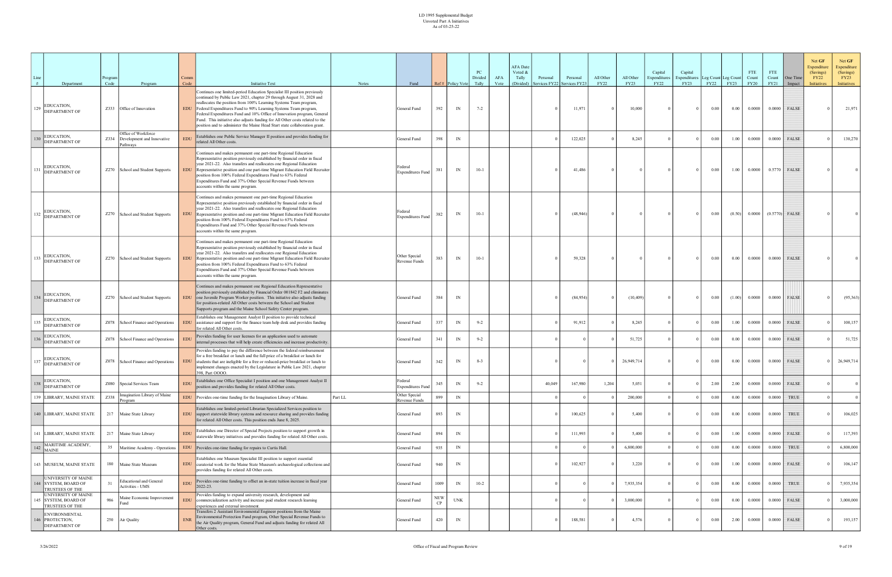LD 1995 Supplemental Budget
Unvoted Part A Initiatives
As of 03-25-22

| Line # | Department | Program Code | Program | Comm Code | Initiative Text | Notes | Fund | Ref # | Policy Vote | PC Divided Tally | AFA Vote | AFA Date Voted & Tally (Divided) | Personal Services FY22 | Personal Services FY23 | All Other FY22 | All Other FY23 | Capital Expenditures FY22 | Capital Expenditures FY23 | Leg Count FY22 | Leg Count FY23 | FTE Count FY20 | FTE Count FY21 | One Time Impact | Net GF Expenditure (Savings) FY22 Initiatives | Net GF Expenditure (Savings) FY23 Initiatives |
|---|---|---|---|---|---|---|---|---|---|---|---|---|---|---|---|---|---|---|---|---|---|---|---|---|---|
| 129 | EDUCATION, DEPARTMENT OF | Z333 | Office of Innovation | EDU | Continues one limited-period Education Specialist III position previously continued by Public Law 2021, chapter 29 through August 31, 2028 and reallocates the position from 100% Learning Systems Team program, Federal Expenditures Fund to 90% Learning Systems Team program, Federal Expenditures Fund and 10% Office of Innovation program, General Fund. This initiative also adjusts funding for related All Other costs related to the position and to administer the Maine Head Start state collaboration grant. | | General Fund | 392 | IN | 7-2 | | | 0 | 11,971 | 0 | 10,000 | 0 | 0 | 0.00 | 0.00 | 0.0000 | 0.0000 | FALSE | 0 | 21,971 |
| 130 | EDUCATION, DEPARTMENT OF | Z334 | Office of Workforce Development and Innovative Pathways | EDU | Establishes one Public Service Manager II position and provides funding for related All Other costs. | | General Fund | 398 | IN | | | | 0 | 122,025 | 0 | 8,245 | 0 | 0 | 0.00 | 1.00 | 0.0000 | 0.0000 | FALSE | 0 | 130,270 |
| 131 | EDUCATION, DEPARTMENT OF | Z270 | School and Student Supports | EDU | Continues and makes permanent one part-time Regional Education Representative position previously established by financial order in fiscal year 2021-22. Also transfers and reallocates one Regional Education Representative position and one part-time Migrant Education Field Recruiter position from 100% Federal Expenditures Fund to 63% Federal Expenditures Fund and 37% Other Special Revenue Funds between accounts within the same program. | | Federal Expenditures Fund | 381 | IN | 10-1 | | | 0 | 41,486 | 0 | 0 | 0 | 0 | 0.00 | 1.00 | 0.0000 | 0.5770 | FALSE | 0 | 0 |
| 132 | EDUCATION, DEPARTMENT OF | Z270 | School and Student Supports | EDU | Continues and makes permanent one part-time Regional Education Representative position previously established by financial order in fiscal year 2021-22. Also transfers and reallocates one Regional Education Representative position and one part-time Migrant Education Field Recruiter position from 100% Federal Expenditures Fund to 63% Federal Expenditures Fund and 37% Other Special Revenue Funds between accounts within the same program. | | Federal Expenditures Fund | 382 | IN | 10-1 | | | 0 | (48,946) | 0 | 0 | 0 | 0 | 0.00 | (0.50) | 0.0000 | (0.5770) | FALSE | 0 | 0 |
| 133 | EDUCATION, DEPARTMENT OF | Z270 | School and Student Supports | EDU | Continues and makes permanent one part-time Regional Education Representative position previously established by financial order in fiscal year 2021-22. Also transfers and reallocates one Regional Education Representative position and one part-time Migrant Education Field Recruiter position from 100% Federal Expenditures Fund to 63% Federal Expenditures Fund and 37% Other Special Revenue Funds between accounts within the same program. | | Other Special Revenue Funds | 383 | IN | 10-1 | | | 0 | 59,328 | 0 | 0 | 0 | 0 | 0.00 | 0.00 | 0.0000 | 0.0000 | FALSE | 0 | 0 |
| 134 | EDUCATION, DEPARTMENT OF | Z270 | School and Student Supports | EDU | Continues and makes permanent one Regional Education Representative position previously established by Financial Order 001842 F2 and eliminates one Juvenile Program Worker position. This initiative also adjusts funding for position-related All Other costs between the School and Student Supports program and the Maine School Safety Center program. | | General Fund | 384 | IN | | | | 0 | (84,954) | 0 | (10,409) | 0 | 0 | 0.00 | (1.00) | 0.0000 | 0.0000 | FALSE | 0 | (95,363) |
| 135 | EDUCATION, DEPARTMENT OF | Z078 | School Finance and Operations | EDU | Establishes one Management Analyst II position to provide technical assistance and support for the finance team help desk and provides funding for related All Other costs. | | General Fund | 337 | IN | 9-2 | | | 0 | 91,912 | 0 | 8,245 | 0 | 0 | 0.00 | 1.00 | 0.0000 | 0.0000 | FALSE | 0 | 100,157 |
| 136 | EDUCATION, DEPARTMENT OF | Z078 | School Finance and Operations | EDU | Provides funding for user licenses for an application used to automate internal processes that will help create efficiencies and increase productivity. | | General Fund | 341 | IN | 9-2 | | | 0 | 0 | 0 | 51,725 | 0 | 0 | 0.00 | 0.00 | 0.0000 | 0.0000 | FALSE | 0 | 51,725 |
| 137 | EDUCATION, DEPARTMENT OF | Z078 | School Finance and Operations | EDU | Provides funding to pay the difference between the federal reimbursement for a free breakfast or lunch and the full price of a breakfast or lunch for students that are ineligible for a free or reduced-price breakfast or lunch to implement changes enacted by the Legislature in Public Law 2021, chapter 398, Part OOOO. | | General Fund | 342 | IN | 8-3 | | | 0 | 0 | 0 | 26,949,714 | 0 | 0 | 0.00 | 0.00 | 0.0000 | 0.0000 | FALSE | 0 | 26,949,714 |
| 138 | EDUCATION, DEPARTMENT OF | Z080 | Special Services Team | EDU | Establishes one Office Specialist I position and one Management Analyst II position and provides funding for related All Other costs. | | Federal Expenditures Fund | 345 | IN | 9-2 | | | 40,049 | 167,980 | 1,204 | 5,051 | 0 | 0 | 2.00 | 2.00 | 0.0000 | 0.0000 | FALSE | 0 | 0 |
| 139 | LIBRARY, MAINE STATE | Z338 | Imagination Library of Maine Program | EDU | Provides one-time funding for the Imagination Library of Maine. | Part LL | Other Special Revenue Funds | 899 | IN | | | | 0 | 0 | 0 | 200,000 | 0 | 0 | 0.00 | 0.00 | 0.0000 | 0.0000 | TRUE | 0 | 0 |
| 140 | LIBRARY, MAINE STATE | 217 | Maine State Library | EDU | Establishes one limited-period Librarian Specialized Services position to support statewide library systems and resource sharing and provides funding for related All Other costs. This position ends June 8, 2025. | | General Fund | 893 | IN | | | | 0 | 100,625 | 0 | 5,400 | 0 | 0 | 0.00 | 0.00 | 0.0000 | 0.0000 | TRUE | 0 | 106,025 |
| 141 | LIBRARY, MAINE STATE | 217 | Maine State Library | EDU | Establishes one Director of Special Projects position to support growth in statewide library initiatives and provides funding for related All Other costs. | | General Fund | 894 | IN | | | | 0 | 111,993 | 0 | 5,400 | 0 | 0 | 0.00 | 1.00 | 0.0000 | 0.0000 | FALSE | 0 | 117,393 |
| 142 | MARITIME ACADEMY, MAINE | 35 | Maritime Academy - Operations | EDU | Provides one-time funding for repairs to Curtis Hall. | | General Fund | 935 | IN | | | | 0 | 0 | 0 | 6,800,000 | 0 | 0 | 0.00 | 0.00 | 0.0000 | 0.0000 | TRUE | 0 | 6,800,000 |
| 143 | MUSEUM, MAINE STATE | 180 | Maine State Museum | EDU | Establishes one Museum Specialist III position to support essential curatorial work for the Maine State Museum's archaeological collections and provides funding for related All Other costs. | | General Fund | 940 | IN | | | | 0 | 102,927 | 0 | 3,220 | 0 | 0 | 0.00 | 1.00 | 0.0000 | 0.0000 | FALSE | 0 | 106,147 |
| 144 | UNIVERSITY OF MAINE SYSTEM, BOARD OF TRUSTEES OF THE | 31 | Educational and General Activities - UMS | EDU | Provides one-time funding to offset an in-state tuition increase in fiscal year 2022-23. | | General Fund | 1009 | IN | 10-2 | | | 0 | 0 | 0 | 7,935,354 | 0 | 0 | 0.00 | 0.00 | 0.0000 | 0.0000 | TRUE | 0 | 7,935,354 |
| 145 | UNIVERSITY OF MAINE SYSTEM, BOARD OF TRUSTEES OF THE | 986 | Maine Economic Improvement Fund | EDU | Provides funding to expand university research, development and commercialization activity and increase paid student research learning experiences and external investment. | | General Fund | NEW CP | UNK | | | | 0 | 0 | 0 | 3,000,000 | 0 | 0 | 0.00 | 0.00 | 0.0000 | 0.0000 | FALSE | 0 | 3,000,000 |
| 146 | ENVIRONMENTAL PROTECTION, DEPARTMENT OF | 250 | Air Quality | ENR | Transfers 2 Assistant Environmental Engineer positions from the Maine Environmental Protection Fund program, Other Special Revenue Funds to the Air Quality program, General Fund and adjusts funding for related All Other costs. | | General Fund | 420 | IN | | | | 0 | 188,581 | 0 | 4,576 | 0 | 0 | 0.00 | 2.00 | 0.0000 | 0.0000 | FALSE | 0 | 193,157 |

3/26/2022 Office of Fiscal and Program Review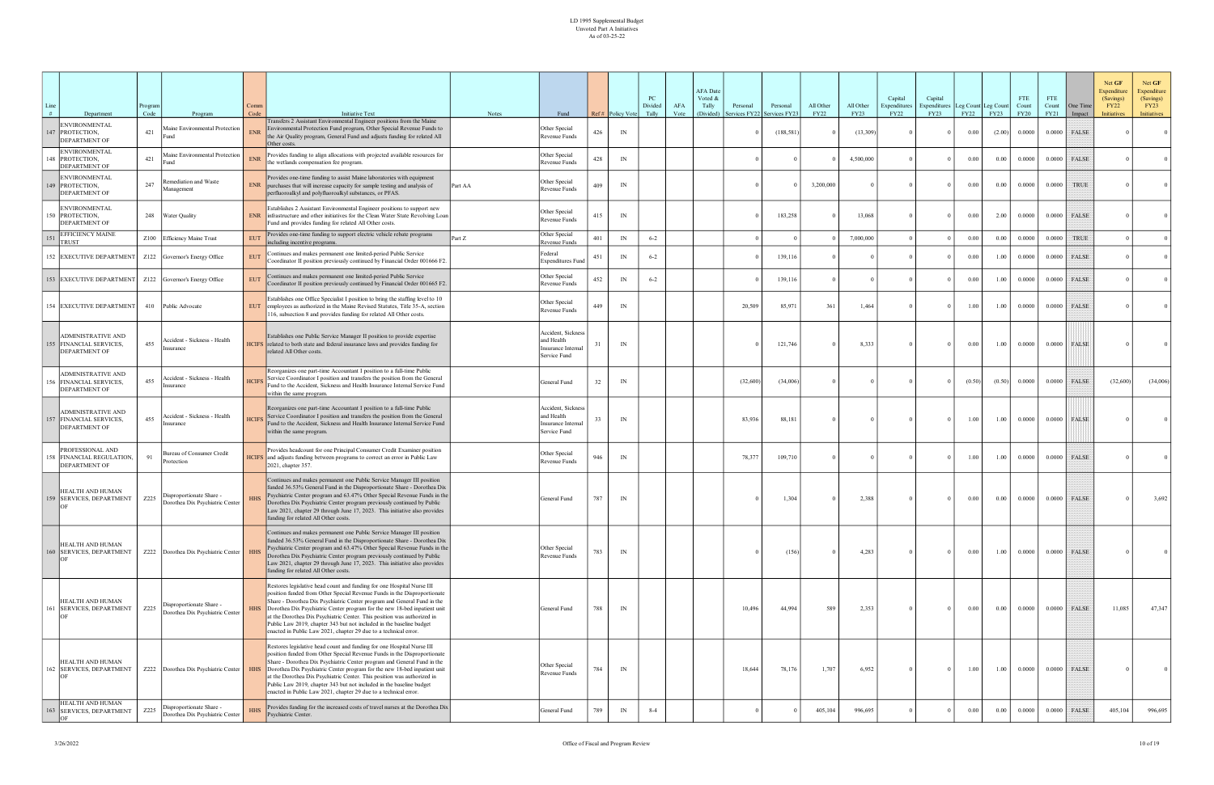LD 1995 Supplemental Budget
Unvoted Part A Initiatives
As of 03-25-22

| Line # | Department | Program Code | Program | Comm Code | Initiative Text | Notes | Fund | Ref # | Policy Vote | PC Divided Tally | AFA Vote | AFA Date Voted & Tally (Divided) | Personal Services FY22 | Personal Services FY23 | All Other FY22 | All Other FY23 | Capital Expenditures FY22 | Capital Expenditures FY23 | Leg Count FY22 | Leg Count FY23 | FTE Count FY20 | FTE Count FY21 | One Time Impact | Net GF Expenditure (Savings) FY22 Initiatives | Net GF Expenditure (Savings) FY23 Initiatives |
|---|---|---|---|---|---|---|---|---|---|---|---|---|---|---|---|---|---|---|---|---|---|---|---|---|---|
| 147 | ENVIRONMENTAL PROTECTION, DEPARTMENT OF | 421 | Maine Environmental Protection Fund | ENR | Transfers 2 Assistant Environmental Engineer positions from the Maine Environmental Protection Fund program, Other Special Revenue Funds to the Air Quality program, General Fund and adjusts funding for related All Other costs. | | Other Special Revenue Funds | 426 | IN | | | | 0 | (188,581) | 0 | (13,309) | 0 | 0 | 0.00 | (2.00) | 0.0000 | 0.0000 | FALSE | 0 | 0 |
| 148 | ENVIRONMENTAL PROTECTION, DEPARTMENT OF | 421 | Maine Environmental Protection Fund | ENR | Provides funding to align allocations with projected available resources for the wetlands compensation fee program. | | Other Special Revenue Funds | 428 | IN | | | | 0 | 0 | 0 | 4,500,000 | 0 | 0 | 0.00 | 0.00 | 0.0000 | 0.0000 | FALSE | 0 | 0 |
| 149 | ENVIRONMENTAL PROTECTION, DEPARTMENT OF | 247 | Remediation and Waste Management | ENR | Provides one-time funding to assist Maine laboratories with equipment purchases that will increase capacity for sample testing and analysis of perfluoroalkyl and polyfluoroalkyl substances, or PFAS. | Part AA | Other Special Revenue Funds | 409 | IN | | | | 0 | 0 | 3,200,000 | 0 | 0 | 0 | 0.00 | 0.00 | 0.0000 | 0.0000 | TRUE | 0 | 0 |
| 150 | ENVIRONMENTAL PROTECTION, DEPARTMENT OF | 248 | Water Quality | ENR | Establishes 2 Assistant Environmental Engineer positions to support new infrastructure and other initiatives for the Clean Water State Revolving Loan Fund and provides funding for related All Other costs. | | Other Special Revenue Funds | 415 | IN | | | | 0 | 183,258 | 0 | 13,068 | 0 | 0 | 0.00 | 2.00 | 0.0000 | 0.0000 | FALSE | 0 | 0 |
| 151 | EFFICIENCY MAINE TRUST | Z100 | Efficiency Maine Trust | EUT | Provides one-time funding to support electric vehicle rebate programs including incentive programs. | Part Z | Other Special Revenue Funds | 401 | IN | 6-2 | | | 0 | 0 | 0 | 7,000,000 | 0 | 0 | 0.00 | 0.00 | 0.0000 | 0.0000 | TRUE | 0 | 0 |
| 152 | EXECUTIVE DEPARTMENT | Z122 | Governor's Energy Office | EUT | Continues and makes permanent one limited-period Public Service Coordinator II position previously continued by Financial Order 001666 F2. | | Federal Expenditures Fund | 451 | IN | 6-2 | | | 0 | 139,116 | 0 | 0 | 0 | 0 | 0.00 | 1.00 | 0.0000 | 0.0000 | FALSE | 0 | 0 |
| 153 | EXECUTIVE DEPARTMENT | Z122 | Governor's Energy Office | EUT | Continues and makes permanent one limited-period Public Service Coordinator II position previously continued by Financial Order 001665 F2. | | Other Special Revenue Funds | 452 | IN | 6-2 | | | 0 | 139,116 | 0 | 0 | 0 | 0 | 0.00 | 1.00 | 0.0000 | 0.0000 | FALSE | 0 | 0 |
| 154 | EXECUTIVE DEPARTMENT | 410 | Public Advocate | EUT | Establishes one Office Specialist I position to bring the staffing level to 10 employees as authorized in the Maine Revised Statutes, Title 35-A, section 116, subsection 8 and provides funding for related All Other costs. | | Other Special Revenue Funds | 449 | IN | | | | 20,509 | 85,971 | 361 | 1,464 | 0 | 0 | 1.00 | 1.00 | 0.0000 | 0.0000 | FALSE | 0 | 0 |
| 155 | ADMINISTRATIVE AND FINANCIAL SERVICES, DEPARTMENT OF | 455 | Accident - Sickness - Health Insurance | HCIFS | Establishes one Public Service Manager II position to provide expertise related to both state and federal insurance laws and provides funding for related All Other costs. | | Accident, Sickness and Health Insurance Internal Service Fund | 31 | IN | | | | 0 | 121,746 | 0 | 8,333 | 0 | 0 | 0.00 | 1.00 | 0.0000 | 0.0000 | FALSE | 0 | 0 |
| 156 | ADMINISTRATIVE AND FINANCIAL SERVICES, DEPARTMENT OF | 455 | Accident - Sickness - Health Insurance | HCIFS | Reorganizes one part-time Accountant I position to a full-time Public Service Coordinator I position and transfers the position from the General Fund to the Accident, Sickness and Health Insurance Internal Service Fund within the same program. | | General Fund | 32 | IN | | | | (32,600) | (34,006) | 0 | 0 | 0 | 0 | (0.50) | (0.50) | 0.0000 | 0.0000 | FALSE | (32,600) | (34,006) |
| 157 | ADMINISTRATIVE AND FINANCIAL SERVICES, DEPARTMENT OF | 455 | Accident - Sickness - Health Insurance | HCIFS | Reorganizes one part-time Accountant I position to a full-time Public Service Coordinator I position and transfers the position from the General Fund to the Accident, Sickness and Health Insurance Internal Service Fund within the same program. | | Accident, Sickness and Health Insurance Internal Service Fund | 33 | IN | | | | 83,936 | 88,181 | 0 | 0 | 0 | 0 | 1.00 | 1.00 | 0.0000 | 0.0000 | FALSE | 0 | 0 |
| 158 | PROFESSIONAL AND FINANCIAL REGULATION, DEPARTMENT OF | 91 | Bureau of Consumer Credit Protection | HCIFS | Provides headcount for one Principal Consumer Credit Examiner position and adjusts funding between programs to correct an error in Public Law 2021, chapter 357. | | Other Special Revenue Funds | 946 | IN | | | | 78,377 | 109,710 | 0 | 0 | 0 | 0 | 1.00 | 1.00 | 0.0000 | 0.0000 | FALSE | 0 | 0 |
| 159 | HEALTH AND HUMAN SERVICES, DEPARTMENT OF | Z225 | Disproportionate Share - Dorothea Dix Psychiatric Center | HHS | Continues and makes permanent one Public Service Manager III position funded 36.53% General Fund in the Disproportionate Share - Dorothea Dix Psychiatric Center program and 63.47% Other Special Revenue Funds in the Dorothea Dix Psychiatric Center program previously continued by Public Law 2021, chapter 29 through June 17, 2023. This initiative also provides funding for related All Other costs. | | General Fund | 787 | IN | | | | 0 | 1,304 | 0 | 2,388 | 0 | 0 | 0.00 | 0.00 | 0.0000 | 0.0000 | FALSE | 0 | 3,692 |
| 160 | HEALTH AND HUMAN SERVICES, DEPARTMENT OF | Z222 | Dorothea Dix Psychiatric Center | HHS | Continues and makes permanent one Public Service Manager III position funded 36.53% General Fund in the Disproportionate Share - Dorothea Dix Psychiatric Center program and 63.47% Other Special Revenue Funds in the Dorothea Dix Psychiatric Center program previously continued by Public Law 2021, chapter 29 through June 17, 2023. This initiative also provides funding for related All Other costs. | | Other Special Revenue Funds | 783 | IN | | | | 0 | (156) | 0 | 4,283 | 0 | 0 | 0.00 | 1.00 | 0.0000 | 0.0000 | FALSE | 0 | 0 |
| 161 | HEALTH AND HUMAN SERVICES, DEPARTMENT OF | Z225 | Disproportionate Share - Dorothea Dix Psychiatric Center | HHS | Restores legislative head count and funding for one Hospital Nurse III position funded from Other Special Revenue Funds in the Disproportionate Share - Dorothea Dix Psychiatric Center program and General Fund in the Dorothea Dix Psychiatric Center program for the new 18-bed inpatient unit at the Dorothea Dix Psychiatric Center. This position was authorized in Public Law 2019, chapter 343 but not included in the baseline budget enacted in Public Law 2021, chapter 29 due to a technical error. | | General Fund | 788 | IN | | | | 10,496 | 44,994 | 589 | 2,353 | 0 | 0 | 0.00 | 0.00 | 0.0000 | 0.0000 | FALSE | 11,085 | 47,347 |
| 162 | HEALTH AND HUMAN SERVICES, DEPARTMENT OF | Z222 | Dorothea Dix Psychiatric Center | HHS | Restores legislative head count and funding for one Hospital Nurse III position funded from Other Special Revenue Funds in the Disproportionate Share - Dorothea Dix Psychiatric Center program and General Fund in the Dorothea Dix Psychiatric Center program for the new 18-bed inpatient unit at the Dorothea Dix Psychiatric Center. This position was authorized in Public Law 2019, chapter 343 but not included in the baseline budget enacted in Public Law 2021, chapter 29 due to a technical error. | | Other Special Revenue Funds | 784 | IN | | | | 18,644 | 78,176 | 1,707 | 6,952 | 0 | 0 | 1.00 | 1.00 | 0.0000 | 0.0000 | FALSE | 0 | 0 |
| 163 | HEALTH AND HUMAN SERVICES, DEPARTMENT OF | Z225 | Disproportionate Share - Dorothea Dix Psychiatric Center | HHS | Provides funding for the increased costs of travel nurses at the Dorothea Dix Psychiatric Center. | | General Fund | 789 | IN | 8-4 | | | 0 | 0 | 405,104 | 996,695 | 0 | 0 | 0.00 | 0.00 | 0.0000 | 0.0000 | FALSE | 405,104 | 996,695 |

3/26/2022 Office of Fiscal and Program Review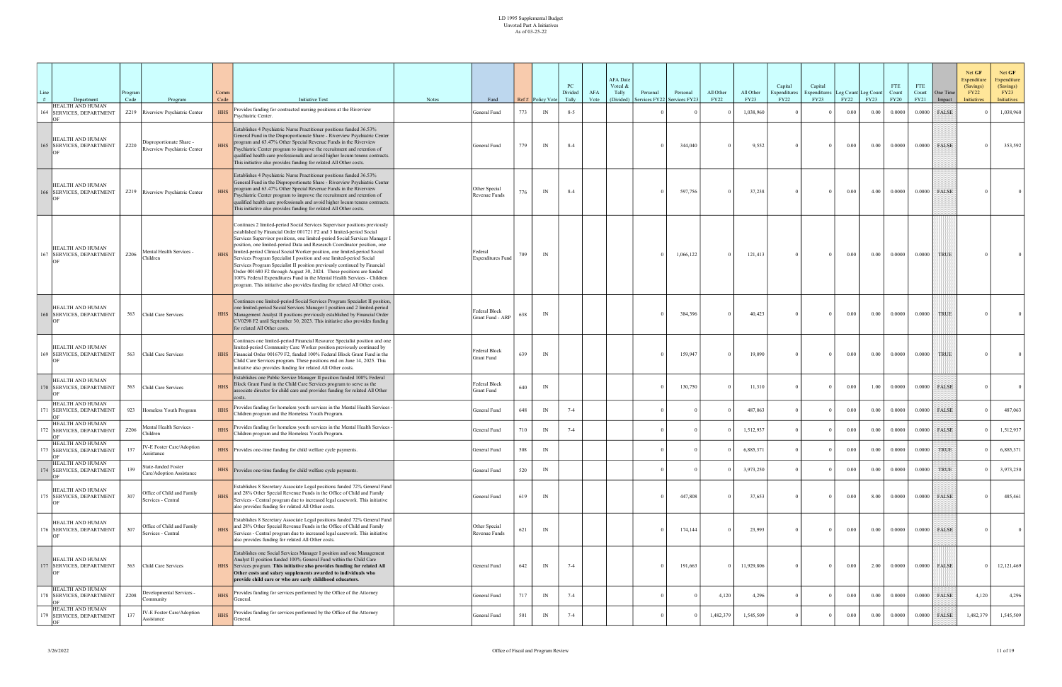LD 1995 Supplemental Budget
Unvoted Part A Initiatives
As of 03-25-22

| Line # | Department | Program Code | Program | Comm Code | Initiative Text | Notes | Fund | Ref # | Policy Vote | PC Divided Tally | AFA Vote | AFA Date Voted & Tally (Divided) | Personal Services FY22 | Personal Services FY23 | All Other FY22 | All Other FY23 | Capital Expenditures FY22 | Capital Expenditures FY23 | Leg Count FY22 | Leg Count FY23 | FTE Count FY20 | FTE Count FY21 | One Time Impact | Net GF Expenditure (Savings) FY22 Initiatives | Net GF Expenditure (Savings) FY23 Initiatives |
|---|---|---|---|---|---|---|---|---|---|---|---|---|---|---|---|---|---|---|---|---|---|---|---|---|---|
| 164 | HEALTH AND HUMAN SERVICES, DEPARTMENT OF | Z219 | Riverview Psychiatric Center | HHS | Provides funding for contracted nursing positions at the Riverview Psychiatric Center. | | General Fund | 773 | IN | 8-5 | | | 0 | 0 | 0 | 1,038,960 | 0 | 0 | 0.00 | 0.00 | 0.0000 | 0.0000 | FALSE | 0 | 1,038,960 |
| 165 | HEALTH AND HUMAN SERVICES, DEPARTMENT OF | Z220 | Disproportionate Share - Riverview Psychiatric Center | HHS | Establishes 4 Psychiatric Nurse Practitioner positions funded 36.53% General Fund in the Disproportionate Share - Riverview Psychiatric Center program and 63.47% Other Special Revenue Funds in the Riverview Psychiatric Center program to improve the recruitment and retention of qualified health care professionals and avoid higher locum tenens contracts. This initiative also provides funding for related All Other costs. | | General Fund | 779 | IN | 8-4 | | | 0 | 344,040 | 0 | 9,552 | 0 | 0 | 0.00 | 0.00 | 0.0000 | 0.0000 | FALSE | 0 | 353,592 |
| 166 | HEALTH AND HUMAN SERVICES, DEPARTMENT OF | Z219 | Riverview Psychiatric Center | HHS | Establishes 4 Psychiatric Nurse Practitioner positions funded 36.53% General Fund in the Disproportionate Share - Riverview Psychiatric Center program and 63.47% Other Special Revenue Funds in the Riverview Psychiatric Center program to improve the recruitment and retention of qualified health care professionals and avoid higher locum tenens contracts. This initiative also provides funding for related All Other costs. | | Other Special Revenue Funds | 776 | IN | 8-4 | | | 0 | 597,756 | 0 | 37,238 | 0 | 0 | 0.00 | 4.00 | 0.0000 | 0.0000 | FALSE | 0 | 0 |
| 167 | HEALTH AND HUMAN SERVICES, DEPARTMENT OF | Z206 | Mental Health Services - Children | HHS | Continues 2 limited-period Social Services Supervisor positions previously established by Financial Order 001721 F2 and 3 limited-period Social Services Supervisor positions, one limited-period Social Services Manager I position, one limited-period Data and Research Coordinator position, one limited-period Clinical Social Worker position, one limited-period Social Services Program Specialist I position and one limited-period Social Services Program Specialist II position previously continued by Financial Order 001680 F2 through August 30, 2024. These positions are funded 100% Federal Expenditures Fund in the Mental Health Services - Children program. This initiative also provides funding for related All Other costs. | | Federal Expenditures Fund | 709 | IN | | | | 0 | 1,066,122 | 0 | 121,413 | 0 | 0 | 0.00 | 0.00 | 0.0000 | 0.0000 | TRUE | 0 | 0 |
| 168 | HEALTH AND HUMAN SERVICES, DEPARTMENT OF | 563 | Child Care Services | HHS | Continues one limited-period Social Services Program Specialist II position, one limited-period Social Services Manager I position and 2 limited-period Management Analyst II positions previously established by Financial Order CV0298 F2 until September 30, 2023. This initiative also provides funding for related All Other costs. | | Federal Block Grant Fund - ARP | 638 | IN | | | | 0 | 384,396 | 0 | 40,423 | 0 | 0 | 0.00 | 0.00 | 0.0000 | 0.0000 | TRUE | 0 | 0 |
| 169 | HEALTH AND HUMAN SERVICES, DEPARTMENT OF | 563 | Child Care Services | HHS | Continues one limited-period Financial Resource Specialist position and one limited-period Community Care Worker position previously continued by Financial Order 001679 F2, funded 100% Federal Block Grant Fund in the Child Care Services program. These positions end on June 14, 2025. This initiative also provides funding for related All Other costs. | | Federal Block Grant Fund | 639 | IN | | | | 0 | 159,947 | 0 | 19,090 | 0 | 0 | 0.00 | 0.00 | 0.0000 | 0.0000 | TRUE | 0 | 0 |
| 170 | HEALTH AND HUMAN SERVICES, DEPARTMENT OF | 563 | Child Care Services | HHS | Establishes one Public Service Manager II position funded 100% Federal Block Grant Fund in the Child Care Services program to serve as the associate director for child care and provides funding for related All Other costs. | | Federal Block Grant Fund | 640 | IN | | | | 0 | 130,750 | 0 | 11,310 | 0 | 0 | 0.00 | 1.00 | 0.0000 | 0.0000 | FALSE | 0 | 0 |
| 171 | HEALTH AND HUMAN SERVICES, DEPARTMENT OF | 923 | Homeless Youth Program | HHS | Provides funding for homeless youth services in the Mental Health Services - Children program and the Homeless Youth Program. | | General Fund | 648 | IN | 7-4 | | | 0 | 0 | 0 | 487,063 | 0 | 0 | 0.00 | 0.00 | 0.0000 | 0.0000 | FALSE | 0 | 487,063 |
| 172 | HEALTH AND HUMAN SERVICES, DEPARTMENT OF | Z206 | Mental Health Services - Children | HHS | Provides funding for homeless youth services in the Mental Health Services - Children program and the Homeless Youth Program. | | General Fund | 710 | IN | 7-4 | | | 0 | 0 | 0 | 1,512,937 | 0 | 0 | 0.00 | 0.00 | 0.0000 | 0.0000 | FALSE | 0 | 1,512,937 |
| 173 | HEALTH AND HUMAN SERVICES, DEPARTMENT OF | 137 | IV-E Foster Care/Adoption Assistance | HHS | Provides one-time funding for child welfare cycle payments. | | General Fund | 508 | IN | | | | 0 | 0 | 0 | 6,885,371 | 0 | 0 | 0.00 | 0.00 | 0.0000 | 0.0000 | TRUE | 0 | 6,885,371 |
| 174 | HEALTH AND HUMAN SERVICES, DEPARTMENT OF | 139 | State-funded Foster Care/Adoption Assistance | HHS | Provides one-time funding for child welfare cycle payments. | | General Fund | 520 | IN | | | | 0 | 0 | 0 | 3,973,250 | 0 | 0 | 0.00 | 0.00 | 0.0000 | 0.0000 | TRUE | 0 | 3,973,250 |
| 175 | HEALTH AND HUMAN SERVICES, DEPARTMENT OF | 307 | Office of Child and Family Services - Central | HHS | Establishes 8 Secretary Associate Legal positions funded 72% General Fund and 28% Other Special Revenue Funds in the Office of Child and Family Services - Central program due to increased legal casework. This initiative also provides funding for related All Other costs. | | General Fund | 619 | IN | | | | 0 | 447,808 | 0 | 37,653 | 0 | 0 | 0.00 | 8.00 | 0.0000 | 0.0000 | FALSE | 0 | 485,461 |
| 176 | HEALTH AND HUMAN SERVICES, DEPARTMENT OF | 307 | Office of Child and Family Services - Central | HHS | Establishes 8 Secretary Associate Legal positions funded 72% General Fund and 28% Other Special Revenue Funds in the Office of Child and Family Services - Central program due to increased legal casework. This initiative also provides funding for related All Other costs. | | Other Special Revenue Funds | 621 | IN | | | | 0 | 174,144 | 0 | 23,993 | 0 | 0 | 0.00 | 0.00 | 0.0000 | 0.0000 | FALSE | 0 | 0 |
| 177 | HEALTH AND HUMAN SERVICES, DEPARTMENT OF | 563 | Child Care Services | HHS | Establishes one Social Services Manager I position and one Management Analyst II position funded 100% General Fund within the Child Care Services program. **This initiative also provides funding for related All Other costs and salary supplements awarded to individuals who provide child care or who are early childhood educators.** | | General Fund | 642 | IN | 7-4 | | | 0 | 191,663 | 0 | 11,929,806 | 0 | 0 | 0.00 | 2.00 | 0.0000 | 0.0000 | FALSE | 0 | 12,121,469 |
| 178 | HEALTH AND HUMAN SERVICES, DEPARTMENT OF | Z208 | Developmental Services - Community | HHS | Provides funding for services performed by the Office of the Attorney General. | | General Fund | 717 | IN | 7-4 | | | 0 | 0 | 4,120 | 4,296 | 0 | 0 | 0.00 | 0.00 | 0.0000 | 0.0000 | FALSE | 4,120 | 4,296 |
| 179 | HEALTH AND HUMAN SERVICES, DEPARTMENT OF | 137 | IV-E Foster Care/Adoption Assistance | HHS | Provides funding for services performed by the Office of the Attorney General. | | General Fund | 501 | IN | 7-4 | | | 0 | 0 | 1,482,379 | 1,545,509 | 0 | 0 | 0.00 | 0.00 | 0.0000 | 0.0000 | FALSE | 1,482,379 | 1,545,509 |

3/26/2022 Office of Fiscal and Program Review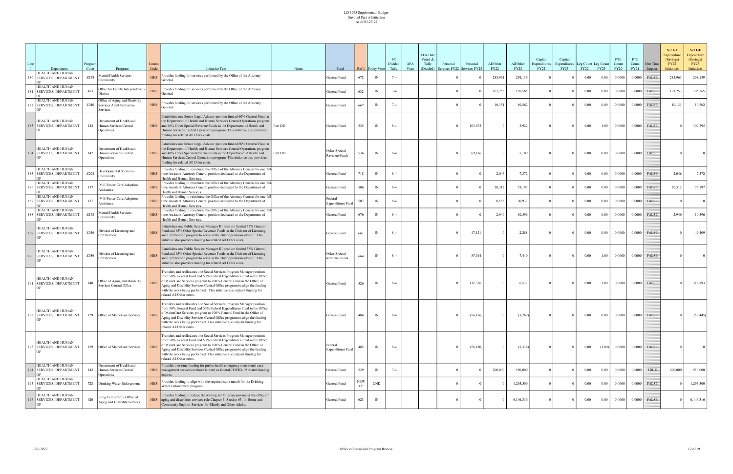LD 1995 Supplemental Budget
Unvoted Part A Initiatives
As of 03-25-22

| Line # | Department | Program Code | Program | Comm Code | Initiative Text | Notes | Fund | Ref # | Policy Vote | PC Divided Tally | AFA Vote | AFA Date Voted & Tally (Divided) | Personal Services FY22 | Personal Services FY23 | All Other FY22 | All Other FY23 | Capital Expenditures FY22 | Capital Expenditures FY23 | Leg Count FY22 | Leg Count FY23 | FTE Count FY20 | FTE Count FY21 | One Time Impact | Net GF Expenditure (Savings) FY22 Initiatives | Net GF Expenditure (Savings) FY23 Initiatives |
|---|---|---|---|---|---|---|---|---|---|---|---|---|---|---|---|---|---|---|---|---|---|---|---|---|---|
| 180 | HEALTH AND HUMAN SERVICES, DEPARTMENT OF | Z198 | Mental Health Services - Community | HHS | Provides funding for services performed by the Office of the Attorney General. | | General Fund | 672 | IN | 7-4 | | | 0 | 0 | 285,961 | 298,139 | 0 | 0 | 0.00 | 0.00 | 0.0000 | 0.0000 | FALSE | 285,961 | 298,139 |
| 181 | HEALTH AND HUMAN SERVICES, DEPARTMENT OF | 453 | Office for Family Independence - District | HHS | Provides funding for services performed by the Office of the Attorney General. | | General Fund | 632 | IN | 7-4 | | | 0 | 0 | 101,253 | 105,565 | 0 | 0 | 0.00 | 0.00 | 0.0000 | 0.0000 | FALSE | 101,253 | 105,565 |
| 182 | HEALTH AND HUMAN SERVICES, DEPARTMENT OF | Z040 | Office of Aging and Disability Services Adult Protective Services | HHS | Provides funding for services performed by the Office of the Attorney General. | | General Fund | 667 | IN | 7-4 | | | 0 | 0 | 10,131 | 10,562 | 0 | 0 | 0.00 | 0.00 | 0.0000 | 0.0000 | FALSE | 10,131 | 10,562 |
| 183 | HEALTH AND HUMAN SERVICES, DEPARTMENT OF | 142 | Department of Health and Human Services Central Operations | HHS | Establishes one Senior Legal Advisor position funded 60% General Fund in the Department of Health and Human Services Central Operations program and 40% Other Special Revenue Funds in the Department of Health and Human Services Central Operations program. This initiative also provides funding for related All Other costs. | Part DD | General Fund | 535 | IN | 8-4 | | | 0 | 103,673 | 0 | 3,922 | 0 | 0 | 0.00 | 1.00 | 0.0000 | 0.0000 | FALSE | 0 | 107,595 |
| 184 | HEALTH AND HUMAN SERVICES, DEPARTMENT OF | 142 | Department of Health and Human Services Central Operations | HHS | Establishes one Senior Legal Advisor position funded 60% General Fund in the Department of Health and Human Services Central Operations program and 40% Other Special Revenue Funds in the Department of Health and Human Services Central Operations program. This initiative also provides funding for related All Other costs. | Part DD | Other Special Revenue Funds | 536 | IN | 8-4 | | | 0 | 69,116 | 0 | 5,109 | 0 | 0 | 0.00 | 0.00 | 0.0000 | 0.0000 | FALSE | 0 | 0 |
| 185 | HEALTH AND HUMAN SERVICES, DEPARTMENT OF | Z208 | Developmental Services - Community | HHS | Provides funding to reimburse the Office of the Attorney General for one full-time Assistant Attorney General position dedicated to the Department of Health and Human Services. | | General Fund | 718 | IN | 8-4 | | | 0 | 0 | 2,046 | 7,372 | 0 | 0 | 0.00 | 0.00 | 0.0000 | 0.0000 | FALSE | 2,046 | 7,372 |
| 186 | HEALTH AND HUMAN SERVICES, DEPARTMENT OF | 137 | IV-E Foster Care/Adoption Assistance | HHS | Provides funding to reimburse the Office of the Attorney General for one full-time Assistant Attorney General position dedicated to the Department of Health and Human Services. | | General Fund | 506 | IN | 8-4 | | | 0 | 0 | 20,312 | 73,197 | 0 | 0 | 0.00 | 0.00 | 0.0000 | 0.0000 | FALSE | 20,312 | 73,197 |
| 187 | HEALTH AND HUMAN SERVICES, DEPARTMENT OF | 137 | IV-E Foster Care/Adoption Assistance | HHS | Provides funding to reimburse the Office of the Attorney General for one full-time Assistant Attorney General position dedicated to the Department of Health and Human Services. | | Federal Expenditures Fund | 507 | IN | 8-4 | | | 0 | 0 | 8,585 | 30,937 | 0 | 0 | 0.00 | 0.00 | 0.0000 | 0.0000 | FALSE | 0 | 0 |
| 188 | HEALTH AND HUMAN SERVICES, DEPARTMENT OF | Z198 | Mental Health Services - Community | HHS | Provides funding to reimburse the Office of the Attorney General for one full-time Assistant Attorney General position dedicated to the Department of Health and Human Services. | | General Fund | 676 | IN | 8-4 | | | 0 | 0 | 2,940 | 10,596 | 0 | 0 | 0.00 | 0.00 | 0.0000 | 0.0000 | FALSE | 2,940 | 10,596 |
| 189 | HEALTH AND HUMAN SERVICES, DEPARTMENT OF | Z036 | Division of Licensing and Certification | HHS | Establishes one Public Service Manager III position funded 35% General Fund and 65% Other Special Revenue Funds in the Division of Licensing and Certification program to serve as the chief operations officer. This initiative also provides funding for related All Other costs. | | General Fund | 661 | IN | 8-4 | | | 0 | 47,121 | 0 | 2,288 | 0 | 0 | 0.00 | 0.00 | 0.0000 | 0.0000 | FALSE | 0 | 49,409 |
| 190 | HEALTH AND HUMAN SERVICES, DEPARTMENT OF | Z036 | Division of Licensing and Certification | HHS | Establishes one Public Service Manager III position funded 35% General Fund and 65% Other Special Revenue Funds in the Division of Licensing and Certification program to serve as the chief operations officer. This initiative also provides funding for related All Other costs. | | Other Special Revenue Funds | 664 | IN | 8-4 | | | 0 | 87,514 | 0 | 7,440 | 0 | 0 | 0.00 | 1.00 | 0.0000 | 0.0000 | FALSE | 0 | 0 |
| 191 | HEALTH AND HUMAN SERVICES, DEPARTMENT OF | 140 | Office of Aging and Disability Services Central Office | HHS | Transfers and reallocates one Social Services Program Manager position from 50% General Fund and 50% Federal Expenditures Fund in the Office of MaineCare Services program to 100% General Fund in the Office of Aging and Disability Services Central Office program to align the funding with the work being performed. This initiative also adjusts funding for related All Other costs. | | General Fund | 526 | IN | 8-4 | | | 0 | 112,356 | 0 | 6,537 | 0 | 0 | 0.00 | 1.00 | 0.0000 | 0.0000 | FALSE | 0 | 118,893 |
| 192 | HEALTH AND HUMAN SERVICES, DEPARTMENT OF | 129 | Office of MaineCare Services | HHS | Transfers and reallocates one Social Services Program Manager position from 50% General Fund and 50% Federal Expenditures Fund in the Office of MaineCare Services program to 100% General Fund in the Office of Aging and Disability Services Central Office program to align the funding with the work being performed. This initiative also adjusts funding for related All Other costs. | | General Fund | 484 | IN | 8-4 | | | 0 | (56,176) | 0 | (3,269) | 0 | 0 | 0.00 | 0.00 | 0.0000 | 0.0000 | FALSE | 0 | (59,445) |
| 193 | HEALTH AND HUMAN SERVICES, DEPARTMENT OF | 129 | Office of MaineCare Services | HHS | Transfers and reallocates one Social Services Program Manager position from 50% General Fund and 50% Federal Expenditures Fund in the Office of MaineCare Services program to 100% General Fund in the Office of Aging and Disability Services Central Office program to align the funding with the work being performed. This initiative also adjusts funding for related All Other costs. | | Federal Expenditures Fund | 485 | IN | 8-4 | | | 0 | (56,180) | 0 | (5,336) | 0 | 0 | 0.00 | (1.00) | 0.0000 | 0.0000 | FALSE | 0 | 0 |
| 194 | HEALTH AND HUMAN SERVICES, DEPARTMENT OF | 142 | Department of Health and Human Services Central Operations | HHS | Provides one-time funding for public health emergency transitional case management services to those in need as federal COVID-19 related funding expires. | | General Fund | 539 | IN | 7-4 | | | 0 | 0 | 200,000 | 550,000 | 0 | 0 | 0.00 | 0.00 | 0.0000 | 0.0000 | TRUE | 200,000 | 550,000 |
| 195 | HEALTH AND HUMAN SERVICES, DEPARTMENT OF | 728 | Drinking Water Enforcement | HHS | Provides funding to align with the required state match for the Drinking Water Enforcement program. | | General Fund | NEW CP | UNK | | | | 0 | 0 | 0 | 1,295,500 | 0 | 0 | 0.00 | 0.00 | 0.0000 | 0.0000 | FALSE | 0 | 1,295,500 |
| 196 | HEALTH AND HUMAN SERVICES, DEPARTMENT OF | 420 | Long Term Care - Office of Aging and Disability Services | HHS | Provides funding to reduce the waiting list for programs under the office of aging and disabilities services rule Chapter 5, Section 63, In-Home and Community Support Services for Elderly and Other Adults. | | General Fund | 623 | IN | | | | 0 | 0 | 0 | 6,146,316 | 0 | 0 | 0.00 | 0.00 | 0.0000 | 0.0000 | FALSE | 0 | 6,146,316 |

3/26/2022 Office of Fiscal and Program Review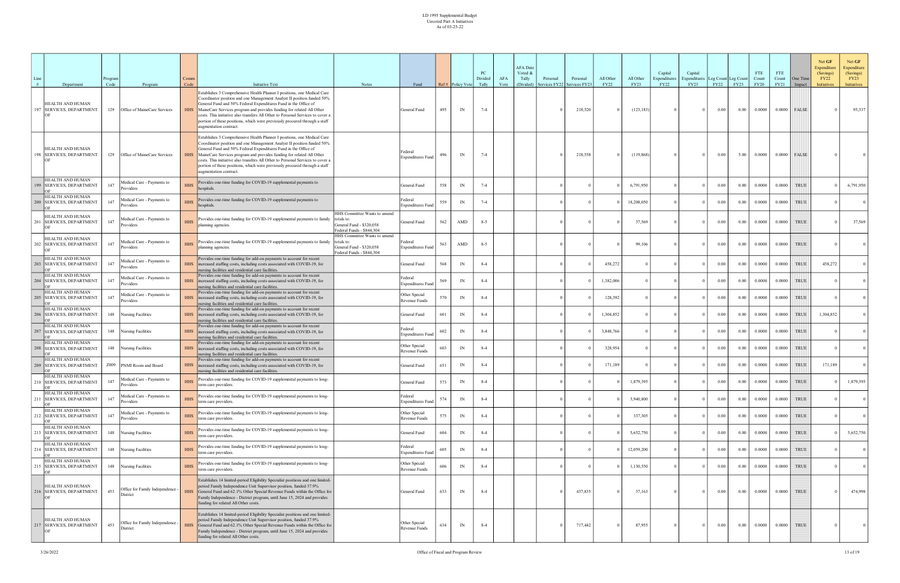LD 1995 Supplemental Budget
Unvoted Part A Initiatives
As of 03-25-22

| Line # | Department | Program Code | Program | Comm Code | Initiative Text | Notes | Fund | Ref # | Policy Vote | PC Divided Tally | AFA Vote | AFA Date Voted & Tally (Divided) | Personal Services FY22 | Personal Services FY23 | All Other FY22 | All Other FY23 | Capital Expenditures FY22 | Capital Expenditures FY23 | Leg Count FY22 | Leg Count FY23 | FTE Count FY20 | FTE Count FY21 | One Time Impact | Net GF Expenditure (Savings) FY22 Initiatives | Net GF Expenditure (Savings) FY23 Initiatives |
|---|---|---|---|---|---|---|---|---|---|---|---|---|---|---|---|---|---|---|---|---|---|---|---|---|---|
| 197 | HEALTH AND HUMAN SERVICES, DEPARTMENT OF | 129 | Office of MaineCare Services | HHS | Establishes 3 Comprehensive Health Planner I positions, one Medical Care Coordinator position and one Management Analyst II position funded 50% General Fund and 50% Federal Expenditures Fund in the Office of MaineCare Services program and provides funding for related All Other costs. This initiative also transfers All Other to Personal Services to cover a portion of these positions, which were previously procured through a staff augmentation contract. | | General Fund | 495 | IN | 7-4 | | | 0 | 218,520 | 0 | (123,183) | 0 | 0 | 0.00 | 0.00 | 0.0000 | 0.0000 | FALSE | 0 | 95,337 |
| 198 | HEALTH AND HUMAN SERVICES, DEPARTMENT OF | 129 | Office of MaineCare Services | HHS | Establishes 3 Comprehensive Health Planner I positions, one Medical Care Coordinator position and one Management Analyst II position funded 50% General Fund and 50% Federal Expenditures Fund in the Office of MaineCare Services program and provides funding for related All Other costs. This initiative also transfers All Other to Personal Services to cover a portion of these positions, which were previously procured through a staff augmentation contract. | | Federal Expenditures Fund | 496 | IN | 7-4 | | | 0 | 218,558 | 0 | (119,868) | 0 | 0 | 0.00 | 5.00 | 0.0000 | 0.0000 | FALSE | 0 | 0 |
| 199 | HEALTH AND HUMAN SERVICES, DEPARTMENT OF | 147 | Medical Care - Payments to Providers | HHS | Provides one-time funding for COVID-19 supplemental payments to hospitals. | | General Fund | 558 | IN | 7-4 | | | 0 | 0 | 0 | 6,791,950 | 0 | 0 | 0.00 | 0.00 | 0.0000 | 0.0000 | TRUE | 0 | 6,791,950 |
| 200 | HEALTH AND HUMAN SERVICES, DEPARTMENT OF | 147 | Medical Care - Payments to Providers | HHS | Provides one-time funding for COVID-19 supplemental payments to hospitals. | | Federal Expenditures Fund | 559 | IN | 7-4 | | | 0 | 0 | 0 | 18,208,050 | 0 | 0 | 0.00 | 0.00 | 0.0000 | 0.0000 | TRUE | 0 | 0 |
| 201 | HEALTH AND HUMAN SERVICES, DEPARTMENT OF | 147 | Medical Care - Payments to Providers | HHS | Provides one-time funding for COVID-19 supplemental payments to family planning agencies. | HHS Committee Wants to amend totals to: General Fund - $320,058 Federal Funds - $844,304 | General Fund | 562 | AMD | 8-5 | | | 0 | 0 | 0 | 37,569 | 0 | 0 | 0.00 | 0.00 | 0.0000 | 0.0000 | TRUE | 0 | 37,569 |
| 202 | HEALTH AND HUMAN SERVICES, DEPARTMENT OF | 147 | Medical Care - Payments to Providers | HHS | Provides one-time funding for COVID-19 supplemental payments to family planning agencies. | HHS Committee Wants to amend totals to: General Fund - $320,058 Federal Funds - $844,304 | Federal Expenditures Fund | 563 | AMD | 8-5 | | | 0 | 0 | 0 | 99,106 | 0 | 0 | 0.00 | 0.00 | 0.0000 | 0.0000 | TRUE | 0 | 0 |
| 203 | HEALTH AND HUMAN SERVICES, DEPARTMENT OF | 147 | Medical Care - Payments to Providers | HHS | Provides one-time funding for add-on payments to account for recent increased staffing costs, including costs associated with COVID-19, for nursing facilities and residential care facilities. | | General Fund | 568 | IN | 8-4 | | | 0 | 0 | 458,272 | 0 | 0 | 0 | 0.00 | 0.00 | 0.0000 | 0.0000 | TRUE | 458,272 | 0 |
| 204 | HEALTH AND HUMAN SERVICES, DEPARTMENT OF | 147 | Medical Care - Payments to Providers | HHS | Provides one-time funding for add-on payments to account for recent increased staffing costs, including costs associated with COVID-19, for nursing facilities and residential care facilities. | | Federal Expenditures Fund | 569 | IN | 8-4 | | | 0 | 0 | 1,382,006 | 0 | 0 | 0 | 0.00 | 0.00 | 0.0000 | 0.0000 | TRUE | 0 | 0 |
| 205 | HEALTH AND HUMAN SERVICES, DEPARTMENT OF | 147 | Medical Care - Payments to Providers | HHS | Provides one-time funding for add-on payments to account for recent increased staffing costs, including costs associated with COVID-19, for nursing facilities and residential care facilities. | | Other Special Revenue Funds | 570 | IN | 8-4 | | | 0 | 0 | 128,392 | 0 | 0 | 0 | 0.00 | 0.00 | 0.0000 | 0.0000 | TRUE | 0 | 0 |
| 206 | HEALTH AND HUMAN SERVICES, DEPARTMENT OF | 148 | Nursing Facilities | HHS | Provides one-time funding for add-on payments to account for recent increased staffing costs, including costs associated with COVID-19, for nursing facilities and residential care facilities. | | General Fund | 601 | IN | 8-4 | | | 0 | 0 | 1,304,852 | 0 | 0 | 0 | 0.00 | 0.00 | 0.0000 | 0.0000 | TRUE | 1,304,852 | 0 |
| 207 | HEALTH AND HUMAN SERVICES, DEPARTMENT OF | 148 | Nursing Facilities | HHS | Provides one-time funding for add-on payments to account for recent increased staffing costs, including costs associated with COVID-19, for nursing facilities and residential care facilities. | | Federal Expenditures Fund | 602 | IN | 8-4 | | | 0 | 0 | 3,848,766 | 0 | 0 | 0 | 0.00 | 0.00 | 0.0000 | 0.0000 | TRUE | 0 | 0 |
| 208 | HEALTH AND HUMAN SERVICES, DEPARTMENT OF | 148 | Nursing Facilities | HHS | Provides one-time funding for add-on payments to account for recent increased staffing costs, including costs associated with COVID-19, for nursing facilities and residential care facilities. | | Other Special Revenue Funds | 603 | IN | 8-4 | | | 0 | 0 | 328,954 | 0 | 0 | 0 | 0.00 | 0.00 | 0.0000 | 0.0000 | TRUE | 0 | 0 |
| 209 | HEALTH AND HUMAN SERVICES, DEPARTMENT OF | Z009 | PNMI Room and Board | HHS | Provides one-time funding for add-on payments to account for recent increased staffing costs, including costs associated with COVID-19, for nursing facilities and residential care facilities. | | General Fund | 651 | IN | 8-4 | | | 0 | 0 | 171,189 | 0 | 0 | 0 | 0.00 | 0.00 | 0.0000 | 0.0000 | TRUE | 171,189 | 0 |
| 210 | HEALTH AND HUMAN SERVICES, DEPARTMENT OF | 147 | Medical Care - Payments to Providers | HHS | Provides one-time funding for COVID-19 supplemental payments to long-term care providers. | | General Fund | 573 | IN | 8-4 | | | 0 | 0 | 0 | 1,879,395 | 0 | 0 | 0.00 | 0.00 | 0.0000 | 0.0000 | TRUE | 0 | 1,879,395 |
| 211 | HEALTH AND HUMAN SERVICES, DEPARTMENT OF | 147 | Medical Care - Payments to Providers | HHS | Provides one-time funding for COVID-19 supplemental payments to long-term care providers. | | Federal Expenditures Fund | 574 | IN | 8-4 | | | 0 | 0 | 0 | 3,940,800 | 0 | 0 | 0.00 | 0.00 | 0.0000 | 0.0000 | TRUE | 0 | 0 |
| 212 | HEALTH AND HUMAN SERVICES, DEPARTMENT OF | 147 | Medical Care - Payments to Providers | HHS | Provides one-time funding for COVID-19 supplemental payments to long-term care providers. | | Other Special Revenue Funds | 575 | IN | 8-4 | | | 0 | 0 | 0 | 337,305 | 0 | 0 | 0.00 | 0.00 | 0.0000 | 0.0000 | TRUE | 0 | 0 |
| 213 | HEALTH AND HUMAN SERVICES, DEPARTMENT OF | 148 | Nursing Facilities | HHS | Provides one-time funding for COVID-19 supplemental payments to long-term care providers. | | General Fund | 604 | IN | 8-4 | | | 0 | 0 | 0 | 5,652,750 | 0 | 0 | 0.00 | 0.00 | 0.0000 | 0.0000 | TRUE | 0 | 5,652,750 |
| 214 | HEALTH AND HUMAN SERVICES, DEPARTMENT OF | 148 | Nursing Facilities | HHS | Provides one-time funding for COVID-19 supplemental payments to long-term care providers. | | Federal Expenditures Fund | 605 | IN | 8-4 | | | 0 | 0 | 0 | 12,059,200 | 0 | 0 | 0.00 | 0.00 | 0.0000 | 0.0000 | TRUE | 0 | 0 |
| 215 | HEALTH AND HUMAN SERVICES, DEPARTMENT OF | 148 | Nursing Facilities | HHS | Provides one-time funding for COVID-19 supplemental payments to long-term care providers. | | Other Special Revenue Funds | 606 | IN | 8-4 | | | 0 | 0 | 0 | 1,130,550 | 0 | 0 | 0.00 | 0.00 | 0.0000 | 0.0000 | TRUE | 0 | 0 |
| 216 | HEALTH AND HUMAN SERVICES, DEPARTMENT OF | 453 | Office for Family Independence - District | HHS | Establishes 14 limited-period Eligibility Specialist positions and one limited-period Family Independence Unit Supervisor position, funded 37.9% General Fund and 62.1% Other Special Revenue Funds within the Office for Family Independence - District program, until June 15, 2024 and provides funding for related All Other costs. | | General Fund | 633 | IN | 8-4 | | | 0 | 437,835 | 0 | 37,163 | 0 | 0 | 0.00 | 0.00 | 0.0000 | 0.0000 | TRUE | 0 | 474,998 |
| 217 | HEALTH AND HUMAN SERVICES, DEPARTMENT OF | 453 | Office for Family Independence - District | HHS | Establishes 14 limited-period Eligibility Specialist positions and one limited-period Family Independence Unit Supervisor position, funded 37.9% General Fund and 62.1% Other Special Revenue Funds within the Office for Family Independence - District program, until June 15, 2024 and provides funding for related All Other costs. | | Other Special Revenue Funds | 634 | IN | 8-4 | | | 0 | 717,442 | 0 | 87,955 | 0 | 0 | 0.00 | 0.00 | 0.0000 | 0.0000 | TRUE | 0 | 0 |

3/26/2022 Office of Fiscal and Program Review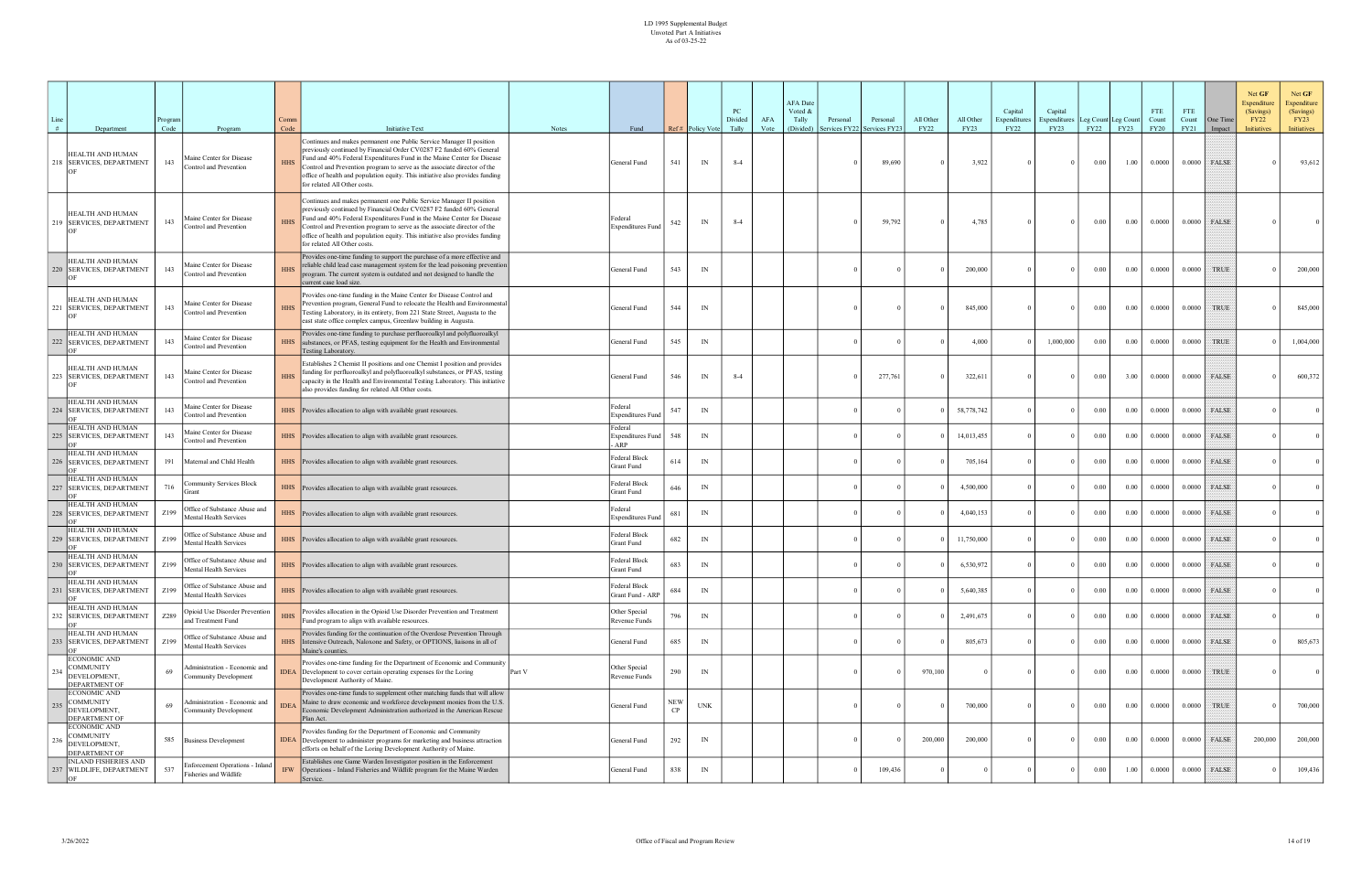# LD 1995 Supplemental Budget
## Unvoted Part A Initiatives
### As of 03-25-22

| Line # | Department | Program Code | Program | Comm Code | Initiative Text | Notes | Fund | Ref # | Policy Vote | PC Divided Tally | AFA Vote | AFA Date Voted & Tally (Divided) | Personal Services FY22 | Personal Services FY23 | All Other FY22 | All Other FY23 | Capital Expenditures FY22 | Capital Expenditures FY23 | Leg Count FY22 | Leg Count FY23 | FTE Count FY20 | FTE Count FY21 | One Time Impact | Net GF Expenditure (Savings) FY22 Initiatives | Net GF Expenditure (Savings) FY23 Initiatives |
|---|---|---|---|---|---|---|---|---|---|---|---|---|---|---|---|---|---|---|---|---|---|---|---|---|---|
| 218 | HEALTH AND HUMAN SERVICES, DEPARTMENT OF | 143 | Maine Center for Disease Control and Prevention | HHS | Continues and makes permanent one Public Service Manager II position previously continued by Financial Order CV0287 F2 funded 60% General Fund and 40% Federal Expenditures Fund in the Maine Center for Disease Control and Prevention program to serve as the associate director of the office of health and population equity. This initiative also provides funding for related All Other costs. | | General Fund | 541 | IN | 8-4 | | | 0 | 89,690 | 0 | 3,922 | 0 | 0 | 0.00 | 1.00 | 0.0000 | 0.0000 | FALSE | 0 | 93,612 |
| 219 | HEALTH AND HUMAN SERVICES, DEPARTMENT OF | 143 | Maine Center for Disease Control and Prevention | HHS | Continues and makes permanent one Public Service Manager II position previously continued by Financial Order CV0287 F2 funded 60% General Fund and 40% Federal Expenditures Fund in the Maine Center for Disease Control and Prevention program to serve as the associate director of the office of health and population equity. This initiative also provides funding for related All Other costs. | | Federal Expenditures Fund | 542 | IN | 8-4 | | | 0 | 59,792 | 0 | 4,785 | 0 | 0 | 0.00 | 0.00 | 0.0000 | 0.0000 | FALSE | 0 | 0 |
| 220 | HEALTH AND HUMAN SERVICES, DEPARTMENT OF | 143 | Maine Center for Disease Control and Prevention | HHS | Provides one-time funding to support the purchase of a more effective and reliable child lead case management system for the lead poisoning prevention program. The current system is outdated and not designed to handle the current case load size. | | General Fund | 543 | IN | | | | 0 | 0 | 0 | 200,000 | 0 | 0 | 0.00 | 0.00 | 0.0000 | 0.0000 | TRUE | 0 | 200,000 |
| 221 | HEALTH AND HUMAN SERVICES, DEPARTMENT OF | 143 | Maine Center for Disease Control and Prevention | HHS | Provides one-time funding in the Maine Center for Disease Control and Prevention program, General Fund to relocate the Health and Environmental Testing Laboratory, in its entirety, from 221 State Street, Augusta to the east state office complex campus, Greenlaw building in Augusta. | | General Fund | 544 | IN | | | | 0 | 0 | 0 | 845,000 | 0 | 0 | 0.00 | 0.00 | 0.0000 | 0.0000 | TRUE | 0 | 845,000 |
| 222 | HEALTH AND HUMAN SERVICES, DEPARTMENT OF | 143 | Maine Center for Disease Control and Prevention | HHS | Provides one-time funding to purchase perfluoroalkyl and polyfluoroalkyl substances, or PFAS, testing equipment for the Health and Environmental Testing Laboratory. | | General Fund | 545 | IN | | | | 0 | 0 | 0 | 4,000 | 0 | 1,000,000 | 0.00 | 0.00 | 0.0000 | 0.0000 | TRUE | 0 | 1,004,000 |
| 223 | HEALTH AND HUMAN SERVICES, DEPARTMENT OF | 143 | Maine Center for Disease Control and Prevention | HHS | Establishes 2 Chemist II positions and one Chemist I position and provides funding for perfluoroalkyl and polyfluoroalkyl substances, or PFAS, testing capacity in the Health and Environmental Testing Laboratory. This initiative also provides funding for related All Other costs. | | General Fund | 546 | IN | 8-4 | | | 0 | 277,761 | 0 | 322,611 | 0 | 0 | 0.00 | 3.00 | 0.0000 | 0.0000 | FALSE | 0 | 600,372 |
| 224 | HEALTH AND HUMAN SERVICES, DEPARTMENT OF | 143 | Maine Center for Disease Control and Prevention | HHS | Provides allocation to align with available grant resources. | | Federal Expenditures Fund | 547 | IN | | | | 0 | 0 | 0 | 58,778,742 | 0 | 0 | 0.00 | 0.00 | 0.0000 | 0.0000 | FALSE | 0 | 0 |
| 225 | HEALTH AND HUMAN SERVICES, DEPARTMENT OF | 143 | Maine Center for Disease Control and Prevention | HHS | Provides allocation to align with available grant resources. | | Federal Expenditures Fund - ARP | 548 | IN | | | | 0 | 0 | 0 | 14,013,455 | 0 | 0 | 0.00 | 0.00 | 0.0000 | 0.0000 | FALSE | 0 | 0 |
| 226 | HEALTH AND HUMAN SERVICES, DEPARTMENT OF | 191 | Maternal and Child Health | HHS | Provides allocation to align with available grant resources. | | Federal Block Grant Fund | 614 | IN | | | | 0 | 0 | 0 | 705,164 | 0 | 0 | 0.00 | 0.00 | 0.0000 | 0.0000 | FALSE | 0 | 0 |
| 227 | HEALTH AND HUMAN SERVICES, DEPARTMENT OF | 716 | Community Services Block Grant | HHS | Provides allocation to align with available grant resources. | | Federal Block Grant Fund | 646 | IN | | | | 0 | 0 | 0 | 4,500,000 | 0 | 0 | 0.00 | 0.00 | 0.0000 | 0.0000 | FALSE | 0 | 0 |
| 228 | HEALTH AND HUMAN SERVICES, DEPARTMENT OF | Z199 | Office of Substance Abuse and Mental Health Services | HHS | Provides allocation to align with available grant resources. | | Federal Expenditures Fund | 681 | IN | | | | 0 | 0 | 0 | 4,040,153 | 0 | 0 | 0.00 | 0.00 | 0.0000 | 0.0000 | FALSE | 0 | 0 |
| 229 | HEALTH AND HUMAN SERVICES, DEPARTMENT OF | Z199 | Office of Substance Abuse and Mental Health Services | HHS | Provides allocation to align with available grant resources. | | Federal Block Grant Fund | 682 | IN | | | | 0 | 0 | 0 | 11,750,000 | 0 | 0 | 0.00 | 0.00 | 0.0000 | 0.0000 | FALSE | 0 | 0 |
| 230 | HEALTH AND HUMAN SERVICES, DEPARTMENT OF | Z199 | Office of Substance Abuse and Mental Health Services | HHS | Provides allocation to align with available grant resources. | | Federal Block Grant Fund | 683 | IN | | | | 0 | 0 | 0 | 6,530,972 | 0 | 0 | 0.00 | 0.00 | 0.0000 | 0.0000 | FALSE | 0 | 0 |
| 231 | HEALTH AND HUMAN SERVICES, DEPARTMENT OF | Z199 | Office of Substance Abuse and Mental Health Services | HHS | Provides allocation to align with available grant resources. | | Federal Block Grant Fund - ARP | 684 | IN | | | | 0 | 0 | 0 | 5,640,385 | 0 | 0 | 0.00 | 0.00 | 0.0000 | 0.0000 | FALSE | 0 | 0 |
| 232 | HEALTH AND HUMAN SERVICES, DEPARTMENT OF | Z289 | Opioid Use Disorder Prevention and Treatment Fund | HHS | Provides allocation in the Opioid Use Disorder Prevention and Treatment Fund program to align with available resources. | | Other Special Revenue Funds | 796 | IN | | | | 0 | 0 | 0 | 2,491,675 | 0 | 0 | 0.00 | 0.00 | 0.0000 | 0.0000 | FALSE | 0 | 0 |
| 233 | HEALTH AND HUMAN SERVICES, DEPARTMENT OF | Z199 | Office of Substance Abuse and Mental Health Services | HHS | Provides funding for the continuation of the Overdose Prevention Through Intensive Outreach, Naloxone and Safety, or OPTIONS, liaisons in all of Maine's counties. | | General Fund | 685 | IN | | | | 0 | 0 | 0 | 805,673 | 0 | 0 | 0.00 | 0.00 | 0.0000 | 0.0000 | FALSE | 0 | 805,673 |
| 234 | ECONOMIC AND COMMUNITY DEVELOPMENT, DEPARTMENT OF | 69 | Administration - Economic and Community Development | IDEA | Provides one-time funding for the Department of Economic and Community Development to cover certain operating expenses for the Loring Development Authority of Maine. | Part V | Other Special Revenue Funds | 290 | IN | | | | 0 | 0 | 970,100 | 0 | 0 | 0 | 0.00 | 0.00 | 0.0000 | 0.0000 | TRUE | 0 | 0 |
| 235 | ECONOMIC AND COMMUNITY DEVELOPMENT, DEPARTMENT OF | 69 | Administration - Economic and Community Development | IDEA | Provides one-time funds to supplement other matching funds that will allow Maine to draw economic and workforce development monies from the U.S. Economic Development Administration authorized in the American Rescue Plan Act. | | General Fund | NEW CP | UNK | | | | 0 | 0 | 0 | 700,000 | 0 | 0 | 0.00 | 0.00 | 0.0000 | 0.0000 | TRUE | 0 | 700,000 |
| 236 | ECONOMIC AND COMMUNITY DEVELOPMENT, DEPARTMENT OF | 585 | Business Development | IDEA | Provides funding for the Department of Economic and Community Development to administer programs for marketing and business attraction efforts on behalf of the Loring Development Authority of Maine. | | General Fund | 292 | IN | | | | 0 | 0 | 200,000 | 200,000 | 0 | 0 | 0.00 | 0.00 | 0.0000 | 0.0000 | FALSE | 200,000 | 200,000 |
| 237 | INLAND FISHERIES AND WILDLIFE, DEPARTMENT OF | 537 | Enforcement Operations - Inland Fisheries and Wildlife | IFW | Establishes one Game Warden Investigator position in the Enforcement Operations - Inland Fisheries and Wildlife program for the Maine Warden Service. | | General Fund | 838 | IN | | | | 0 | 109,436 | 0 | 0 | 0 | 0 | 0.00 | 1.00 | 0.0000 | 0.0000 | FALSE | 0 | 109,436 |

3/26/2022 — Office of Fiscal and Program Review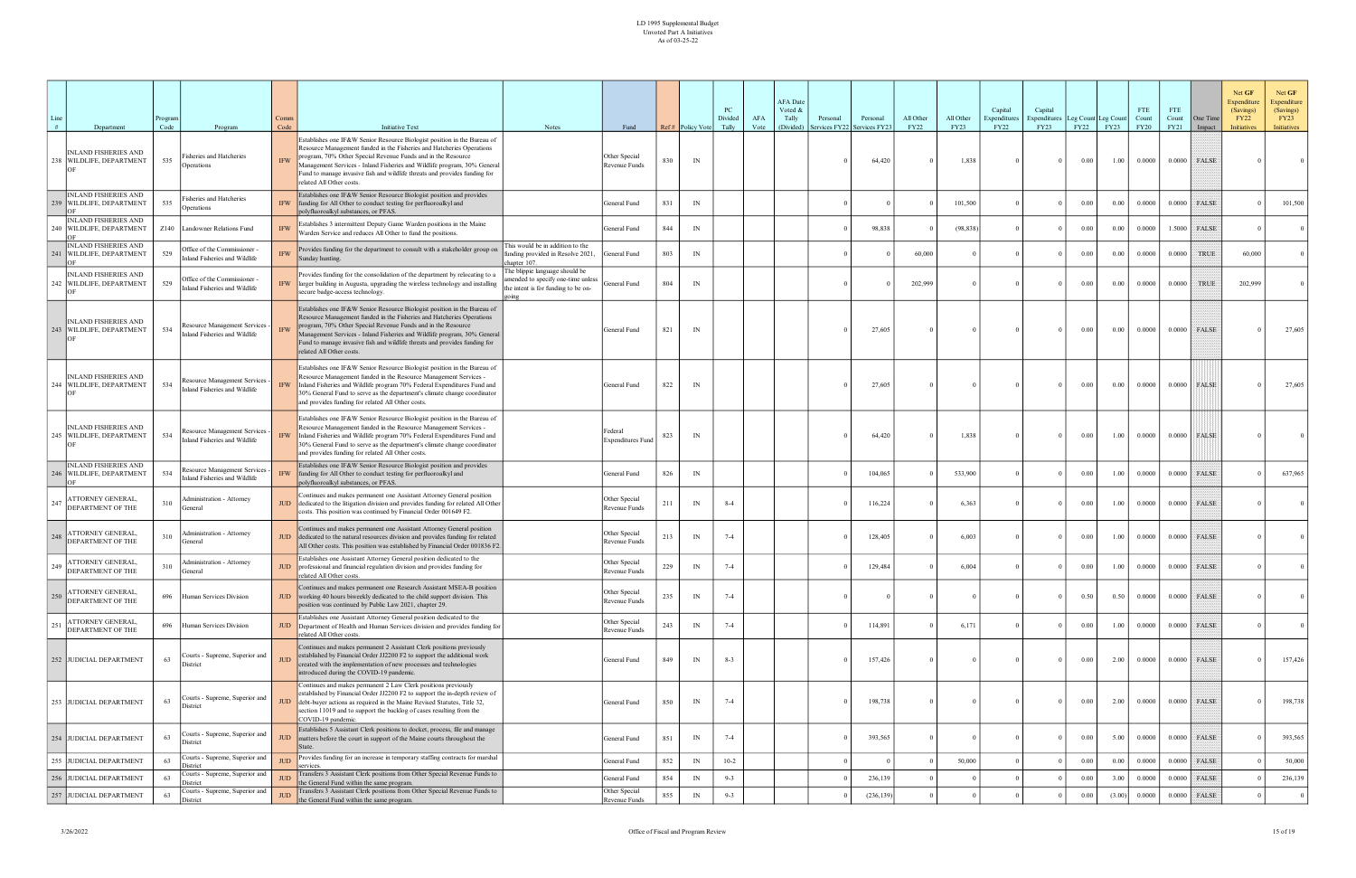# LD 1995 Supplemental Budget
## Unvoted Part A Initiatives
### As of 03-25-22

| Line # | Department | Program Code | Program | Comm Code | Initiative Text | Notes | Fund | Ref # | Policy Vote | PC Divided Tally | AFA Vote | AFA Date Voted & Tally (Divided) | Personal Services FY22 | Personal Services FY23 | All Other FY22 | All Other FY23 | Capital Expenditures FY22 | Capital Expenditures FY23 | Leg Count FY22 | Leg Count FY23 | FTE Count FY20 | FTE Count FY21 | One Time Impact | Net GF Expenditure (Savings) FY22 Initiatives | Net GF Expenditure (Savings) FY23 Initiatives |
|---|---|---|---|---|---|---|---|---|---|---|---|---|---|---|---|---|---|---|---|---|---|---|---|---|---|
| 238 | INLAND FISHERIES AND WILDLIFE, DEPARTMENT OF | 535 | Fisheries and Hatcheries Operations | IFW | Establishes one IF&W Senior Resource Biologist position in the Bureau of Resource Management funded in the Fisheries and Hatcheries Operations program, 70% Other Special Revenue Funds and in the Resource Management Services - Inland Fisheries and Wildlife program, 30% General Fund to manage invasive fish and wildlife threats and provides funding for related All Other costs. | | Other Special Revenue Funds | 830 | IN | | | | 0 | 64,420 | 0 | 1,838 | 0 | 0 | 0.00 | 1.00 | 0.0000 | 0.0000 | FALSE | 0 | 0 |
| 239 | INLAND FISHERIES AND WILDLIFE, DEPARTMENT OF | 535 | Fisheries and Hatcheries Operations | IFW | Establishes one IF&W Senior Resource Biologist position and provides funding for All Other to conduct testing for perfluoroalkyl and polyfluoroalkyl substances, or PFAS. | | General Fund | 831 | IN | | | | 0 | 0 | 0 | 101,500 | 0 | 0 | 0.00 | 0.00 | 0.0000 | 0.0000 | FALSE | 0 | 101,500 |
| 240 | INLAND FISHERIES AND WILDLIFE, DEPARTMENT OF | Z140 | Landowner Relations Fund | IFW | Establishes 3 intermittent Deputy Game Warden positions in the Maine Warden Service and reduces All Other to fund the positions. | | General Fund | 844 | IN | | | | 0 | 98,838 | 0 | (98,838) | 0 | 0 | 0.00 | 0.00 | 0.0000 | 1.5000 | FALSE | 0 | 0 |
| 241 | INLAND FISHERIES AND WILDLIFE, DEPARTMENT OF | 529 | Office of the Commissioner - Inland Fisheries and Wildlife | IFW | Provides funding for the department to consult with a stakeholder group on Sunday hunting. | This would be in addition to the funding provided in Resolve 2021, chapter 107. | General Fund | 803 | IN | | | | 0 | 0 | 60,000 | 0 | 0 | 0 | 0.00 | 0.00 | 0.0000 | 0.0000 | TRUE | 60,000 | 0 |
| 242 | INLAND FISHERIES AND WILDLIFE, DEPARTMENT OF | 529 | Office of the Commissioner - Inland Fisheries and Wildlife | IFW | Provides funding for the consolidation of the department by relocating to a larger building in Augusta, upgrading the wireless technology and installing secure badge-access technology. | The blippie language should be amended to specify one-time unless the intent is for funding to be on-going | General Fund | 804 | IN | | | | 0 | 0 | 202,999 | 0 | 0 | 0 | 0.00 | 0.00 | 0.0000 | 0.0000 | TRUE | 202,999 | 0 |
| 243 | INLAND FISHERIES AND WILDLIFE, DEPARTMENT OF | 534 | Resource Management Services - Inland Fisheries and Wildlife | IFW | Establishes one IF&W Senior Resource Biologist position in the Bureau of Resource Management funded in the Fisheries and Hatcheries Operations program, 70% Other Special Revenue Funds and in the Resource Management Services - Inland Fisheries and Wildlife program, 30% General Fund to manage invasive fish and wildlife threats and provides funding for related All Other costs. | | General Fund | 821 | IN | | | | 0 | 27,605 | 0 | 0 | 0 | 0 | 0.00 | 0.00 | 0.0000 | 0.0000 | FALSE | 0 | 27,605 |
| 244 | INLAND FISHERIES AND WILDLIFE, DEPARTMENT OF | 534 | Resource Management Services - Inland Fisheries and Wildlife | IFW | Establishes one IF&W Senior Resource Biologist position in the Bureau of Resource Management funded in the Resource Management Services - Inland Fisheries and Wildlife program 70% Federal Expenditures Fund and 30% General Fund to serve as the department's climate change coordinator and provides funding for related All Other costs. | | General Fund | 822 | IN | | | | 0 | 27,605 | 0 | 0 | 0 | 0 | 0.00 | 0.00 | 0.0000 | 0.0000 | FALSE | 0 | 27,605 |
| 245 | INLAND FISHERIES AND WILDLIFE, DEPARTMENT OF | 534 | Resource Management Services - Inland Fisheries and Wildlife | IFW | Establishes one IF&W Senior Resource Biologist position in the Bureau of Resource Management funded in the Resource Management Services - Inland Fisheries and Wildlife program 70% Federal Expenditures Fund and 30% General Fund to serve as the department's climate change coordinator and provides funding for related All Other costs. | | Federal Expenditures Fund | 823 | IN | | | | 0 | 64,420 | 0 | 1,838 | 0 | 0 | 0.00 | 1.00 | 0.0000 | 0.0000 | FALSE | 0 | 0 |
| 246 | INLAND FISHERIES AND WILDLIFE, DEPARTMENT OF | 534 | Resource Management Services - Inland Fisheries and Wildlife | IFW | Establishes one IF&W Senior Resource Biologist position and provides funding for All Other to conduct testing for perfluoroalkyl and polyfluoroalkyl substances, or PFAS. | | General Fund | 826 | IN | | | | 0 | 104,065 | 0 | 533,900 | 0 | 0 | 0.00 | 1.00 | 0.0000 | 0.0000 | FALSE | 0 | 637,965 |
| 247 | ATTORNEY GENERAL, DEPARTMENT OF THE | 310 | Administration - Attorney General | JUD | Continues and makes permanent one Assistant Attorney General position dedicated to the litigation division and provides funding for related All Other costs. This position was continued by Financial Order 001649 F2. | | Other Special Revenue Funds | 211 | IN | 8-4 | | | 0 | 116,224 | 0 | 6,363 | 0 | 0 | 0.00 | 1.00 | 0.0000 | 0.0000 | FALSE | 0 | 0 |
| 248 | ATTORNEY GENERAL, DEPARTMENT OF THE | 310 | Administration - Attorney General | JUD | Continues and makes permanent one Assistant Attorney General position dedicated to the natural resources division and provides funding for related All Other costs. This position was established by Financial Order 001836 F2. | | Other Special Revenue Funds | 213 | IN | 7-4 | | | 0 | 128,405 | 0 | 6,003 | 0 | 0 | 0.00 | 1.00 | 0.0000 | 0.0000 | FALSE | 0 | 0 |
| 249 | ATTORNEY GENERAL, DEPARTMENT OF THE | 310 | Administration - Attorney General | JUD | Establishes one Assistant Attorney General position dedicated to the professional and financial regulation division and provides funding for related All Other costs. | | Other Special Revenue Funds | 229 | IN | 7-4 | | | 0 | 129,484 | 0 | 6,004 | 0 | 0 | 0.00 | 1.00 | 0.0000 | 0.0000 | FALSE | 0 | 0 |
| 250 | ATTORNEY GENERAL, DEPARTMENT OF THE | 696 | Human Services Division | JUD | Continues and makes permanent one Research Assistant MSEA-B position working 40 hours biweekly dedicated to the child support division. This position was continued by Public Law 2021, chapter 29. | | Other Special Revenue Funds | 235 | IN | 7-4 | | | 0 | 0 | 0 | 0 | 0 | 0 | 0.50 | 0.50 | 0.0000 | 0.0000 | FALSE | 0 | 0 |
| 251 | ATTORNEY GENERAL, DEPARTMENT OF THE | 696 | Human Services Division | JUD | Establishes one Assistant Attorney General position dedicated to the Department of Health and Human Services division and provides funding for related All Other costs. | | Other Special Revenue Funds | 243 | IN | 7-4 | | | 0 | 114,891 | 0 | 6,171 | 0 | 0 | 0.00 | 1.00 | 0.0000 | 0.0000 | FALSE | 0 | 0 |
| 252 | JUDICIAL DEPARTMENT | 63 | Courts - Supreme, Superior and District | JUD | Continues and makes permanent 2 Assistant Clerk positions previously established by Financial Order JJ2200 F2 to support the additional work created with the implementation of new processes and technologies introduced during the COVID-19 pandemic. | | General Fund | 849 | IN | 8-3 | | | 0 | 157,426 | 0 | 0 | 0 | 0 | 0.00 | 2.00 | 0.0000 | 0.0000 | FALSE | 0 | 157,426 |
| 253 | JUDICIAL DEPARTMENT | 63 | Courts - Supreme, Superior and District | JUD | Continues and makes permanent 2 Law Clerk positions previously established by Financial Order JJ2200 F2 to support the in-depth review of debt-buyer actions as required in the Maine Revised Statutes, Title 32, section 11019 and to support the backlog of cases resulting from the COVID-19 pandemic. | | General Fund | 850 | IN | 7-4 | | | 0 | 198,738 | 0 | 0 | 0 | 0 | 0.00 | 2.00 | 0.0000 | 0.0000 | FALSE | 0 | 198,738 |
| 254 | JUDICIAL DEPARTMENT | 63 | Courts - Supreme, Superior and District | JUD | Establishes 5 Assistant Clerk positions to docket, process, file and manage matters before the court in support of the Maine courts throughout the State. | | General Fund | 851 | IN | 7-4 | | | 0 | 393,565 | 0 | 0 | 0 | 0 | 0.00 | 5.00 | 0.0000 | 0.0000 | FALSE | 0 | 393,565 |
| 255 | JUDICIAL DEPARTMENT | 63 | Courts - Supreme, Superior and District | JUD | Provides funding for an increase in temporary staffing contracts for marshal services. | | General Fund | 852 | IN | 10-2 | | | 0 | 0 | 0 | 50,000 | 0 | 0 | 0.00 | 0.00 | 0.0000 | 0.0000 | FALSE | 0 | 50,000 |
| 256 | JUDICIAL DEPARTMENT | 63 | Courts - Supreme, Superior and District | JUD | Transfers 3 Assistant Clerk positions from Other Special Revenue Funds to the General Fund within the same program. | | General Fund | 854 | IN | 9-3 | | | 0 | 236,139 | 0 | 0 | 0 | 0 | 0.00 | 3.00 | 0.0000 | 0.0000 | FALSE | 0 | 236,139 |
| 257 | JUDICIAL DEPARTMENT | 63 | Courts - Supreme, Superior and District | JUD | Transfers 3 Assistant Clerk positions from Other Special Revenue Funds to the General Fund within the same program. | | Other Special Revenue Funds | 855 | IN | 9-3 | | | 0 | (236,139) | 0 | 0 | 0 | 0 | 0.00 | (3.00) | 0.0000 | 0.0000 | FALSE | 0 | 0 |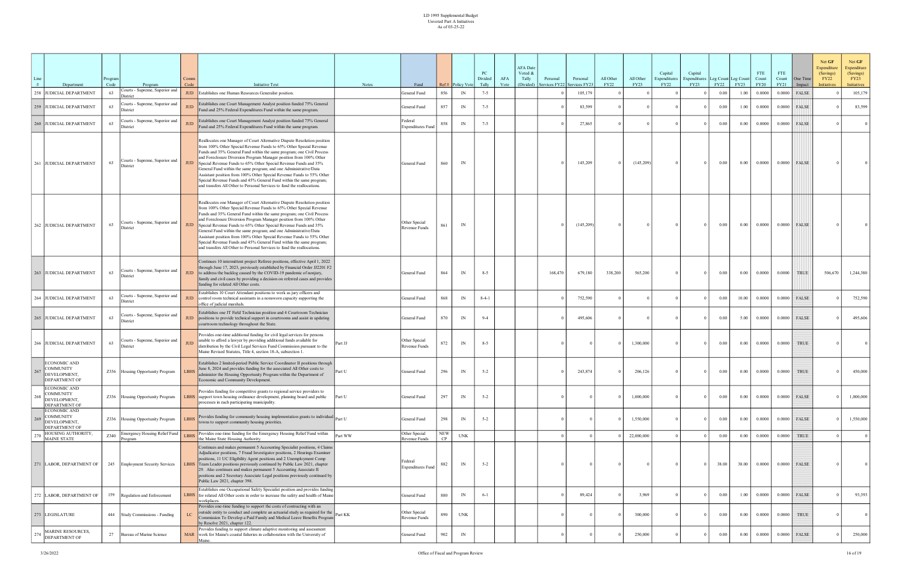LD 1995 Supplemental Budget
Unvoted Part A Initiatives
As of 03-25-22

| Line # | Department | Program Code | Program | Comm Code | Initiative Text | Notes | Fund | Ref # | Policy Vote | PC Divided Tally | AFA Vote | AFA Date Voted & Tally (Divided) | Personal Services FY22 | Personal Services FY23 | All Other FY22 | All Other FY23 | Capital Expenditures FY22 | Capital Expenditures FY23 | Leg Count FY22 | Leg Count FY23 | FTE Count FY20 | FTE Count FY21 | One Time Impact | Net GF Expenditure (Savings) FY22 Initiatives | Net GF Expenditure (Savings) FY23 Initiatives |
|---|---|---|---|---|---|---|---|---|---|---|---|---|---|---|---|---|---|---|---|---|---|---|---|---|---|
| 258 | JUDICIAL DEPARTMENT | 63 | Courts - Supreme, Superior and District | JUD | Establishes one Human Resources Generalist position. | | General Fund | 856 | IN | 7-5 | | | 0 | 105,179 | 0 | 0 | 0 | 0 | 0.00 | 1.00 | 0.0000 | 0.0000 | FALSE | 0 | 105,179 |
| 259 | JUDICIAL DEPARTMENT | 63 | Courts - Supreme, Superior and District | JUD | Establishes one Court Management Analyst position funded 75% General Fund and 25% Federal Expenditures Fund within the same program. | | General Fund | 857 | IN | 7-5 | | | 0 | 83,599 | 0 | 0 | 0 | 0 | 0.00 | 1.00 | 0.0000 | 0.0000 | FALSE | 0 | 83,599 |
| 260 | JUDICIAL DEPARTMENT | 63 | Courts - Supreme, Superior and District | JUD | Establishes one Court Management Analyst position funded 75% General Fund and 25% Federal Expenditures Fund within the same program. | | Federal Expenditures Fund | 858 | IN | 7-5 | | | 0 | 27,865 | 0 | 0 | 0 | 0 | 0.00 | 0.00 | 0.0000 | 0.0000 | FALSE | 0 | 0 |
| 261 | JUDICIAL DEPARTMENT | 63 | Courts - Supreme, Superior and District | JUD | Reallocates one Manager of Court Alternative Dispute Resolution position from 100% Other Special Revenue Funds to 65% Other Special Revenue Funds and 35% General Fund within the same program; one Civil Process and Foreclosure Diversion Program Manager position from 100% Other Special Revenue Funds to 65% Other Special Revenue Funds and 35% General Fund within the same program; and one Administrative/Data Assistant position from 100% Other Special Revenue Funds to 55% Other Special Revenue Funds and 45% General Fund within the same program; and transfers All Other to Personal Services to fund the reallocations. | | General Fund | 860 | IN | | | | 0 | 145,209 | 0 | (145,209) | 0 | 0 | 0.00 | 0.00 | 0.0000 | 0.0000 | FALSE | 0 | 0 |
| 262 | JUDICIAL DEPARTMENT | 63 | Courts - Supreme, Superior and District | JUD | Reallocates one Manager of Court Alternative Dispute Resolution position from 100% Other Special Revenue Funds to 65% Other Special Revenue Funds and 35% General Fund within the same program; one Civil Process and Foreclosure Diversion Program Manager position from 100% Other Special Revenue Funds to 65% Other Special Revenue Funds and 35% General Fund within the same program; and one Administrative/Data Assistant position from 100% Other Special Revenue Funds to 55% Other Special Revenue Funds and 45% General Fund within the same program; and transfers All Other to Personal Services to fund the reallocations. | | Other Special Revenue Funds | 861 | IN | | | | 0 | (145,209) | 0 | 0 | 0 | 0 | 0.00 | 0.00 | 0.0000 | 0.0000 | FALSE | 0 | 0 |
| 263 | JUDICIAL DEPARTMENT | 63 | Courts - Supreme, Superior and District | JUD | Continues 10 intermittent project Referee positions, effective April 1, 2022 through June 17, 2023, previously established by Financial Order JJ2201 F2 to address the backlog caused by the COVID-19 pandemic of nonjury, family and civil cases by providing a decision on referred cases and provides funding for related All Other costs. | | General Fund | 864 | IN | 8-5 | | | 168,470 | 679,180 | 338,200 | 565,200 | 0 | 0 | 0.00 | 0.00 | 0.0000 | 0.0000 | TRUE | 506,670 | 1,244,380 |
| 264 | JUDICIAL DEPARTMENT | 63 | Courts - Supreme, Superior and District | JUD | Establishes 10 Court Attendant positions to work as jury officers and control room technical assistants in a nonsworn capacity supporting the office of judicial marshals. | | General Fund | 868 | IN | 8-4-1 | | | 0 | 752,590 | 0 | 0 | 0 | 0 | 0.00 | 10.00 | 0.0000 | 0.0000 | FALSE | 0 | 752,590 |
| 265 | JUDICIAL DEPARTMENT | 63 | Courts - Supreme, Superior and District | JUD | Establishes one IT Field Technician position and 4 Courtroom Technician positions to provide technical support in courtrooms and assist in updating courtroom technology throughout the State. | | General Fund | 870 | IN | 9-4 | | | 0 | 495,606 | 0 | 0 | 0 | 0 | 0.00 | 5.00 | 0.0000 | 0.0000 | FALSE | 0 | 495,606 |
| 266 | JUDICIAL DEPARTMENT | 63 | Courts - Supreme, Superior and District | JUD | Provides one-time additional funding for civil legal services for persons unable to afford a lawyer by providing additional funds available for distribution by the Civil Legal Services Fund Commission pursuant to the Maine Revised Statutes, Title 4, section 18-A, subsection 1. | Part JJ | Other Special Revenue Funds | 872 | IN | 8-5 | | | 0 | 0 | 0 | 1,300,000 | 0 | 0 | 0.00 | 0.00 | 0.0000 | 0.0000 | TRUE | 0 | 0 |
| 267 | ECONOMIC AND COMMUNITY DEVELOPMENT, DEPARTMENT OF | Z336 | Housing Opportunity Program | LBHS | Establishes 2 limited-period Public Service Coordinator II positions through June 8, 2024 and provides funding for the associated All Other costs to administer the Housing Opportunity Program within the Department of Economic and Community Development. | Part U | General Fund | 296 | IN | 5-2 | | | 0 | 243,874 | 0 | 206,126 | 0 | 0 | 0.00 | 0.00 | 0.0000 | 0.0000 | TRUE | 0 | 450,000 |
| 268 | ECONOMIC AND COMMUNITY DEVELOPMENT, DEPARTMENT OF | Z336 | Housing Opportunity Program | LBHS | Provides funding for competitive grants to regional service providers to support town housing ordinance development, planning board and public processes in each participating municipality. | Part U | General Fund | 297 | IN | 5-2 | | | 0 | 0 | 0 | 1,000,000 | 0 | 0 | 0.00 | 0.00 | 0.0000 | 0.0000 | FALSE | 0 | 1,000,000 |
| 269 | ECONOMIC AND COMMUNITY DEVELOPMENT, DEPARTMENT OF | Z336 | Housing Opportunity Program | LBHS | Provides funding for community housing implementation grants to individual towns to support community housing priorities. | Part U | General Fund | 298 | IN | 5-2 | | | 0 | 0 | 0 | 1,550,000 | 0 | 0 | 0.00 | 0.00 | 0.0000 | 0.0000 | FALSE | 0 | 1,550,000 |
| 270 | HOUSING AUTHORITY, MAINE STATE | Z340 | Emergency Housing Relief Fund Program | LBHS | Provides one-time funding for the Emergency Housing Relief Fund within the Maine State Housing Authority. | Part WW | Other Special Revenue Funds | NEW CP | UNK | | | | 0 | 0 | 0 | 22,000,000 | 0 | 0 | 0.00 | 0.00 | 0.0000 | 0.0000 | TRUE | 0 | 0 |
| 271 | LABOR, DEPARTMENT OF | 245 | Employment Security Services | LBHS | Continues and makes permanent 5 Accounting Specialist positions, 4 Claims Adjudicator positions, 7 Fraud Investigator positions, 2 Hearings Examiner positions, 11 UC Eligibility Agent positions and 2 Unemployment Comp Team Leader positions previously continued by Public Law 2021, chapter 29. Also continues and makes permanent 5 Accounting Associate II positions and 2 Secretary Associate Legal positions previously continued by Public Law 2021, chapter 398. | | Federal Expenditures Fund | 882 | IN | 5-2 | | | 0 | 0 | 0 | 0 | 0 | 0 | 38.00 | 38.00 | 0.0000 | 0.0000 | FALSE | 0 | 0 |
| 272 | LABOR, DEPARTMENT OF | 159 | Regulation and Enforcement | LBHS | Establishes one Occupational Safety Specialist position and provides funding for related All Other costs in order to increase the safety and health of Maine workplaces. | | General Fund | 880 | IN | 6-1 | | | 0 | 89,424 | 0 | 3,969 | 0 | 0 | 0.00 | 1.00 | 0.0000 | 0.0000 | FALSE | 0 | 93,393 |
| 273 | LEGISLATURE | 444 | Study Commissions - Funding | LC | Provides one-time funding to support the costs of contracting with an outside entity to conduct and complete an actuarial study as required for the Commission To Develop a Paid Family and Medical Leave Benefits Program by Resolve 2021, chapter 122. | Part KK | Other Special Revenue Funds | 890 | UNK | | | | 0 | 0 | 0 | 300,000 | 0 | 0 | 0.00 | 0.00 | 0.0000 | 0.0000 | TRUE | 0 | 0 |
| 274 | MARINE RESOURCES, DEPARTMENT OF | 27 | Bureau of Marine Science | MAR | Provides funding to support climate adaptive monitoring and assessment work for Maine's coastal fisheries in collaboration with the University of Maine. | | General Fund | 902 | IN | | | | 0 | 0 | 0 | 250,000 | 0 | 0 | 0.00 | 0.00 | 0.0000 | 0.0000 | FALSE | 0 | 250,000 |

3/26/2022 Office of Fiscal and Program Review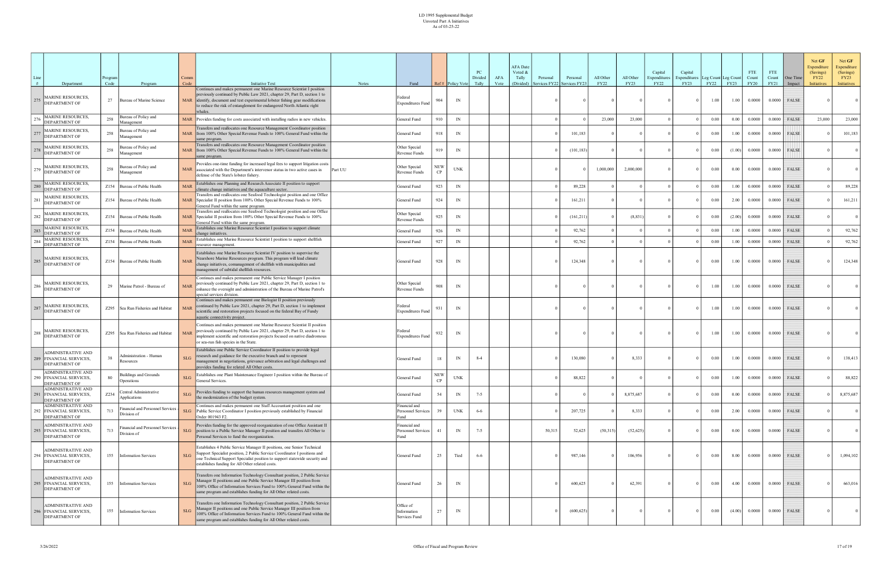LD 1995 Supplemental Budget
Unvoted Part A Initiatives
As of 03-25-22

| Line # | Department | Program Code | Program | Comm Code | Initiative Text | Notes | Fund | Ref # | Policy Vote | PC Divided Tally | AFA Vote | AFA Date Voted & Tally (Divided) | Personal Services FY22 | Personal Services FY23 | All Other FY22 | All Other FY23 | Capital Expenditures FY22 | Capital Expenditures FY23 | Leg Count FY22 | Leg Count FY23 | FTE Count FY20 | FTE Count FY21 | One Time Impact | Net GF Expenditure (Savings) FY22 Initiatives | Net GF Expenditure (Savings) FY23 Initiatives |
|---|---|---|---|---|---|---|---|---|---|---|---|---|---|---|---|---|---|---|---|---|---|---|---|---|---|
| 275 | MARINE RESOURCES, DEPARTMENT OF | 27 | Bureau of Marine Science | MAR | Continues and makes permanent one Marine Resource Scientist I position previously continued by Public Law 2021, chapter 29, Part D, section 1 to identify, document and test experimental lobster fishing gear modifications to reduce the risk of entanglement for endangered North Atlantic right whales. | | Federal Expenditures Fund | 904 | IN | | | | 0 | 0 | 0 | 0 | 0 | 0 | 1.00 | 1.00 | 0.0000 | 0.0000 | FALSE | 0 | 0 |
| 276 | MARINE RESOURCES, DEPARTMENT OF | 258 | Bureau of Policy and Management | MAR | Provides funding for costs associated with installing radios in new vehicles. | | General Fund | 910 | IN | | | | 0 | 0 | 23,000 | 23,000 | 0 | 0 | 0.00 | 0.00 | 0.0000 | 0.0000 | FALSE | 23,000 | 23,000 |
| 277 | MARINE RESOURCES, DEPARTMENT OF | 258 | Bureau of Policy and Management | MAR | Transfers and reallocates one Resource Management Coordinator position from 100% Other Special Revenue Funds to 100% General Fund within the same program. | | General Fund | 918 | IN | | | | 0 | 101,183 | 0 | 0 | 0 | 0 | 0.00 | 1.00 | 0.0000 | 0.0000 | FALSE | 0 | 101,183 |
| 278 | MARINE RESOURCES, DEPARTMENT OF | 258 | Bureau of Policy and Management | MAR | Transfers and reallocates one Resource Management Coordinator position from 100% Other Special Revenue Funds to 100% General Fund within the same program. | | Other Special Revenue Funds | 919 | IN | | | | 0 | (101,183) | 0 | 0 | 0 | 0 | 0.00 | (1.00) | 0.0000 | 0.0000 | FALSE | 0 | 0 |
| 279 | MARINE RESOURCES, DEPARTMENT OF | 258 | Bureau of Policy and Management | MAR | Provides one-time funding for increased legal fees to support litigation costs associated with the Department's intervenor status in two active cases in defense of the State's lobster fishery. | Part UU | Other Special Revenue Funds | NEW CP | UNK | | | | 0 | 0 | 1,000,000 | 2,000,000 | 0 | 0 | 0.00 | 0.00 | 0.0000 | 0.0000 | FALSE | 0 | 0 |
| 280 | MARINE RESOURCES, DEPARTMENT OF | Z154 | Bureau of Public Health | MAR | Establishes one Planning and Research Associate II position to support climate change initiatives and the aquaculture sector. | | General Fund | 923 | IN | | | | 0 | 89,228 | 0 | 0 | 0 | 0 | 0.00 | 1.00 | 0.0000 | 0.0000 | FALSE | 0 | 89,228 |
| 281 | MARINE RESOURCES, DEPARTMENT OF | Z154 | Bureau of Public Health | MAR | Transfers and reallocates one Seafood Technologist position and one Office Specialist II position from 100% Other Special Revenue Funds to 100% General Fund within the same program. | | General Fund | 924 | IN | | | | 0 | 161,211 | 0 | 0 | 0 | 0 | 0.00 | 2.00 | 0.0000 | 0.0000 | FALSE | 0 | 161,211 |
| 282 | MARINE RESOURCES, DEPARTMENT OF | Z154 | Bureau of Public Health | MAR | Transfers and reallocates one Seafood Technologist position and one Office Specialist II position from 100% Other Special Revenue Funds to 100% General Fund within the same program. | | Other Special Revenue Funds | 925 | IN | | | | 0 | (161,211) | 0 | (8,831) | 0 | 0 | 0.00 | (2.00) | 0.0000 | 0.0000 | FALSE | 0 | 0 |
| 283 | MARINE RESOURCES, DEPARTMENT OF | Z154 | Bureau of Public Health | MAR | Establishes one Marine Resource Scientist I position to support climate change initiatives. | | General Fund | 926 | IN | | | | 0 | 92,762 | 0 | 0 | 0 | 0 | 0.00 | 1.00 | 0.0000 | 0.0000 | FALSE | 0 | 92,762 |
| 284 | MARINE RESOURCES, DEPARTMENT OF | Z154 | Bureau of Public Health | MAR | Establishes one Marine Resource Scientist I position to support shellfish resource management. | | General Fund | 927 | IN | | | | 0 | 92,762 | 0 | 0 | 0 | 0 | 0.00 | 1.00 | 0.0000 | 0.0000 | FALSE | 0 | 92,762 |
| 285 | MARINE RESOURCES, DEPARTMENT OF | Z154 | Bureau of Public Health | MAR | Establishes one Marine Resource Scientist IV position to supervise the Nearshore Marine Resources program. This program will lead climate change initiatives, comanagement of shellfish with municipalities and management of subtidal shellfish resources. | | General Fund | 928 | IN | | | | 0 | 124,348 | 0 | 0 | 0 | 0 | 0.00 | 1.00 | 0.0000 | 0.0000 | FALSE | 0 | 124,348 |
| 286 | MARINE RESOURCES, DEPARTMENT OF | 29 | Marine Patrol - Bureau of | MAR | Continues and makes permanent one Public Service Manager I position previously continued by Public Law 2021, chapter 29, Part D, section 1 to enhance the oversight and administration of the Bureau of Marine Patrol's special services division. | | Other Special Revenue Funds | 908 | IN | | | | 0 | 0 | 0 | 0 | 0 | 0 | 1.00 | 1.00 | 0.0000 | 0.0000 | FALSE | 0 | 0 |
| 287 | MARINE RESOURCES, DEPARTMENT OF | Z295 | Sea Run Fisheries and Habitat | MAR | Continues and makes permanent one Biologist II position previously continued by Public Law 2021, chapter 29, Part D, section 1 to implement scientific and restoration projects focused on the federal Bay of Fundy aquatic connectivity project. | | Federal Expenditures Fund | 931 | IN | | | | 0 | 0 | 0 | 0 | 0 | 0 | 1.00 | 1.00 | 0.0000 | 0.0000 | FALSE | 0 | 0 |
| 288 | MARINE RESOURCES, DEPARTMENT OF | Z295 | Sea Run Fisheries and Habitat | MAR | Continues and makes permanent one Marine Resource Scientist II position previously continued by Public Law 2021, chapter 29, Part D, section 1 to implement scientific and restoration projects focused on native diadromous or sea-run fish species in the State. | | Federal Expenditures Fund | 932 | IN | | | | 0 | 0 | 0 | 0 | 0 | 0 | 1.00 | 1.00 | 0.0000 | 0.0000 | FALSE | 0 | 0 |
| 289 | ADMINISTRATIVE AND FINANCIAL SERVICES, DEPARTMENT OF | 38 | Administration - Human Resources | SLG | Establishes one Public Service Coordinator II position to provide legal research and guidance for the executive branch and to represent management in negotiations, grievance arbitration and legal challenges and provides funding for related All Other costs. | | General Fund | 18 | IN | 8-4 | | | 0 | 130,080 | 0 | 8,333 | 0 | 0 | 0.00 | 1.00 | 0.0000 | 0.0000 | FALSE | 0 | 138,413 |
| 290 | ADMINISTRATIVE AND FINANCIAL SERVICES, DEPARTMENT OF | 80 | Buildings and Grounds Operations | SLG | Establishes one Plant Maintenance Engineer I position within the Bureau of General Services. | | General Fund | NEW CP | UNK | | | | 0 | 88,822 | 0 | 0 | 0 | 0 | 0.00 | 1.00 | 0.0000 | 0.0000 | FALSE | 0 | 88,822 |
| 291 | ADMINISTRATIVE AND FINANCIAL SERVICES, DEPARTMENT OF | Z234 | Central Administrative Applications | SLG | Provides funding to support the human resources management system and the modernization of the budget system. | | General Fund | 54 | IN | 7-5 | | | 0 | 0 | 0 | 8,875,687 | 0 | 0 | 0.00 | 0.00 | 0.0000 | 0.0000 | FALSE | 0 | 8,875,687 |
| 292 | ADMINISTRATIVE AND FINANCIAL SERVICES, DEPARTMENT OF | 713 | Financial and Personnel Services - Division of | SLG | Continues and makes permanent one Staff Accountant position and one Public Service Coordinator I position previously established by Financial Order 001943 F2. | | Financial and Personnel Services Fund | 39 | UNK | 6-6 | | | 0 | 207,725 | 0 | 8,333 | 0 | 0 | 0.00 | 2.00 | 0.0000 | 0.0000 | FALSE | 0 | 0 |
| 293 | ADMINISTRATIVE AND FINANCIAL SERVICES, DEPARTMENT OF | 713 | Financial and Personnel Services - Division of | SLG | Provides funding for the approved reorganization of one Office Assistant II position to a Public Service Manager II position and transfers All Other to Personal Services to fund the reorganization. | | Financial and Personnel Services Fund | 41 | IN | 7-5 | | | 50,315 | 52,625 | (50,315) | (52,625) | 0 | 0 | 0.00 | 0.00 | 0.0000 | 0.0000 | FALSE | 0 | 0 |
| 294 | ADMINISTRATIVE AND FINANCIAL SERVICES, DEPARTMENT OF | 155 | Information Services | SLG | Establishes 4 Public Service Manager II positions, one Senior Technical Support Specialist position, 2 Public Service Coordinator I positions and one Technical Support Specialist position to support statewide security and establishes funding for All Other related costs. | | General Fund | 25 | Tied | 6-6 | | | 0 | 987,146 | 0 | 106,956 | 0 | 0 | 0.00 | 8.00 | 0.0000 | 0.0000 | FALSE | 0 | 1,094,102 |
| 295 | ADMINISTRATIVE AND FINANCIAL SERVICES, DEPARTMENT OF | 155 | Information Services | SLG | Transfers one Information Technology Consultant position, 2 Public Service Manager II positions and one Public Service Manager III position from 100% Office of Information Services Fund to 100% General Fund within the same program and establishes funding for All Other related costs. | | General Fund | 26 | IN | | | | 0 | 600,625 | 0 | 62,391 | 0 | 0 | 0.00 | 4.00 | 0.0000 | 0.0000 | FALSE | 0 | 663,016 |
| 296 | ADMINISTRATIVE AND FINANCIAL SERVICES, DEPARTMENT OF | 155 | Information Services | SLG | Transfers one Information Technology Consultant position, 2 Public Service Manager II positions and one Public Service Manager III position from 100% Office of Information Services Fund to 100% General Fund within the same program and establishes funding for All Other related costs. | | Office of Information Services Fund | 27 | IN | | | | 0 | (600,625) | 0 | 0 | 0 | 0 | 0.00 | (4.00) | 0.0000 | 0.0000 | FALSE | 0 | 0 |

3/26/2022 — Office of Fiscal and Program Review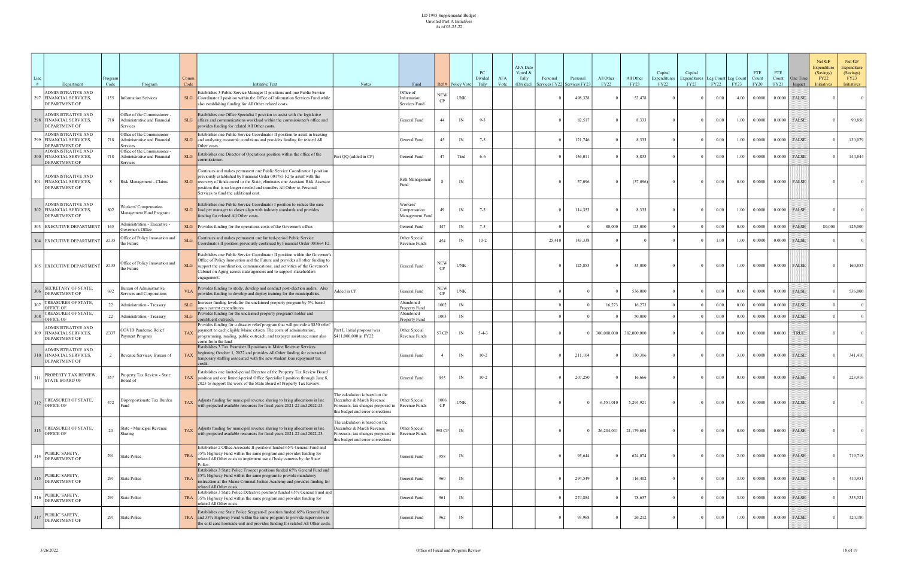LD 1995 Supplemental Budget
Unvoted Part A Initiatives
As of 03-25-22

| Line # | Department | Program Code | Program | Comm Code | Initiative Text | Notes | Fund | Ref # | Policy Vote | PC Divided Tally | AFA Vote | AFA Date Voted & Tally (Divided) | Personal Services FY22 | Personal Services FY23 | All Other FY22 | All Other FY23 | Capital Expenditures FY22 | Capital Expenditures FY23 | Leg Count FY22 | Leg Count FY23 | FTE Count FY20 | FTE Count FY21 | One Time Impact | Net GF Expenditure (Savings) FY22 Initiatives | Net GF Expenditure (Savings) FY23 Initiatives |
|---|---|---|---|---|---|---|---|---|---|---|---|---|---|---|---|---|---|---|---|---|---|---|---|---|---|
| 297 | ADMINISTRATIVE AND FINANCIAL SERVICES, DEPARTMENT OF | 155 | Information Services | SLG | Establishes 3 Public Service Manager II positions and one Public Service Coordinator I position within the Office of Information Services Fund while also establishing funding for All Other related costs. | | Office of Information Services Fund | NEW CP | UNK | | | | 0 | 498,328 | 0 | 53,478 | 0 | 0 | 0.00 | 4.00 | 0.0000 | 0.0000 | FALSE | 0 | 0 |
| 298 | ADMINISTRATIVE AND FINANCIAL SERVICES, DEPARTMENT OF | 718 | Office of the Commissioner - Administrative and Financial Services | SLG | Establishes one Office Specialist I position to assist with the legislative affairs and communications workload within the commissioner's office and provides funding for related All Other costs. | | General Fund | 44 | IN | 9-3 | | | 0 | 82,517 | 0 | 8,333 | 0 | 0 | 0.00 | 1.00 | 0.0000 | 0.0000 | FALSE | 0 | 90,850 |
| 299 | ADMINISTRATIVE AND FINANCIAL SERVICES, DEPARTMENT OF | 718 | Office of the Commissioner - Administrative and Financial Services | SLG | Establishes one Public Service Coordinator II position to assist in tracking and analyzing economic conditions and provides funding for related All Other costs. | | General Fund | 45 | IN | 7-5 | | | 0 | 121,746 | 0 | 8,333 | 0 | 0 | 0.00 | 1.00 | 0.0000 | 0.0000 | FALSE | 0 | 130,079 |
| 300 | ADMINISTRATIVE AND FINANCIAL SERVICES, DEPARTMENT OF | 718 | Office of the Commissioner - Administrative and Financial Services | SLG | Establishes one Director of Operations position within the office of the commissioner. | Part QQ (added in CP) | General Fund | 47 | Tied | 6-6 | | | 0 | 136,011 | 0 | 8,833 | 0 | 0 | 0.00 | 1.00 | 0.0000 | 0.0000 | FALSE | 0 | 144,844 |
| 301 | ADMINISTRATIVE AND FINANCIAL SERVICES, DEPARTMENT OF | 8 | Risk Management - Claims | SLG | Continues and makes permanent one Public Service Coordinator I position previously established by Financial Order 001783 F2 to assist with the recovery of funds owed to the State, eliminates one Assistant Risk Assessor position that is no longer needed and transfers All Other to Personal Services to fund the additional cost. | | Risk Management Fund | 8 | IN | | | | 0 | 57,096 | 0 | (57,096) | 0 | 0 | 0.00 | 0.00 | 0.0000 | 0.0000 | FALSE | 0 | 0 |
| 302 | ADMINISTRATIVE AND FINANCIAL SERVICES, DEPARTMENT OF | 802 | Workers' Compensation Management Fund Program | SLG | Establishes one Public Service Coordinator I position to reduce the case load per manager to closer align with industry standards and provides funding for related All Other costs. | | Workers' Compensation Management Fund | 49 | IN | 7-5 | | | 0 | 114,353 | 0 | 8,333 | 0 | 0 | 0.00 | 1.00 | 0.0000 | 0.0000 | FALSE | 0 | 0 |
| 303 | EXECUTIVE DEPARTMENT | 165 | Administration - Executive - Governor's Office | SLG | Provides funding for the operations costs of the Governor's office. | | General Fund | 447 | IN | 7-5 | | | 0 | 0 | 80,000 | 125,000 | 0 | 0 | 0.00 | 0.00 | 0.0000 | 0.0000 | FALSE | 80,000 | 125,000 |
| 304 | EXECUTIVE DEPARTMENT | Z135 | Office of Policy Innovation and the Future | SLG | Continues and makes permanent one limited-period Public Service Coordinator II position previously continued by Financial Order 001664 F2. | | Other Special Revenue Funds | 454 | IN | 10-2 | | | 25,410 | 143,338 | 0 | 0 | 0 | 0 | 1.00 | 1.00 | 0.0000 | 0.0000 | FALSE | 0 | 0 |
| 305 | EXECUTIVE DEPARTMENT | Z135 | Office of Policy Innovation and the Future | SLG | Establishes one Public Service Coordinator II position within the Governor's Office of Policy Innovation and the Future and provides all other funding to support the coordination, communications, and activities of the Governor's Cabinet on Aging across state agencies and to support stakeholders engagement. | | General Fund | NEW CP | UNK | | | | 0 | 125,855 | 0 | 35,000 | 0 | 0 | 0.00 | 1.00 | 0.0000 | 0.0000 | FALSE | 0 | 160,855 |
| 306 | SECRETARY OF STATE, DEPARTMENT OF | 692 | Bureau of Administrative Services and Corporations | VLA | Provides funding to study, develop and conduct post-election audits. Also provides funding to develop and deploy training for the municipalities. | Added in CP | General Fund | NEW CP | UNK | | | | 0 | 0 | 0 | 536,000 | 0 | 0 | 0.00 | 0.00 | 0.0000 | 0.0000 | FALSE | 0 | 536,000 |
| 307 | TREASURER OF STATE, OFFICE OF | 22 | Administration - Treasury | SLG | Increase funding levels for the unclaimed property program by 5% based upon current expenditures. | | Abandoned Property Fund | 1002 | IN | | | | 0 | 0 | 16,273 | 16,273 | 0 | 0 | 0.00 | 0.00 | 0.0000 | 0.0000 | FALSE | 0 | 0 |
| 308 | TREASURER OF STATE, OFFICE OF | 22 | Administration - Treasury | SLG | Provides funding for the unclaimed property program's holder and constituent outreach. | | Abandoned Property Fund | 1003 | IN | | | | 0 | 0 | 0 | 50,000 | 0 | 0 | 0.00 | 0.00 | 0.0000 | 0.0000 | FALSE | 0 | 0 |
| 309 | ADMINISTRATIVE AND FINANCIAL SERVICES, DEPARTMENT OF | Z337 | COVID Pandemic Relief Payment Program | TAX | Provides funding for a disaster relief program that will provide a $850 relief payment to each eligible Maine citizen. The costs of administration, programming, mailing, public outreach, and taxpayer assistance must also come from the fund | Part L Initial proposal was $411,000,000 in FY22 | Other Special Revenue Funds | 57 CP | IN | 5-4-3 | | | 0 | 0 | 300,000,000 | 382,000,000 | 0 | 0 | 0.00 | 0.00 | 0.0000 | 0.0000 | TRUE | 0 | 0 |
| 310 | ADMINISTRATIVE AND FINANCIAL SERVICES, DEPARTMENT OF | 2 | Revenue Services, Bureau of | TAX | Establishes 3 Tax Examiner II positions in Maine Revenue Services beginning October 1, 2022 and provides All Other funding for contracted temporary staffing associated with the new student loan repayment tax credit. | | General Fund | 4 | IN | 10-2 | | | 0 | 211,104 | 0 | 130,306 | 0 | 0 | 0.00 | 3.00 | 0.0000 | 0.0000 | FALSE | 0 | 341,410 |
| 311 | PROPERTY TAX REVIEW, STATE BOARD OF | 357 | Property Tax Review - State Board of | TAX | Establishes one limited-period Director of the Property Tax Review Board position and one limited-period Office Specialist I position through June 8, 2025 to support the work of the State Board of Property Tax Review. | | General Fund | 955 | IN | 10-2 | | | 0 | 207,250 | 0 | 16,666 | 0 | 0 | 0.00 | 0.00 | 0.0000 | 0.0000 | FALSE | 0 | 223,916 |
| 312 | TREASURER OF STATE, OFFICE OF | 472 | Disproportionate Tax Burden Fund | TAX | Adjusts funding for municipal revenue sharing to bring allocations in line with projected available resources for fiscal years 2021-22 and 2022-23. | The calculation is based on the December & March Revenue Forecasts, tax changes proposed in this budget and error corrections | Other Special Revenue Funds | 1006 CP | UNK | | | | 0 | 0 | 6,551,010 | 5,294,921 | 0 | 0 | 0.00 | 0.00 | 0.0000 | 0.0000 | FALSE | 0 | 0 |
| 313 | TREASURER OF STATE, OFFICE OF | 20 | State - Municipal Revenue Sharing | TAX | Adjusts funding for municipal revenue sharing to bring allocations in line with projected available resources for fiscal years 2021-22 and 2022-23. | The calculation is based on the December & March Revenue Forecasts, tax changes proposed in this budget and error corrections | Other Special Revenue Funds | 998 CP | IN | | | | 0 | 0 | 26,204,041 | 21,179,684 | 0 | 0 | 0.00 | 0.00 | 0.0000 | 0.0000 | FALSE | 0 | 0 |
| 314 | PUBLIC SAFETY, DEPARTMENT OF | 291 | State Police | TRA | Establishes 2 Office Associate II positions funded 65% General Fund and 35% Highway Fund within the same program and provides funding for related All Other costs to implement use of body cameras by the State Police. | | General Fund | 958 | IN | | | | 0 | 95,644 | 0 | 624,074 | 0 | 0 | 0.00 | 2.00 | 0.0000 | 0.0000 | FALSE | 0 | 719,718 |
| 315 | PUBLIC SAFETY, DEPARTMENT OF | 291 | State Police | TRA | Establishes 3 State Police Trooper positions funded 65% General Fund and 35% Highway Fund within the same program to provide mandatory instruction at the Maine Criminal Justice Academy and provides funding for related All Other costs. | | General Fund | 960 | IN | | | | 0 | 294,549 | 0 | 116,402 | 0 | 0 | 0.00 | 3.00 | 0.0000 | 0.0000 | FALSE | 0 | 410,951 |
| 316 | PUBLIC SAFETY, DEPARTMENT OF | 291 | State Police | TRA | Establishes 3 State Police Detective positions funded 65% General Fund and 35% Highway Fund within the same program and provides funding for related All Other costs. | | General Fund | 961 | IN | | | | 0 | 274,884 | 0 | 78,637 | 0 | 0 | 0.00 | 3.00 | 0.0000 | 0.0000 | FALSE | 0 | 353,521 |
| 317 | PUBLIC SAFETY, DEPARTMENT OF | 291 | State Police | TRA | Establishes one State Police Sergeant-E position funded 65% General Fund and 35% Highway Fund within the same program to provide supervision in the cold case homicide unit and provides funding for related All Other costs. | | General Fund | 962 | IN | | | | 0 | 93,968 | 0 | 26,212 | 0 | 0 | 0.00 | 1.00 | 0.0000 | 0.0000 | FALSE | 0 | 120,180 |

3/26/2022 Office of Fiscal and Program Review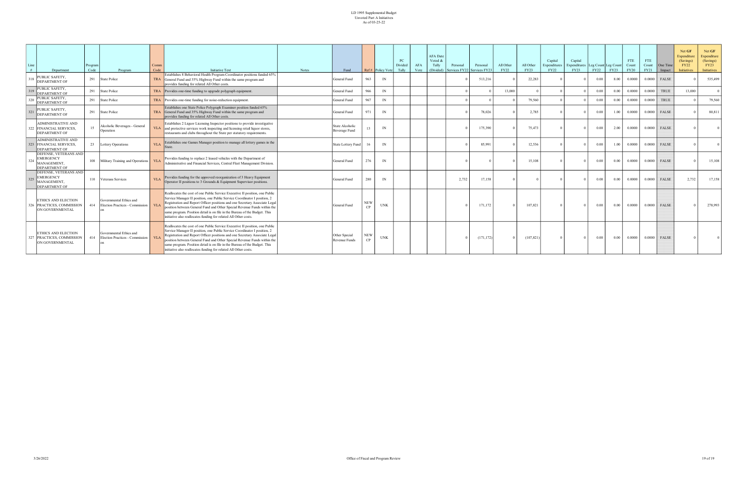LD 1995 Supplemental Budget
Unvoted Part A Initiatives
As of 03-25-22

| Line # | Department | Program Code | Program | Comm Code | Initiative Text | Notes | Fund | Ref # | Policy Vote | PC Divided Tally | AFA Vote | AFA Date Voted & Tally (Divided) | Personal Services FY22 | Personal Services FY23 | All Other FY22 | All Other FY23 | Capital Expenditures FY22 | Capital Expenditures FY23 | Leg Count FY22 | Leg Count FY23 | FTE Count FY20 | FTE Count FY21 | One Time Impact | Net GF Expenditure (Savings) FY22 Initiatives | Net GF Expenditure (Savings) FY23 Initiatives |
|---|---|---|---|---|---|---|---|---|---|---|---|---|---|---|---|---|---|---|---|---|---|---|---|---|---|
| 318 | PUBLIC SAFETY, DEPARTMENT OF | 291 | State Police | TRA | Establishes 8 Behavioral Health Program Coordinator positions funded 65% General Fund and 35% Highway Fund within the same program and provides funding for related All Other costs. | | General Fund | 963 | IN | | | | 0 | 513,216 | 0 | 22,283 | 0 | 0 | 0.00 | 8.00 | 0.0000 | 0.0000 | FALSE | 0 | 535,499 |
| 319 | PUBLIC SAFETY, DEPARTMENT OF | 291 | State Police | TRA | Provides one-time funding to upgrade polygraph equipment. | | General Fund | 966 | IN | | | | 0 | 0 | 13,000 | 0 | 0 | 0 | 0.00 | 0.00 | 0.0000 | 0.0000 | TRUE | 13,000 | 0 |
| 320 | PUBLIC SAFETY, DEPARTMENT OF | 291 | State Police | TRA | Provides one-time funding for noise-reduction equipment. | | General Fund | 967 | IN | | | | 0 | 0 | 0 | 79,560 | 0 | 0 | 0.00 | 0.00 | 0.0000 | 0.0000 | TRUE | 0 | 79,560 |
| 321 | PUBLIC SAFETY, DEPARTMENT OF | 291 | State Police | TRA | Establishes one State Police Polygraph Examiner position funded 65% General Fund and 35% Highway Fund within the same program and provides funding for related All Other costs. | | General Fund | 971 | IN | | | | 0 | 78,026 | 0 | 2,785 | 0 | 0 | 0.00 | 1.00 | 0.0000 | 0.0000 | FALSE | 0 | 80,811 |
| 322 | ADMINISTRATIVE AND FINANCIAL SERVICES, DEPARTMENT OF | 15 | Alcoholic Beverages - General Operation | VLA | Establishes 2 Liquor Licensing Inspector positions to provide investigative and protective services work inspecting and licensing retail liquor stores, restaurants and clubs throughout the State per statutory requirements. | | State Alcoholic Beverage Fund | 13 | IN | | | | 0 | 175,390 | 0 | 75,473 | 0 | 0 | 0.00 | 2.00 | 0.0000 | 0.0000 | FALSE | 0 | 0 |
| 323 | ADMINISTRATIVE AND FINANCIAL SERVICES, DEPARTMENT OF | 23 | Lottery Operations | VLA | Establishes one Games Manager position to manage all lottery games in the State. | | State Lottery Fund | 16 | IN | | | | 0 | 85,991 | 0 | 12,536 | 0 | 0 | 0.00 | 1.00 | 0.0000 | 0.0000 | FALSE | 0 | 0 |
| 324 | DEFENSE, VETERANS AND EMERGENCY MANAGEMENT, DEPARTMENT OF | 108 | Military Training and Operations | VLA | Provides funding to replace 2 leased vehicles with the Department of Administrative and Financial Services, Central Fleet Management Division. | | General Fund | 276 | IN | | | | 0 | 0 | 0 | 15,108 | 0 | 0 | 0.00 | 0.00 | 0.0000 | 0.0000 | FALSE | 0 | 15,108 |
| 325 | DEFENSE, VETERANS AND EMERGENCY MANAGEMENT, DEPARTMENT OF | 110 | Veterans Services | VLA | Provides funding for the approved reorganization of 3 Heavy Equipment Operator II positions to 3 Grounds & Equipment Supervisor positions. | | General Fund | 280 | IN | | | | 2,732 | 17,158 | 0 | 0 | 0 | 0 | 0.00 | 0.00 | 0.0000 | 0.0000 | FALSE | 2,732 | 17,158 |
| 326 | ETHICS AND ELECTION PRACTICES, COMMISSION ON GOVERNMENTAL | 414 | Governmental Ethics and Election Practices - Commission on | VLA | Reallocates the cost of one Public Service Executive II position, one Public Service Manager II position, one Public Service Coordinator I position, 2 Registration and Report Officer positions and one Secretary Associate Legal position between General Fund and Other Special Revenue Funds within the same program. Position detail is on file in the Bureau of the Budget. This initiative also reallocates funding for related All Other costs. | | General Fund | NEW CP | UNK | | | | 0 | 171,172 | 0 | 107,821 | 0 | 0 | 0.00 | 0.00 | 0.0000 | 0.0000 | FALSE | 0 | 278,993 |
| 327 | ETHICS AND ELECTION PRACTICES, COMMISSION ON GOVERNMENTAL | 414 | Governmental Ethics and Election Practices - Commission on | VLA | Reallocates the cost of one Public Service Executive II position, one Public Service Manager II position, one Public Service Coordinator I position, 2 Registration and Report Officer positions and one Secretary Associate Legal position between General Fund and Other Special Revenue Funds within the same program. Position detail is on file in the Bureau of the Budget. This initiative also reallocates funding for related All Other costs. | | Other Special Revenue Funds | NEW CP | UNK | | | | 0 | (171,172) | 0 | (107,821) | 0 | 0 | 0.00 | 0.00 | 0.0000 | 0.0000 | FALSE | 0 | 0 |

3/26/2022 Office of Fiscal and Program Review